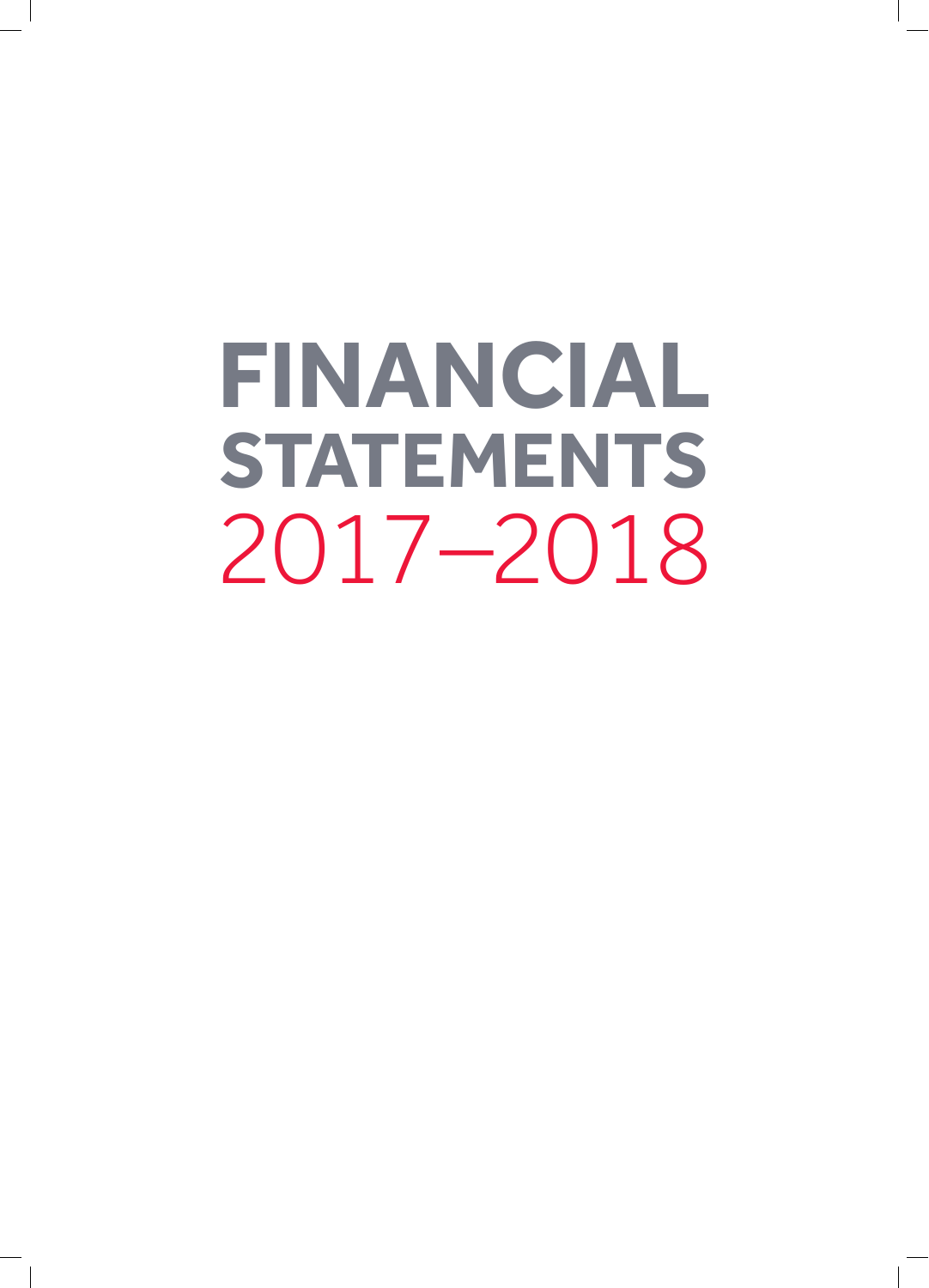# FINANCIAL STATEMENTS 2017–2018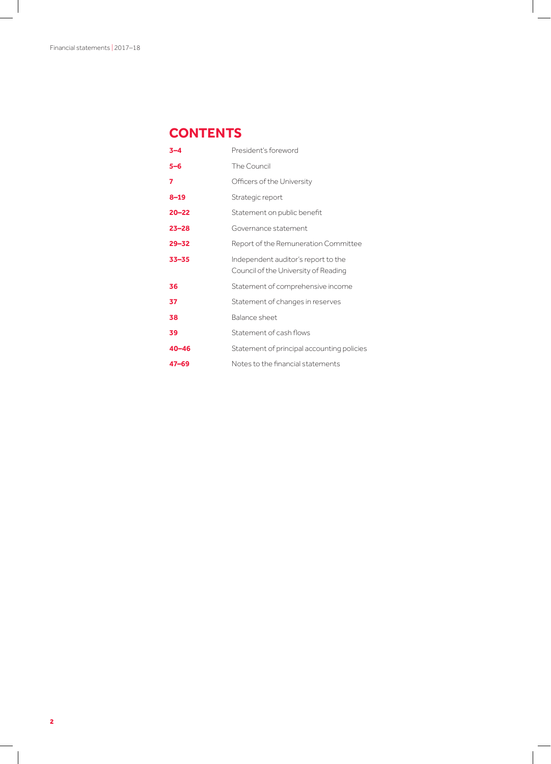# CONTENTS

| | |
|---|---|
| **3–4** | President's foreword |
| **5–6** | The Council |
| **7** | Officers of the University |
| **8–19** | Strategic report |
| **20–22** | Statement on public benefit |
| **23–28** | Governance statement |
| **29–32** | Report of the Remuneration Committee |
| **33–35** | Independent auditor's report to the Council of the University of Reading |
| **36** | Statement of comprehensive income |
| **37** | Statement of changes in reserves |
| **38** | Balance sheet |
| **39** | Statement of cash flows |
| **40–46** | Statement of principal accounting policies |
| **47–69** | Notes to the financial statements |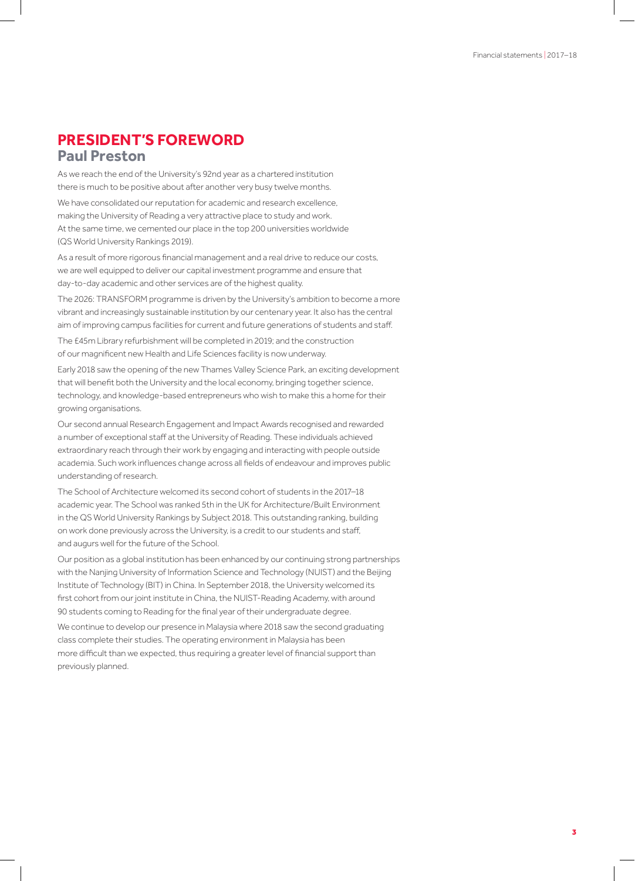# PRESIDENT'S FOREWORD

## Paul Preston

As we reach the end of the University's 92nd year as a chartered institution there is much to be positive about after another very busy twelve months.

We have consolidated our reputation for academic and research excellence, making the University of Reading a very attractive place to study and work. At the same time, we cemented our place in the top 200 universities worldwide (QS World University Rankings 2019).

As a result of more rigorous financial management and a real drive to reduce our costs, we are well equipped to deliver our capital investment programme and ensure that day-to-day academic and other services are of the highest quality.

The 2026: TRANSFORM programme is driven by the University's ambition to become a more vibrant and increasingly sustainable institution by our centenary year. It also has the central aim of improving campus facilities for current and future generations of students and staff.

The £45m Library refurbishment will be completed in 2019; and the construction of our magnificent new Health and Life Sciences facility is now underway.

Early 2018 saw the opening of the new Thames Valley Science Park, an exciting development that will benefit both the University and the local economy, bringing together science, technology, and knowledge-based entrepreneurs who wish to make this a home for their growing organisations.

Our second annual Research Engagement and Impact Awards recognised and rewarded a number of exceptional staff at the University of Reading. These individuals achieved extraordinary reach through their work by engaging and interacting with people outside academia. Such work influences change across all fields of endeavour and improves public understanding of research.

The School of Architecture welcomed its second cohort of students in the 2017–18 academic year. The School was ranked 5th in the UK for Architecture/Built Environment in the QS World University Rankings by Subject 2018. This outstanding ranking, building on work done previously across the University, is a credit to our students and staff, and augurs well for the future of the School.

Our position as a global institution has been enhanced by our continuing strong partnerships with the Nanjing University of Information Science and Technology (NUIST) and the Beijing Institute of Technology (BIT) in China. In September 2018, the University welcomed its first cohort from our joint institute in China, the NUIST-Reading Academy, with around 90 students coming to Reading for the final year of their undergraduate degree.

We continue to develop our presence in Malaysia where 2018 saw the second graduating class complete their studies. The operating environment in Malaysia has been more difficult than we expected, thus requiring a greater level of financial support than previously planned.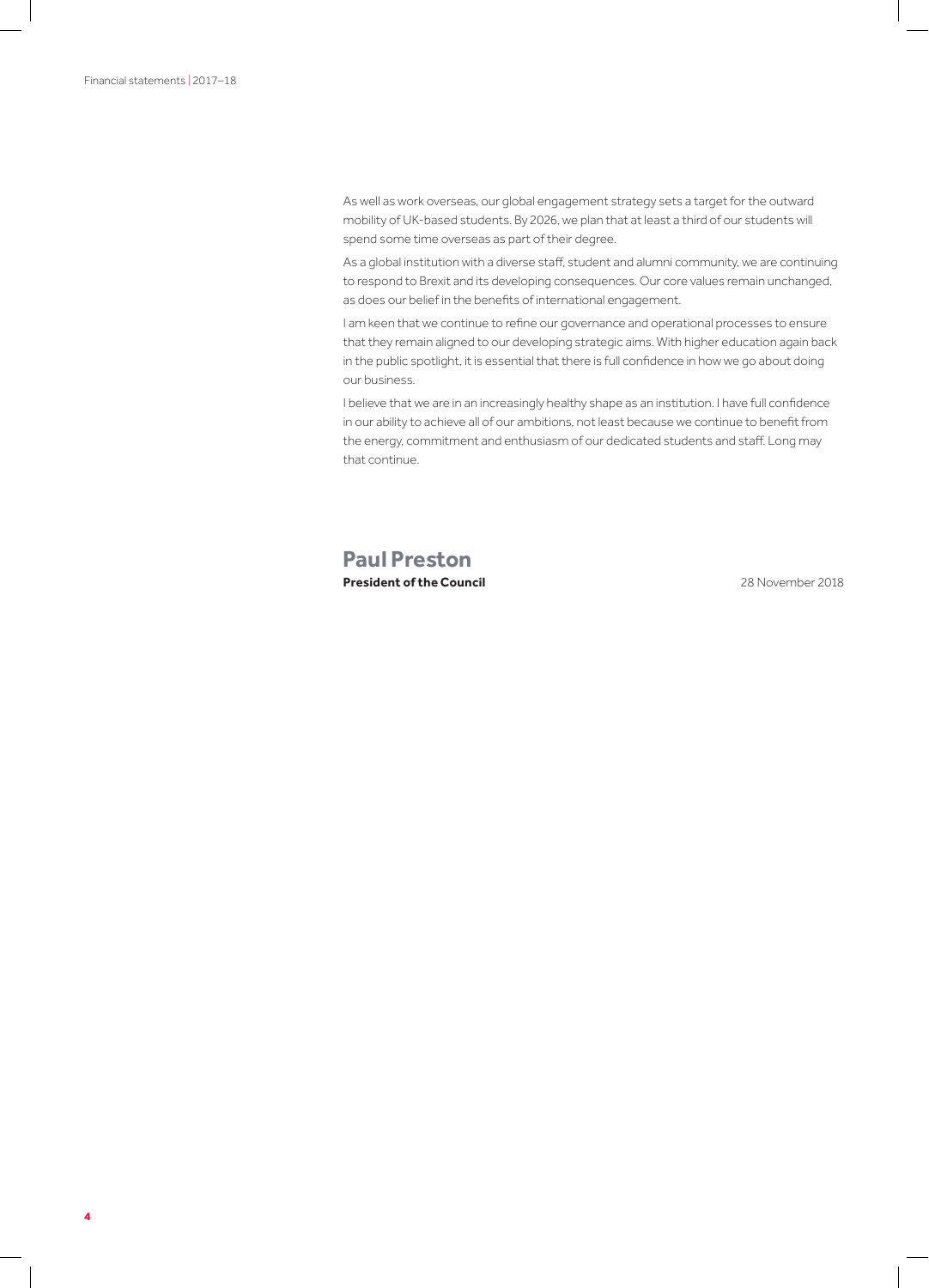As well as work overseas, our global engagement strategy sets a target for the outward mobility of UK-based students. By 2026, we plan that at least a third of our students will spend some time overseas as part of their degree.

As a global institution with a diverse staff, student and alumni community, we are continuing to respond to Brexit and its developing consequences. Our core values remain unchanged, as does our belief in the benefits of international engagement.

I am keen that we continue to refine our governance and operational processes to ensure that they remain aligned to our developing strategic aims. With higher education again back in the public spotlight, it is essential that there is full confidence in how we go about doing our business.

I believe that we are in an increasingly healthy shape as an institution. I have full confidence in our ability to achieve all of our ambitions, not least because we continue to benefit from the energy, commitment and enthusiasm of our dedicated students and staff. Long may that continue.

**Paul Preston**
**President of the Council**

28 November 2018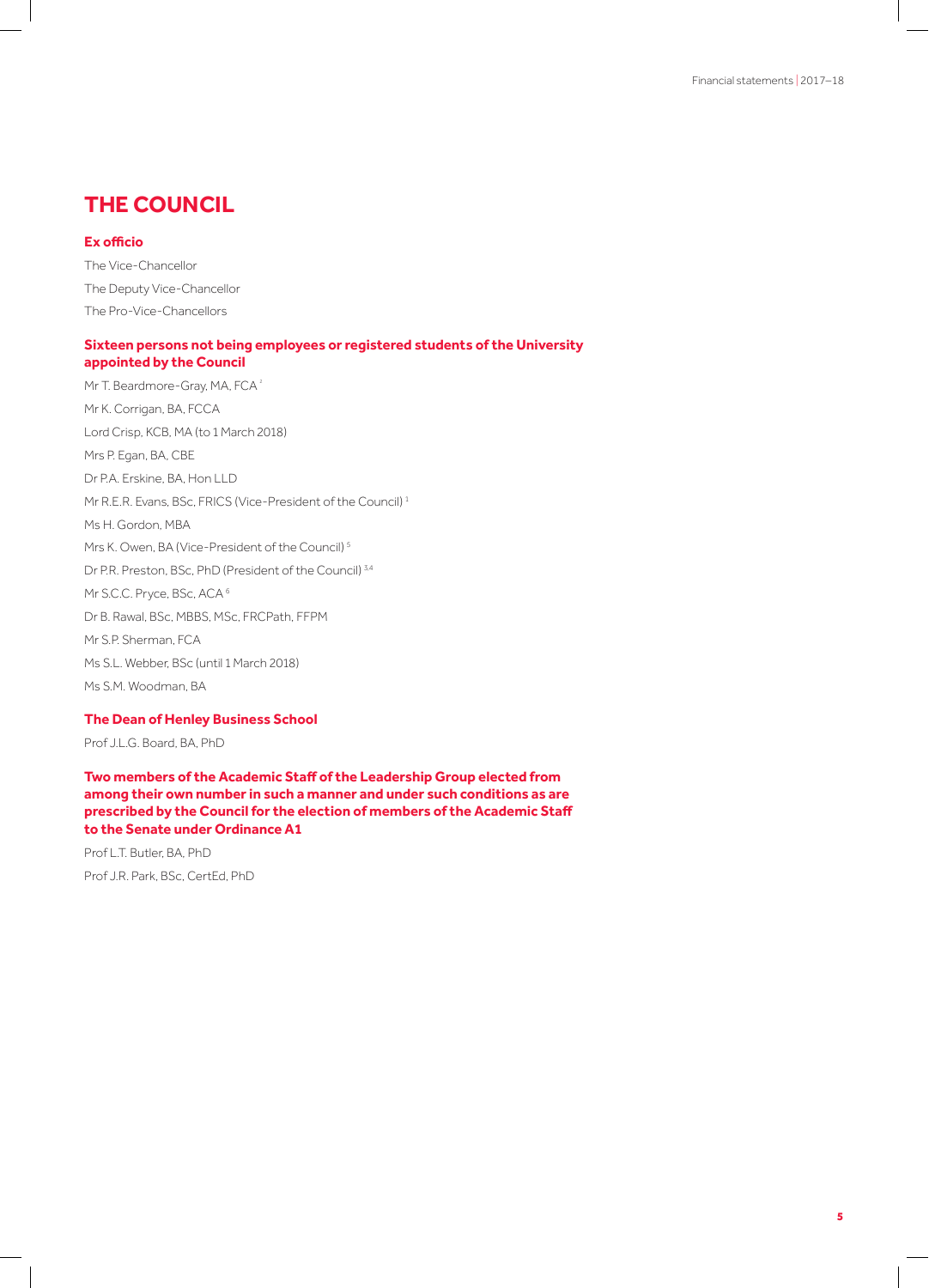# THE COUNCIL

### Ex officio

The Vice-Chancellor

The Deputy Vice-Chancellor

The Pro-Vice-Chancellors

### Sixteen persons not being employees or registered students of the University appointed by the Council

Mr T. Beardmore-Gray, MA, FCA [2]

Mr K. Corrigan, BA, FCCA

Lord Crisp, KCB, MA (to 1 March 2018)

Mrs P. Egan, BA, CBE

Dr P.A. Erskine, BA, Hon LLD

Mr R.E.R. Evans, BSc, FRICS (Vice-President of the Council) [1]

Ms H. Gordon, MBA

Mrs K. Owen, BA (Vice-President of the Council) [5]

Dr P.R. Preston, BSc, PhD (President of the Council) [3,4]

Mr S.C.C. Pryce, BSc, ACA [6]

Dr B. Rawal, BSc, MBBS, MSc, FRCPath, FFPM

Mr S.P. Sherman, FCA

Ms S.L. Webber, BSc (until 1 March 2018)

Ms S.M. Woodman, BA

### The Dean of Henley Business School

Prof J.L.G. Board, BA, PhD

### Two members of the Academic Staff of the Leadership Group elected from among their own number in such a manner and under such conditions as are prescribed by the Council for the election of members of the Academic Staff to the Senate under Ordinance A1

Prof L.T. Butler, BA, PhD

Prof J.R. Park, BSc, CertEd, PhD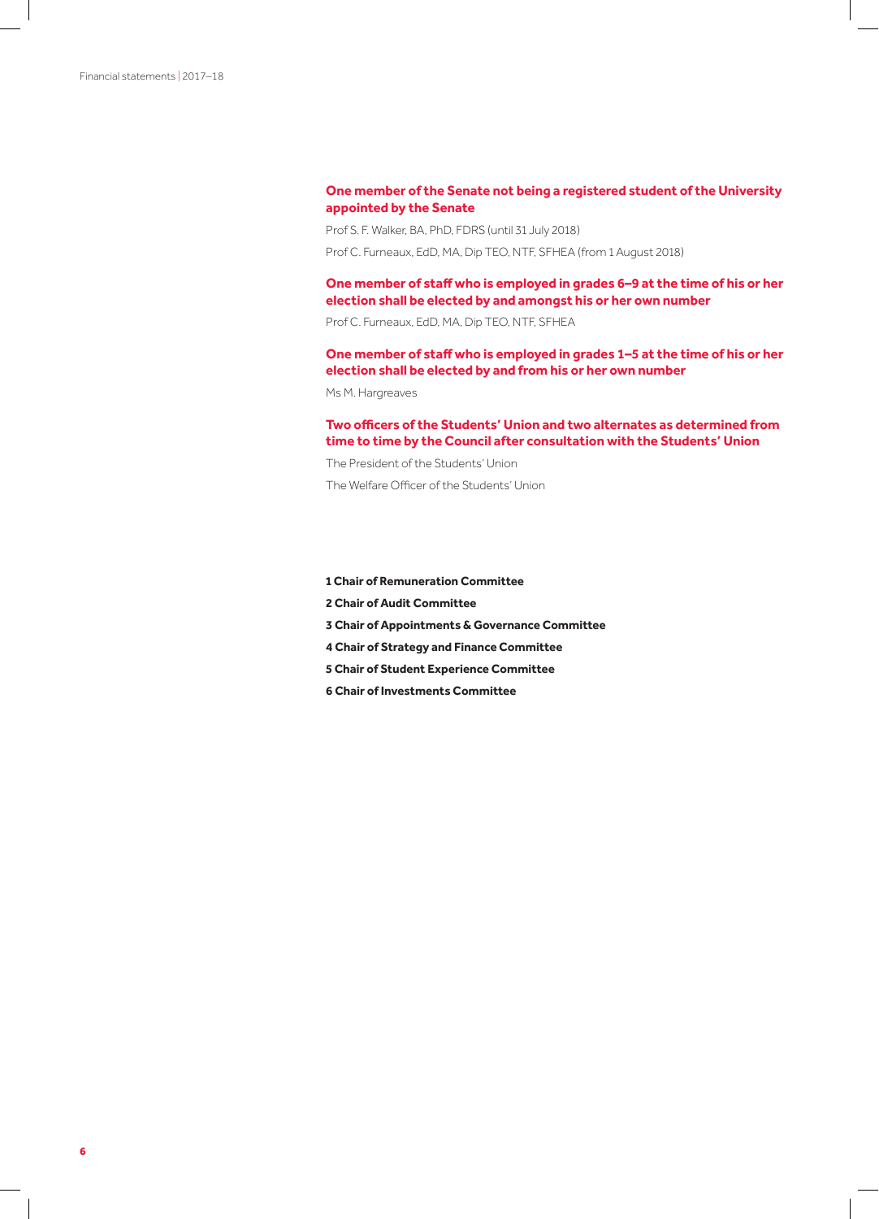### One member of the Senate not being a registered student of the University appointed by the Senate

Prof S. F. Walker, BA, PhD, FDRS (until 31 July 2018)

Prof C. Furneaux, EdD, MA, Dip TEO, NTF, SFHEA (from 1 August 2018)

### One member of staff who is employed in grades 6–9 at the time of his or her election shall be elected by and amongst his or her own number

Prof C. Furneaux, EdD, MA, Dip TEO, NTF, SFHEA

### One member of staff who is employed in grades 1–5 at the time of his or her election shall be elected by and from his or her own number

Ms M. Hargreaves

### Two officers of the Students' Union and two alternates as determined from time to time by the Council after consultation with the Students' Union

The President of the Students' Union

The Welfare Officer of the Students' Union

**1 Chair of Remuneration Committee**

**2 Chair of Audit Committee**

**3 Chair of Appointments & Governance Committee**

**4 Chair of Strategy and Finance Committee**

**5 Chair of Student Experience Committee**

**6 Chair of Investments Committee**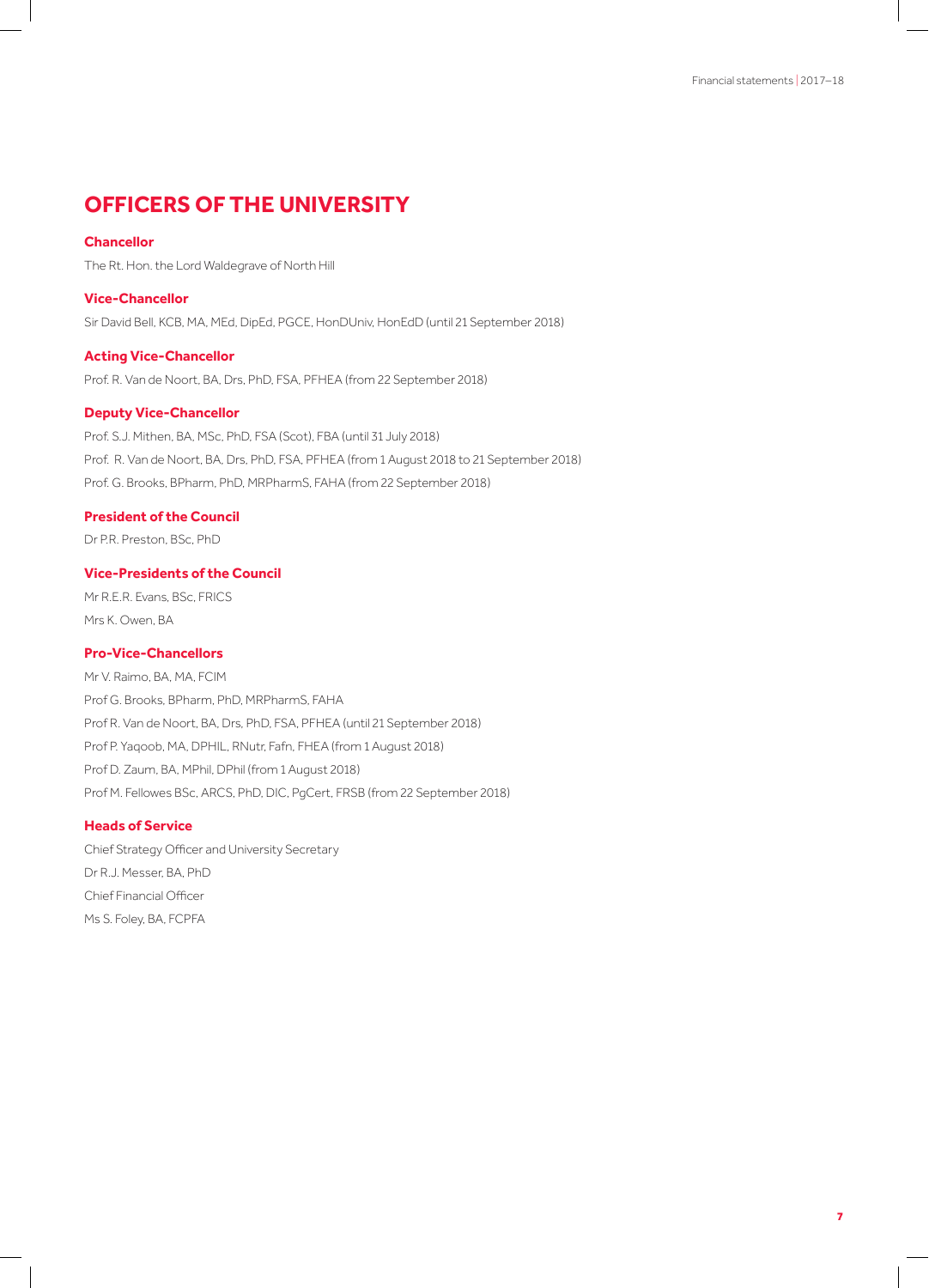# OFFICERS OF THE UNIVERSITY

### Chancellor

The Rt. Hon. the Lord Waldegrave of North Hill

### Vice-Chancellor

Sir David Bell, KCB, MA, MEd, DipEd, PGCE, HonDUniv, HonEdD (until 21 September 2018)

### Acting Vice-Chancellor

Prof. R. Van de Noort, BA, Drs, PhD, FSA, PFHEA (from 22 September 2018)

### Deputy Vice-Chancellor

Prof. S.J. Mithen, BA, MSc, PhD, FSA (Scot), FBA (until 31 July 2018)

Prof. R. Van de Noort, BA, Drs, PhD, FSA, PFHEA (from 1 August 2018 to 21 September 2018)

Prof. G. Brooks, BPharm, PhD, MRPharmS, FAHA (from 22 September 2018)

### President of the Council

Dr P.R. Preston, BSc, PhD

### Vice-Presidents of the Council

Mr R.E.R. Evans, BSc, FRICS

Mrs K. Owen, BA

### Pro-Vice-Chancellors

Mr V. Raimo, BA, MA, FCIM

Prof G. Brooks, BPharm, PhD, MRPharmS, FAHA

Prof R. Van de Noort, BA, Drs, PhD, FSA, PFHEA (until 21 September 2018)

Prof P. Yaqoob, MA, DPHIL, RNutr, Fafn, FHEA (from 1 August 2018)

Prof D. Zaum, BA, MPhil, DPhil (from 1 August 2018)

Prof M. Fellowes BSc, ARCS, PhD, DIC, PgCert, FRSB (from 22 September 2018)

### Heads of Service

Chief Strategy Officer and University Secretary

Dr R.J. Messer, BA, PhD

Chief Financial Officer

Ms S. Foley, BA, FCPFA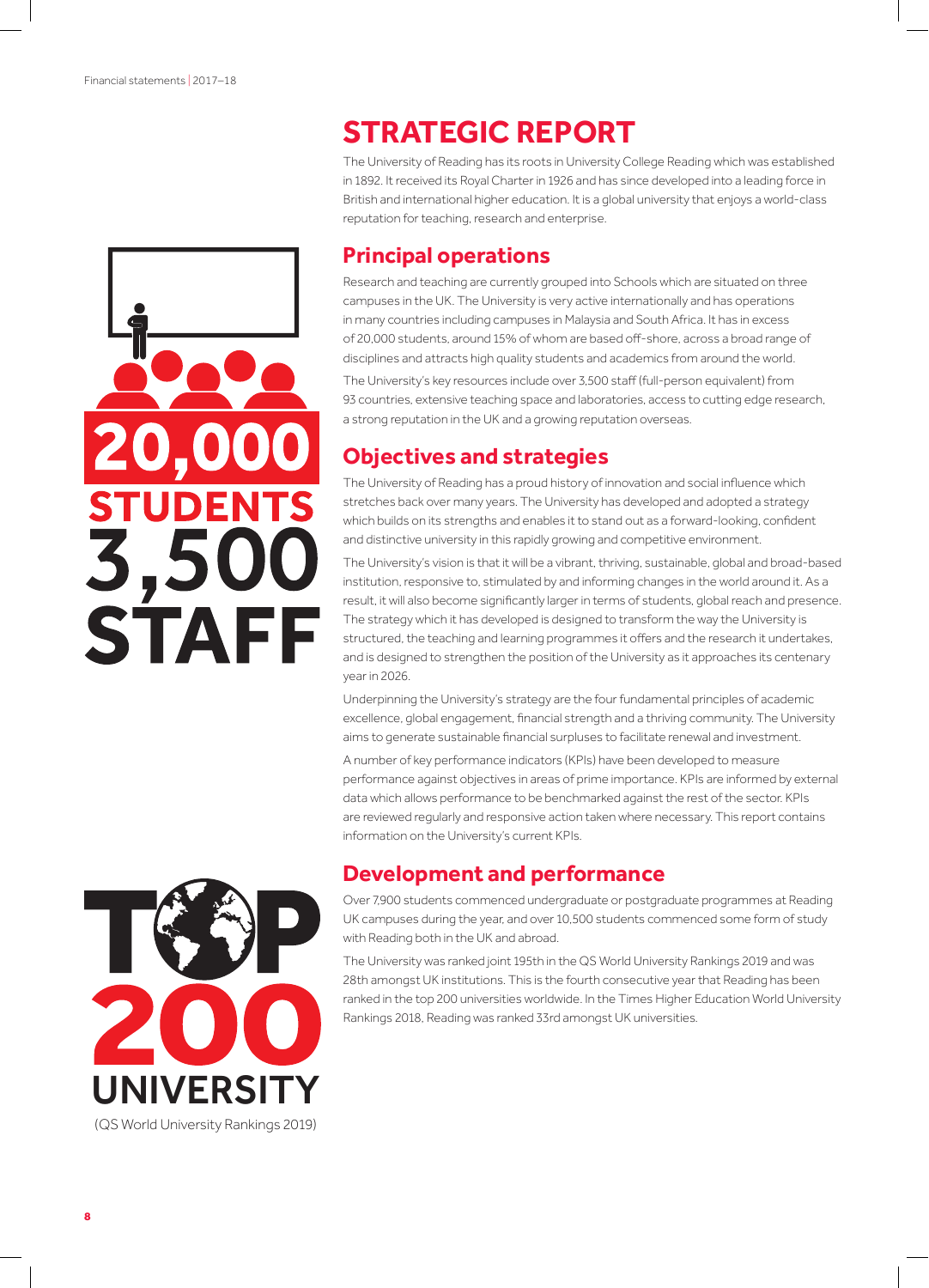# STRATEGIC REPORT

The University of Reading has its roots in University College Reading which was established in 1892. It received its Royal Charter in 1926 and has since developed into a leading force in British and international higher education. It is a global university that enjoys a world-class reputation for teaching, research and enterprise.

20,000 STUDENTS

3,500 STAFF

## Principal operations

Research and teaching are currently grouped into Schools which are situated on three campuses in the UK. The University is very active internationally and has operations in many countries including campuses in Malaysia and South Africa. It has in excess of 20,000 students, around 15% of whom are based off-shore, across a broad range of disciplines and attracts high quality students and academics from around the world.

The University's key resources include over 3,500 staff (full-person equivalent) from 93 countries, extensive teaching space and laboratories, access to cutting edge research, a strong reputation in the UK and a growing reputation overseas.

## Objectives and strategies

The University of Reading has a proud history of innovation and social influence which stretches back over many years. The University has developed and adopted a strategy which builds on its strengths and enables it to stand out as a forward-looking, confident and distinctive university in this rapidly growing and competitive environment.

The University's vision is that it will be a vibrant, thriving, sustainable, global and broad-based institution, responsive to, stimulated by and informing changes in the world around it. As a result, it will also become significantly larger in terms of students, global reach and presence. The strategy which it has developed is designed to transform the way the University is structured, the teaching and learning programmes it offers and the research it undertakes, and is designed to strengthen the position of the University as it approaches its centenary year in 2026.

Underpinning the University's strategy are the four fundamental principles of academic excellence, global engagement, financial strength and a thriving community. The University aims to generate sustainable financial surpluses to facilitate renewal and investment.

A number of key performance indicators (KPIs) have been developed to measure performance against objectives in areas of prime importance. KPIs are informed by external data which allows performance to be benchmarked against the rest of the sector. KPIs are reviewed regularly and responsive action taken where necessary. This report contains information on the University's current KPIs.

## Development and performance

Over 7,900 students commenced undergraduate or postgraduate programmes at Reading UK campuses during the year, and over 10,500 students commenced some form of study with Reading both in the UK and abroad.

The University was ranked joint 195th in the QS World University Rankings 2019 and was 28th amongst UK institutions. This is the fourth consecutive year that Reading has been ranked in the top 200 universities worldwide. In the Times Higher Education World University Rankings 2018, Reading was ranked 33rd amongst UK universities.

TOP 200 UNIVERSITY

(QS World University Rankings 2019)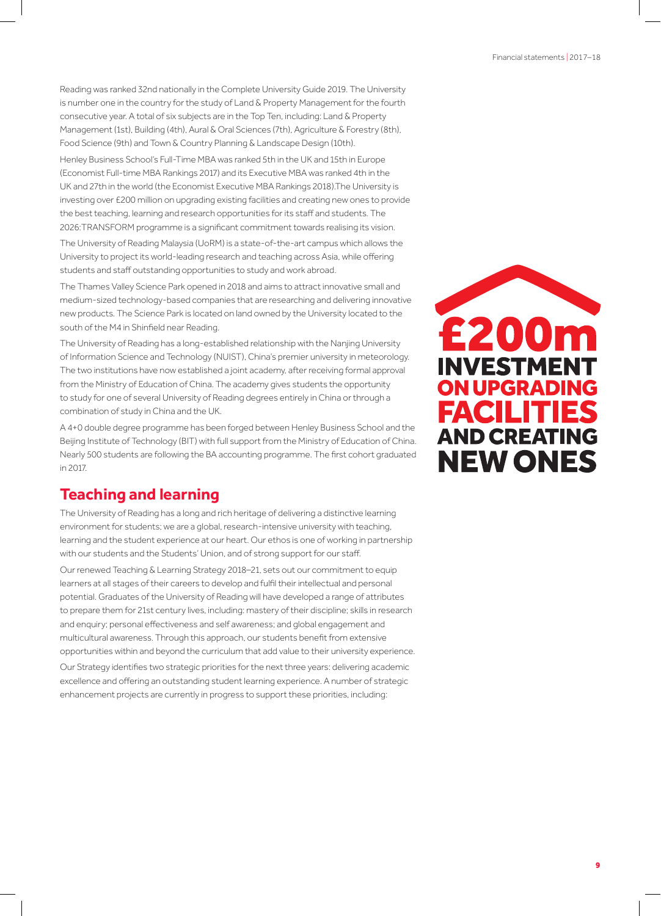Reading was ranked 32nd nationally in the Complete University Guide 2019. The University is number one in the country for the study of Land & Property Management for the fourth consecutive year. A total of six subjects are in the Top Ten, including: Land & Property Management (1st), Building (4th), Aural & Oral Sciences (7th), Agriculture & Forestry (8th), Food Science (9th) and Town & Country Planning & Landscape Design (10th).

Henley Business School's Full-Time MBA was ranked 5th in the UK and 15th in Europe (Economist Full-time MBA Rankings 2017) and its Executive MBA was ranked 4th in the UK and 27th in the world (the Economist Executive MBA Rankings 2018).The University is investing over £200 million on upgrading existing facilities and creating new ones to provide the best teaching, learning and research opportunities for its staff and students. The 2026:TRANSFORM programme is a significant commitment towards realising its vision.

The University of Reading Malaysia (UoRM) is a state-of-the-art campus which allows the University to project its world-leading research and teaching across Asia, while offering students and staff outstanding opportunities to study and work abroad.

The Thames Valley Science Park opened in 2018 and aims to attract innovative small and medium-sized technology-based companies that are researching and delivering innovative new products. The Science Park is located on land owned by the University located to the south of the M4 in Shinfield near Reading.

The University of Reading has a long-established relationship with the Nanjing University of Information Science and Technology (NUIST), China's premier university in meteorology. The two institutions have now established a joint academy, after receiving formal approval from the Ministry of Education of China. The academy gives students the opportunity to study for one of several University of Reading degrees entirely in China or through a combination of study in China and the UK.

A 4+0 double degree programme has been forged between Henley Business School and the Beijing Institute of Technology (BIT) with full support from the Ministry of Education of China. Nearly 500 students are following the BA accounting programme. The first cohort graduated in 2017.

**£200m INVESTMENT ON UPGRADING FACILITIES AND CREATING NEW ONES**

## Teaching and learning

The University of Reading has a long and rich heritage of delivering a distinctive learning environment for students; we are a global, research-intensive university with teaching, learning and the student experience at our heart. Our ethos is one of working in partnership with our students and the Students' Union, and of strong support for our staff.

Our renewed Teaching & Learning Strategy 2018–21, sets out our commitment to equip learners at all stages of their careers to develop and fulfil their intellectual and personal potential. Graduates of the University of Reading will have developed a range of attributes to prepare them for 21st century lives, including: mastery of their discipline; skills in research and enquiry; personal effectiveness and self awareness; and global engagement and multicultural awareness. Through this approach, our students benefit from extensive opportunities within and beyond the curriculum that add value to their university experience.

Our Strategy identifies two strategic priorities for the next three years: delivering academic excellence and offering an outstanding student learning experience. A number of strategic enhancement projects are currently in progress to support these priorities, including: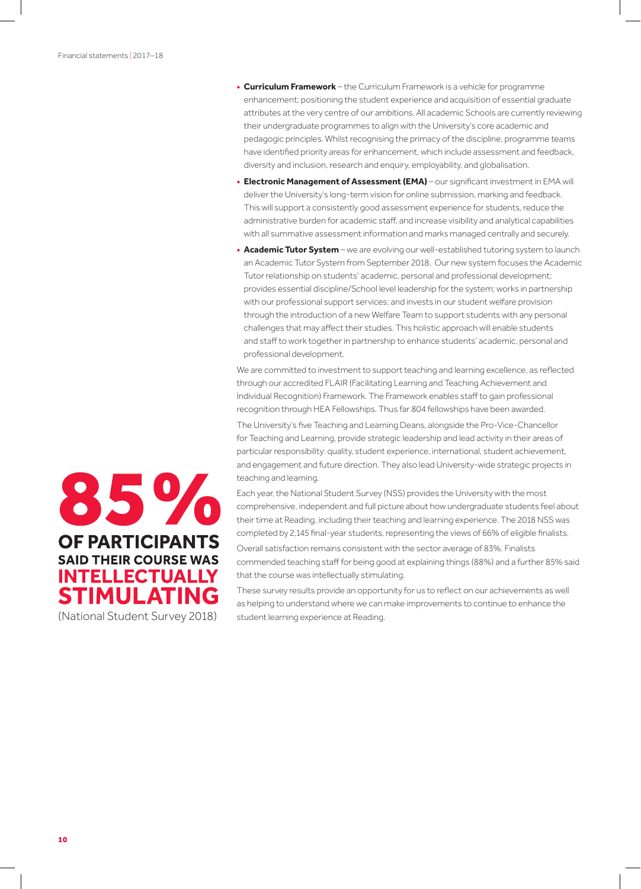- **Curriculum Framework** – the Curriculum Framework is a vehicle for programme enhancement; positioning the student experience and acquisition of essential graduate attributes at the very centre of our ambitions. All academic Schools are currently reviewing their undergraduate programmes to align with the University's core academic and pedagogic principles. Whilst recognising the primacy of the discipline, programme teams have identified priority areas for enhancement, which include assessment and feedback, diversity and inclusion, research and enquiry, employability, and globalisation.
- **Electronic Management of Assessment (EMA)** – our significant investment in EMA will deliver the University's long-term vision for online submission, marking and feedback. This will support a consistently good assessment experience for students, reduce the administrative burden for academic staff, and increase visibility and analytical capabilities with all summative assessment information and marks managed centrally and securely.
- **Academic Tutor System** – we are evolving our well-established tutoring system to launch an Academic Tutor System from September 2018. Our new system focuses the Academic Tutor relationship on students' academic, personal and professional development; provides essential discipline/School level leadership for the system; works in partnership with our professional support services; and invests in our student welfare provision through the introduction of a new Welfare Team to support students with any personal challenges that may affect their studies. This holistic approach will enable students and staff to work together in partnership to enhance students' academic, personal and professional development.

We are committed to investment to support teaching and learning excellence, as reflected through our accredited FLAIR (Facilitating Learning and Teaching Achievement and Individual Recognition) Framework. The Framework enables staff to gain professional recognition through HEA Fellowships. Thus far 804 fellowships have been awarded.

The University's five Teaching and Learning Deans, alongside the Pro-Vice-Chancellor for Teaching and Learning, provide strategic leadership and lead activity in their areas of particular responsibility: quality, student experience, international, student achievement, and engagement and future direction. They also lead University-wide strategic projects in teaching and learning.

**85%**
**OF PARTICIPANTS SAID THEIR COURSE WAS INTELLECTUALLY STIMULATING**
(National Student Survey 2018)

Each year, the National Student Survey (NSS) provides the University with the most comprehensive, independent and full picture about how undergraduate students feel about their time at Reading, including their teaching and learning experience. The 2018 NSS was completed by 2,145 final-year students, representing the views of 66% of eligible finalists.

Overall satisfaction remains consistent with the sector average of 83%. Finalists commended teaching staff for being good at explaining things (88%) and a further 85% said that the course was intellectually stimulating.

These survey results provide an opportunity for us to reflect on our achievements as well as helping to understand where we can make improvements to continue to enhance the student learning experience at Reading.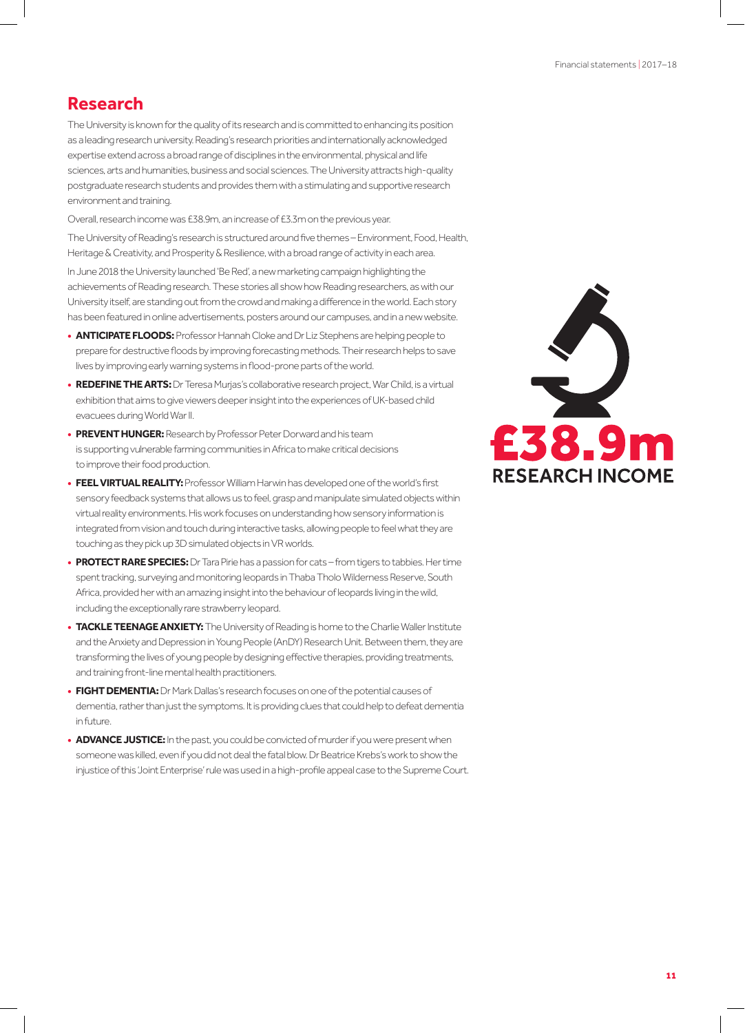## Research

The University is known for the quality of its research and is committed to enhancing its position as a leading research university. Reading's research priorities and internationally acknowledged expertise extend across a broad range of disciplines in the environmental, physical and life sciences, arts and humanities, business and social sciences. The University attracts high-quality postgraduate research students and provides them with a stimulating and supportive research environment and training.

Overall, research income was £38.9m, an increase of £3.3m on the previous year.

The University of Reading's research is structured around five themes – Environment, Food, Health, Heritage & Creativity, and Prosperity & Resilience, with a broad range of activity in each area.

In June 2018 the University launched 'Be Red', a new marketing campaign highlighting the achievements of Reading research. These stories all show how Reading researchers, as with our University itself, are standing out from the crowd and making a difference in the world. Each story has been featured in online advertisements, posters around our campuses, and in a new website.

- **ANTICIPATE FLOODS:** Professor Hannah Cloke and Dr Liz Stephens are helping people to prepare for destructive floods by improving forecasting methods. Their research helps to save lives by improving early warning systems in flood-prone parts of the world.
- **REDEFINE THE ARTS:** Dr Teresa Murjas's collaborative research project, War Child, is a virtual exhibition that aims to give viewers deeper insight into the experiences of UK-based child evacuees during World War II.
- **PREVENT HUNGER:** Research by Professor Peter Dorward and his team is supporting vulnerable farming communities in Africa to make critical decisions to improve their food production.
- **FEEL VIRTUAL REALITY:** Professor William Harwin has developed one of the world's first sensory feedback systems that allows us to feel, grasp and manipulate simulated objects within virtual reality environments. His work focuses on understanding how sensory information is integrated from vision and touch during interactive tasks, allowing people to feel what they are touching as they pick up 3D simulated objects in VR worlds.
- **PROTECT RARE SPECIES:** Dr Tara Pirie has a passion for cats – from tigers to tabbies. Her time spent tracking, surveying and monitoring leopards in Thaba Tholo Wilderness Reserve, South Africa, provided her with an amazing insight into the behaviour of leopards living in the wild, including the exceptionally rare strawberry leopard.
- **TACKLE TEENAGE ANXIETY:** The University of Reading is home to the Charlie Waller Institute and the Anxiety and Depression in Young People (AnDY) Research Unit. Between them, they are transforming the lives of young people by designing effective therapies, providing treatments, and training front-line mental health practitioners.
- **FIGHT DEMENTIA:** Dr Mark Dallas's research focuses on one of the potential causes of dementia, rather than just the symptoms. It is providing clues that could help to defeat dementia in future.
- **ADVANCE JUSTICE:** In the past, you could be convicted of murder if you were present when someone was killed, even if you did not deal the fatal blow. Dr Beatrice Krebs's work to show the injustice of this 'Joint Enterprise' rule was used in a high-profile appeal case to the Supreme Court.

**£38.9m**
**RESEARCH INCOME**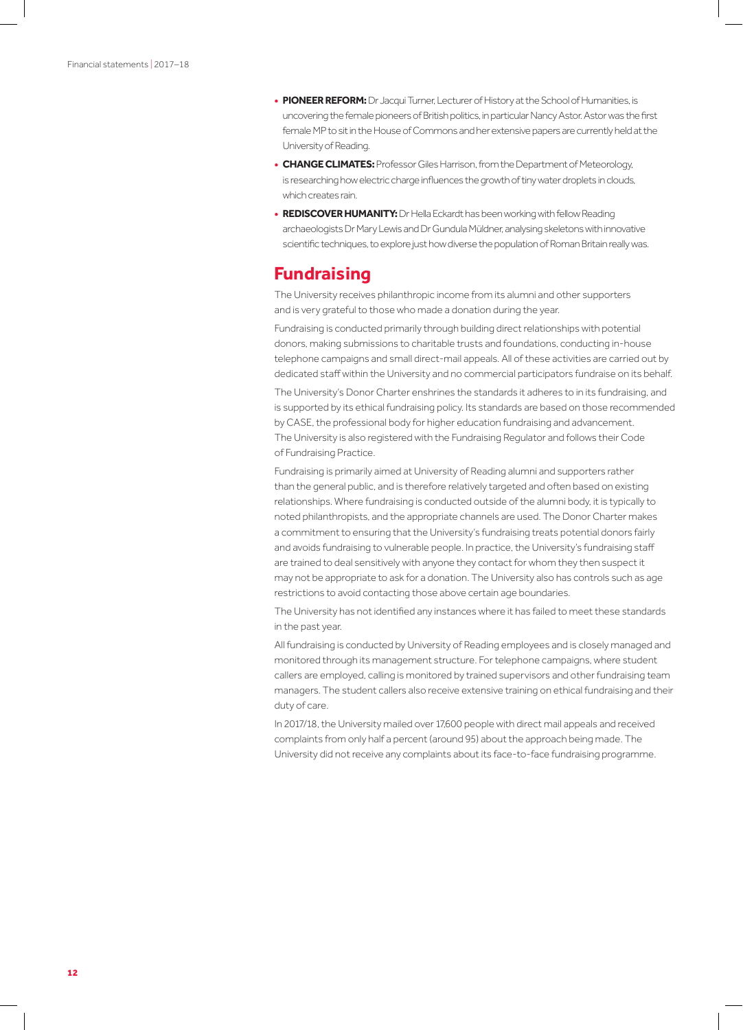- **PIONEER REFORM:** Dr Jacqui Turner, Lecturer of History at the School of Humanities, is uncovering the female pioneers of British politics, in particular Nancy Astor. Astor was the first female MP to sit in the House of Commons and her extensive papers are currently held at the University of Reading.
- **CHANGE CLIMATES:** Professor Giles Harrison, from the Department of Meteorology, is researching how electric charge influences the growth of tiny water droplets in clouds, which creates rain.
- **REDISCOVER HUMANITY:** Dr Hella Eckardt has been working with fellow Reading archaeologists Dr Mary Lewis and Dr Gundula Müldner, analysing skeletons with innovative scientific techniques, to explore just how diverse the population of Roman Britain really was.

## Fundraising

The University receives philanthropic income from its alumni and other supporters and is very grateful to those who made a donation during the year.

Fundraising is conducted primarily through building direct relationships with potential donors, making submissions to charitable trusts and foundations, conducting in-house telephone campaigns and small direct-mail appeals. All of these activities are carried out by dedicated staff within the University and no commercial participators fundraise on its behalf.

The University's Donor Charter enshrines the standards it adheres to in its fundraising, and is supported by its ethical fundraising policy. Its standards are based on those recommended by CASE, the professional body for higher education fundraising and advancement. The University is also registered with the Fundraising Regulator and follows their Code of Fundraising Practice.

Fundraising is primarily aimed at University of Reading alumni and supporters rather than the general public, and is therefore relatively targeted and often based on existing relationships. Where fundraising is conducted outside of the alumni body, it is typically to noted philanthropists, and the appropriate channels are used. The Donor Charter makes a commitment to ensuring that the University's fundraising treats potential donors fairly and avoids fundraising to vulnerable people. In practice, the University's fundraising staff are trained to deal sensitively with anyone they contact for whom they then suspect it may not be appropriate to ask for a donation. The University also has controls such as age restrictions to avoid contacting those above certain age boundaries.

The University has not identified any instances where it has failed to meet these standards in the past year.

All fundraising is conducted by University of Reading employees and is closely managed and monitored through its management structure. For telephone campaigns, where student callers are employed, calling is monitored by trained supervisors and other fundraising team managers. The student callers also receive extensive training on ethical fundraising and their duty of care.

In 2017/18, the University mailed over 17,600 people with direct mail appeals and received complaints from only half a percent (around 95) about the approach being made. The University did not receive any complaints about its face-to-face fundraising programme.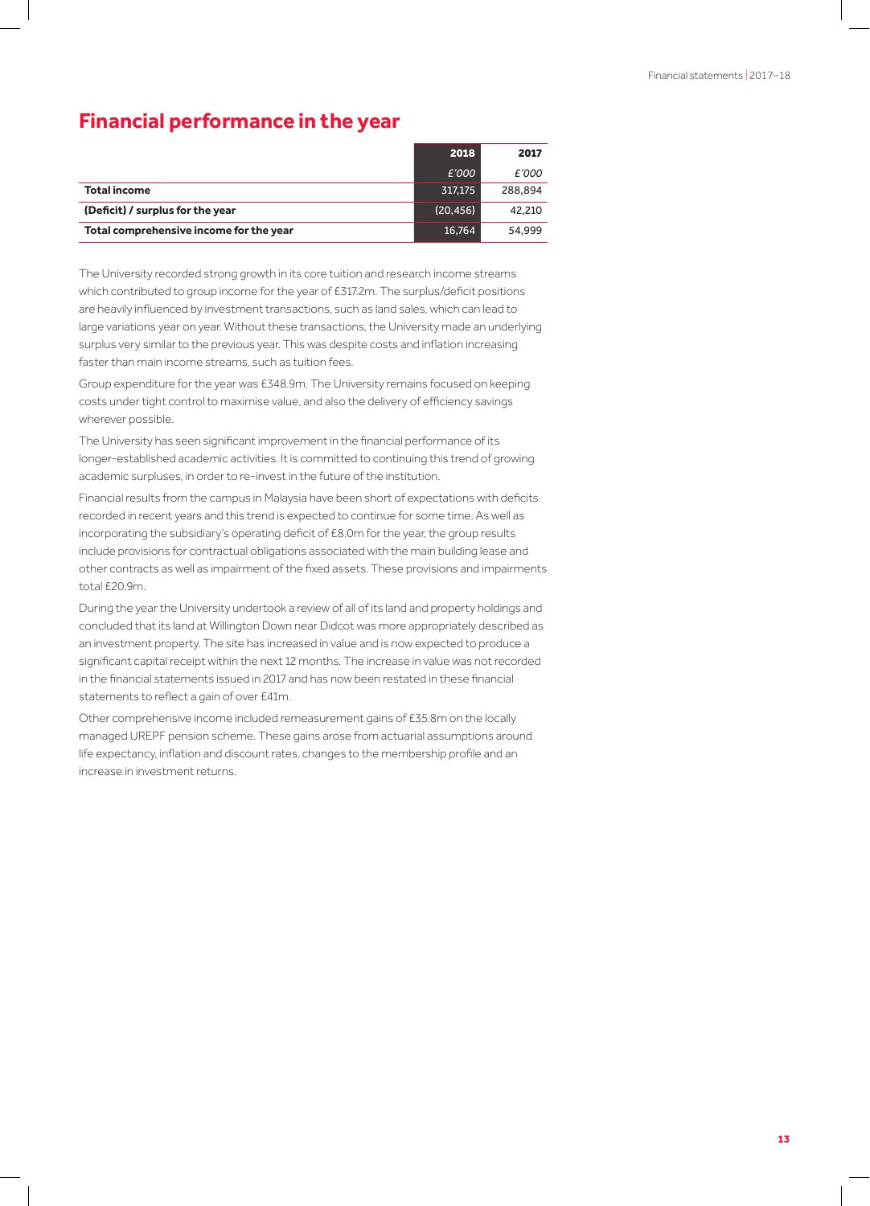## Financial performance in the year

| | 2018 | 2017 |
|---|---|---|
| | *£'000* | *£'000* |
| **Total income** | 317,175 | 288,894 |
| **(Deficit) / surplus for the year** | (20,456) | 42,210 |
| **Total comprehensive income for the year** | 16,764 | 54,999 |

The University recorded strong growth in its core tuition and research income streams which contributed to group income for the year of £317.2m. The surplus/deficit positions are heavily influenced by investment transactions, such as land sales, which can lead to large variations year on year. Without these transactions, the University made an underlying surplus very similar to the previous year. This was despite costs and inflation increasing faster than main income streams, such as tuition fees.

Group expenditure for the year was £348.9m. The University remains focused on keeping costs under tight control to maximise value, and also the delivery of efficiency savings wherever possible.

The University has seen significant improvement in the financial performance of its longer-established academic activities. It is committed to continuing this trend of growing academic surpluses, in order to re-invest in the future of the institution.

Financial results from the campus in Malaysia have been short of expectations with deficits recorded in recent years and this trend is expected to continue for some time. As well as incorporating the subsidiary's operating deficit of £8.0m for the year, the group results include provisions for contractual obligations associated with the main building lease and other contracts as well as impairment of the fixed assets. These provisions and impairments total £20.9m.

During the year the University undertook a review of all of its land and property holdings and concluded that its land at Willington Down near Didcot was more appropriately described as an investment property. The site has increased in value and is now expected to produce a significant capital receipt within the next 12 months. The increase in value was not recorded in the financial statements issued in 2017 and has now been restated in these financial statements to reflect a gain of over £41m.

Other comprehensive income included remeasurement gains of £35.8m on the locally managed UREPF pension scheme. These gains arose from actuarial assumptions around life expectancy, inflation and discount rates, changes to the membership profile and an increase in investment returns.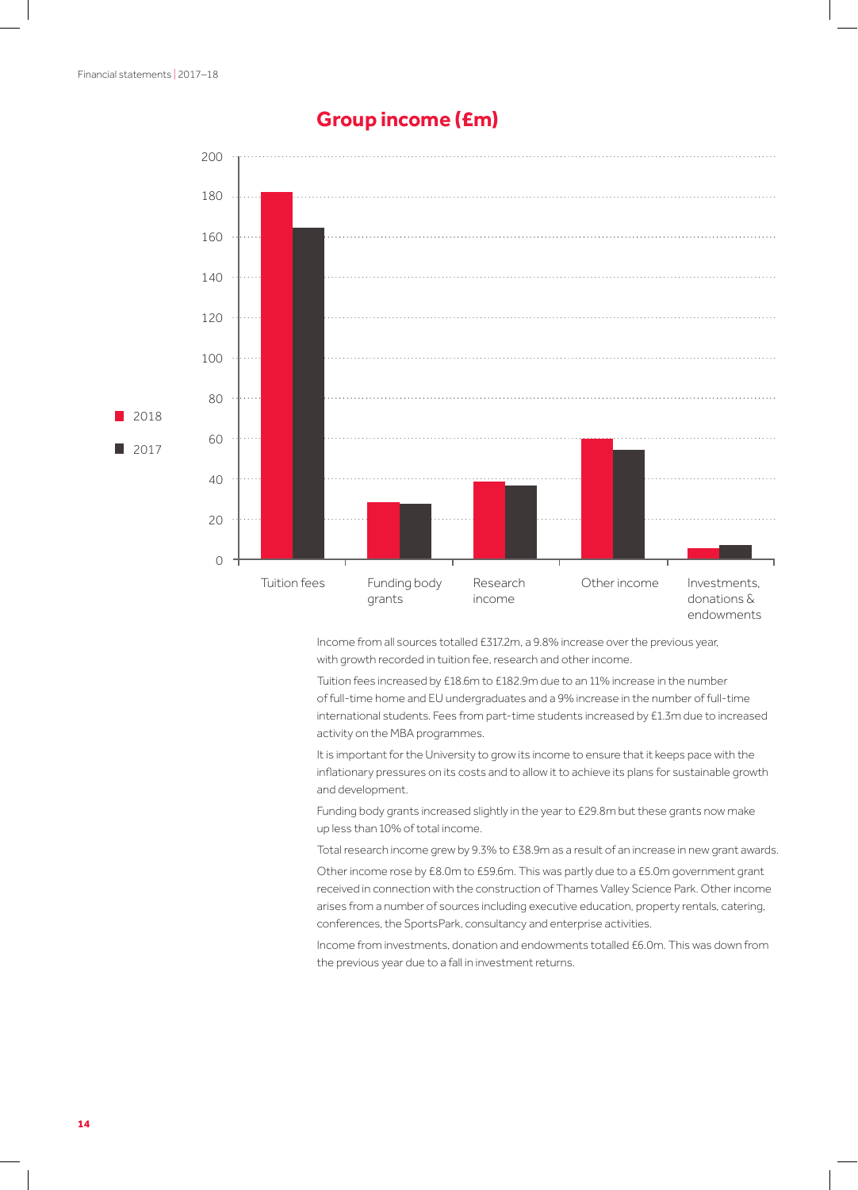## Group income (£m)

Income from all sources totalled £317.2m, a 9.8% increase over the previous year, with growth recorded in tuition fee, research and other income.

Tuition fees increased by £18.6m to £182.9m due to an 11% increase in the number of full-time home and EU undergraduates and a 9% increase in the number of full-time international students. Fees from part-time students increased by £1.3m due to increased activity on the MBA programmes.

It is important for the University to grow its income to ensure that it keeps pace with the inflationary pressures on its costs and to allow it to achieve its plans for sustainable growth and development.

Funding body grants increased slightly in the year to £29.8m but these grants now make up less than 10% of total income.

Total research income grew by 9.3% to £38.9m as a result of an increase in new grant awards.

Other income rose by £8.0m to £59.6m. This was partly due to a £5.0m government grant received in connection with the construction of Thames Valley Science Park. Other income arises from a number of sources including executive education, property rentals, catering, conferences, the SportsPark, consultancy and enterprise activities.

Income from investments, donation and endowments totalled £6.0m. This was down from the previous year due to a fall in investment returns.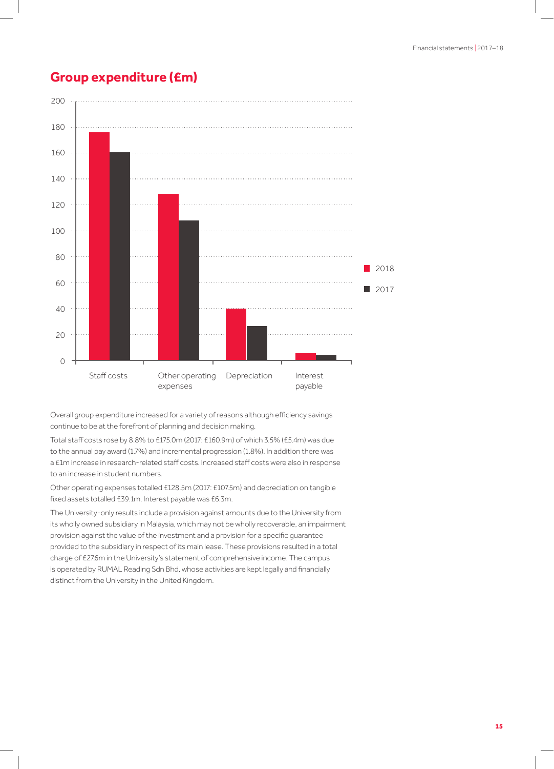## Group expenditure (£m)

Overall group expenditure increased for a variety of reasons although efficiency savings continue to be at the forefront of planning and decision making.

Total staff costs rose by 8.8% to £175.0m (2017: £160.9m) of which 3.5% (£5.4m) was due to the annual pay award (1.7%) and incremental progression (1.8%). In addition there was a £1m increase in research-related staff costs. Increased staff costs were also in response to an increase in student numbers.

Other operating expenses totalled £128.5m (2017: £107.5m) and depreciation on tangible fixed assets totalled £39.1m. Interest payable was £6.3m.

The University-only results include a provision against amounts due to the University from its wholly owned subsidiary in Malaysia, which may not be wholly recoverable, an impairment provision against the value of the investment and a provision for a specific guarantee provided to the subsidiary in respect of its main lease. These provisions resulted in a total charge of £27.6m in the University's statement of comprehensive income. The campus is operated by RUMAL Reading Sdn Bhd, whose activities are kept legally and financially distinct from the University in the United Kingdom.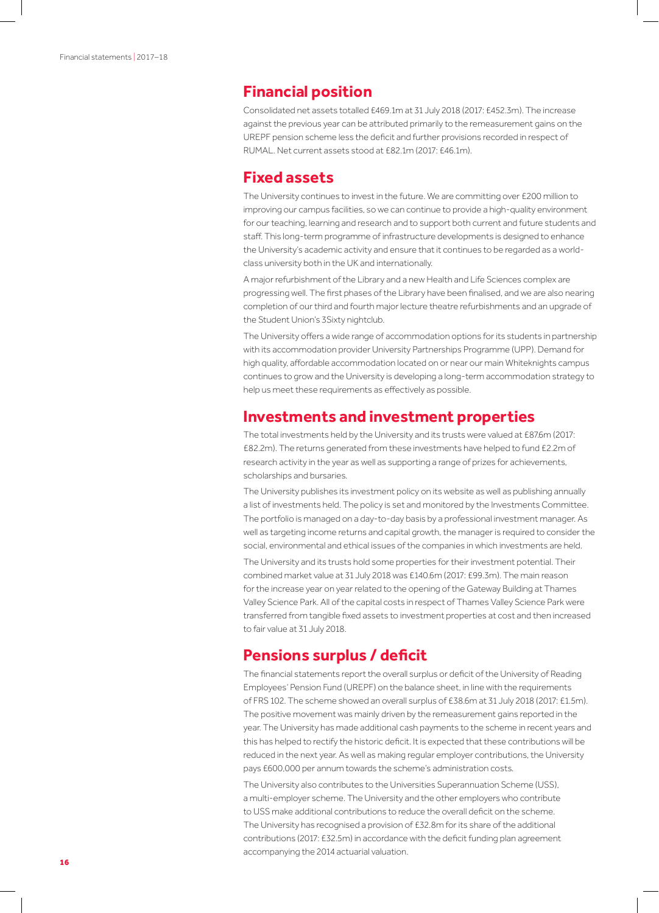## Financial position

Consolidated net assets totalled £469.1m at 31 July 2018 (2017: £452.3m). The increase against the previous year can be attributed primarily to the remeasurement gains on the UREPF pension scheme less the deficit and further provisions recorded in respect of RUMAL. Net current assets stood at £82.1m (2017: £46.1m).

## Fixed assets

The University continues to invest in the future. We are committing over £200 million to improving our campus facilities, so we can continue to provide a high-quality environment for our teaching, learning and research and to support both current and future students and staff. This long-term programme of infrastructure developments is designed to enhance the University's academic activity and ensure that it continues to be regarded as a world-class university both in the UK and internationally.

A major refurbishment of the Library and a new Health and Life Sciences complex are progressing well. The first phases of the Library have been finalised, and we are also nearing completion of our third and fourth major lecture theatre refurbishments and an upgrade of the Student Union's 3Sixty nightclub.

The University offers a wide range of accommodation options for its students in partnership with its accommodation provider University Partnerships Programme (UPP). Demand for high quality, affordable accommodation located on or near our main Whiteknights campus continues to grow and the University is developing a long-term accommodation strategy to help us meet these requirements as effectively as possible.

## Investments and investment properties

The total investments held by the University and its trusts were valued at £87.6m (2017: £82.2m). The returns generated from these investments have helped to fund £2.2m of research activity in the year as well as supporting a range of prizes for achievements, scholarships and bursaries.

The University publishes its investment policy on its website as well as publishing annually a list of investments held. The policy is set and monitored by the Investments Committee. The portfolio is managed on a day-to-day basis by a professional investment manager. As well as targeting income returns and capital growth, the manager is required to consider the social, environmental and ethical issues of the companies in which investments are held.

The University and its trusts hold some properties for their investment potential. Their combined market value at 31 July 2018 was £140.6m (2017: £99.3m). The main reason for the increase year on year related to the opening of the Gateway Building at Thames Valley Science Park. All of the capital costs in respect of Thames Valley Science Park were transferred from tangible fixed assets to investment properties at cost and then increased to fair value at 31 July 2018.

## Pensions surplus / deficit

The financial statements report the overall surplus or deficit of the University of Reading Employees' Pension Fund (UREPF) on the balance sheet, in line with the requirements of FRS 102. The scheme showed an overall surplus of £38.6m at 31 July 2018 (2017: £1.5m). The positive movement was mainly driven by the remeasurement gains reported in the year. The University has made additional cash payments to the scheme in recent years and this has helped to rectify the historic deficit. It is expected that these contributions will be reduced in the next year. As well as making regular employer contributions, the University pays £600,000 per annum towards the scheme's administration costs.

The University also contributes to the Universities Superannuation Scheme (USS), a multi-employer scheme. The University and the other employers who contribute to USS make additional contributions to reduce the overall deficit on the scheme. The University has recognised a provision of £32.8m for its share of the additional contributions (2017: £32.5m) in accordance with the deficit funding plan agreement accompanying the 2014 actuarial valuation.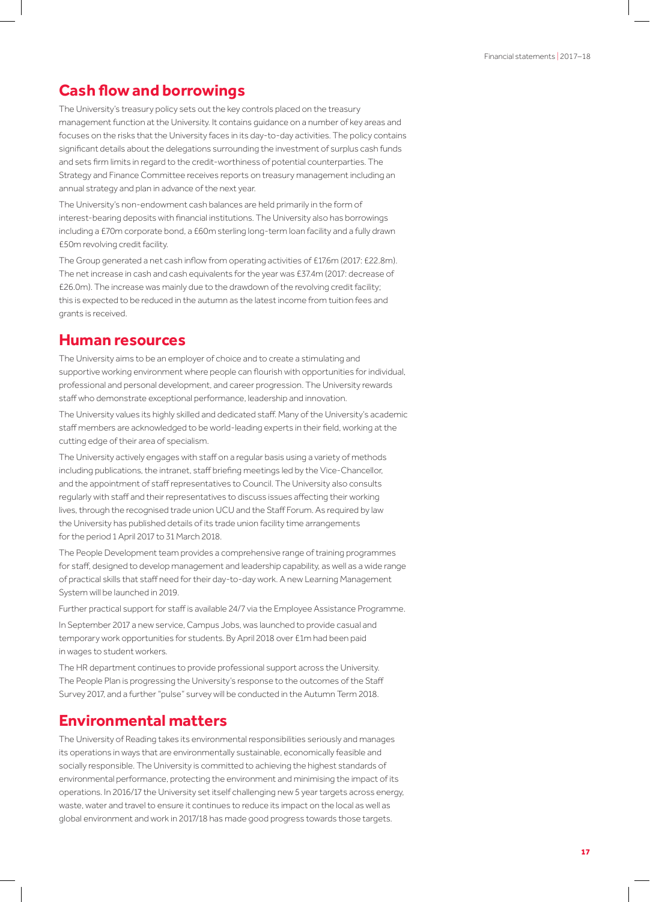## Cash flow and borrowings

The University's treasury policy sets out the key controls placed on the treasury management function at the University. It contains guidance on a number of key areas and focuses on the risks that the University faces in its day-to-day activities. The policy contains significant details about the delegations surrounding the investment of surplus cash funds and sets firm limits in regard to the credit-worthiness of potential counterparties. The Strategy and Finance Committee receives reports on treasury management including an annual strategy and plan in advance of the next year.

The University's non-endowment cash balances are held primarily in the form of interest-bearing deposits with financial institutions. The University also has borrowings including a £70m corporate bond, a £60m sterling long-term loan facility and a fully drawn £50m revolving credit facility.

The Group generated a net cash inflow from operating activities of £17.6m (2017: £22.8m). The net increase in cash and cash equivalents for the year was £37.4m (2017: decrease of £26.0m). The increase was mainly due to the drawdown of the revolving credit facility; this is expected to be reduced in the autumn as the latest income from tuition fees and grants is received.

## Human resources

The University aims to be an employer of choice and to create a stimulating and supportive working environment where people can flourish with opportunities for individual, professional and personal development, and career progression. The University rewards staff who demonstrate exceptional performance, leadership and innovation.

The University values its highly skilled and dedicated staff. Many of the University's academic staff members are acknowledged to be world-leading experts in their field, working at the cutting edge of their area of specialism.

The University actively engages with staff on a regular basis using a variety of methods including publications, the intranet, staff briefing meetings led by the Vice-Chancellor, and the appointment of staff representatives to Council. The University also consults regularly with staff and their representatives to discuss issues affecting their working lives, through the recognised trade union UCU and the Staff Forum. As required by law the University has published details of its trade union facility time arrangements for the period 1 April 2017 to 31 March 2018.

The People Development team provides a comprehensive range of training programmes for staff, designed to develop management and leadership capability, as well as a wide range of practical skills that staff need for their day-to-day work. A new Learning Management System will be launched in 2019.

Further practical support for staff is available 24/7 via the Employee Assistance Programme.

In September 2017 a new service, Campus Jobs, was launched to provide casual and temporary work opportunities for students. By April 2018 over £1m had been paid in wages to student workers.

The HR department continues to provide professional support across the University. The People Plan is progressing the University's response to the outcomes of the Staff Survey 2017, and a further "pulse" survey will be conducted in the Autumn Term 2018.

## Environmental matters

The University of Reading takes its environmental responsibilities seriously and manages its operations in ways that are environmentally sustainable, economically feasible and socially responsible. The University is committed to achieving the highest standards of environmental performance, protecting the environment and minimising the impact of its operations. In 2016/17 the University set itself challenging new 5 year targets across energy, waste, water and travel to ensure it continues to reduce its impact on the local as well as global environment and work in 2017/18 has made good progress towards those targets.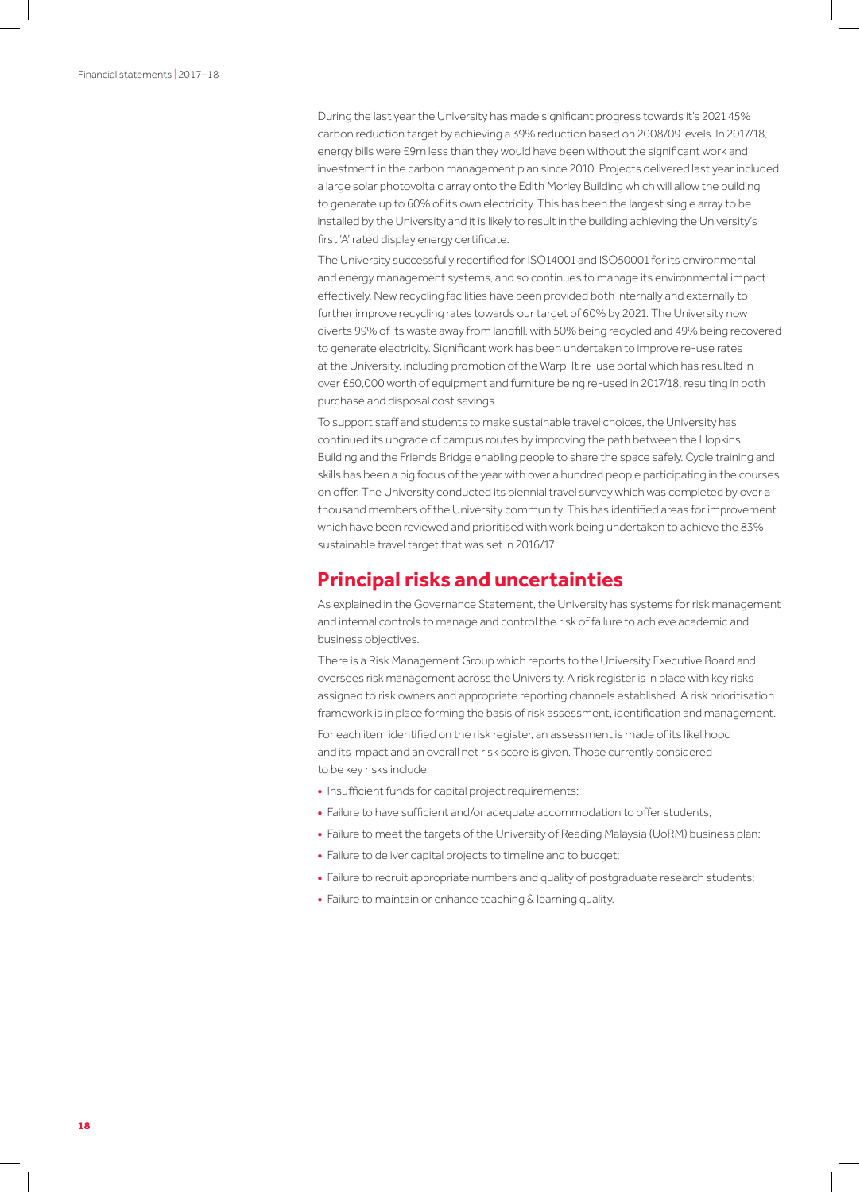During the last year the University has made significant progress towards it's 2021 45% carbon reduction target by achieving a 39% reduction based on 2008/09 levels. In 2017/18, energy bills were £9m less than they would have been without the significant work and investment in the carbon management plan since 2010. Projects delivered last year included a large solar photovoltaic array onto the Edith Morley Building which will allow the building to generate up to 60% of its own electricity. This has been the largest single array to be installed by the University and it is likely to result in the building achieving the University's first 'A' rated display energy certificate.

The University successfully recertified for ISO14001 and ISO50001 for its environmental and energy management systems, and so continues to manage its environmental impact effectively. New recycling facilities have been provided both internally and externally to further improve recycling rates towards our target of 60% by 2021. The University now diverts 99% of its waste away from landfill, with 50% being recycled and 49% being recovered to generate electricity. Significant work has been undertaken to improve re-use rates at the University, including promotion of the Warp-It re-use portal which has resulted in over £50,000 worth of equipment and furniture being re-used in 2017/18, resulting in both purchase and disposal cost savings.

To support staff and students to make sustainable travel choices, the University has continued its upgrade of campus routes by improving the path between the Hopkins Building and the Friends Bridge enabling people to share the space safely. Cycle training and skills has been a big focus of the year with over a hundred people participating in the courses on offer. The University conducted its biennial travel survey which was completed by over a thousand members of the University community. This has identified areas for improvement which have been reviewed and prioritised with work being undertaken to achieve the 83% sustainable travel target that was set in 2016/17.

## Principal risks and uncertainties

As explained in the Governance Statement, the University has systems for risk management and internal controls to manage and control the risk of failure to achieve academic and business objectives.

There is a Risk Management Group which reports to the University Executive Board and oversees risk management across the University. A risk register is in place with key risks assigned to risk owners and appropriate reporting channels established. A risk prioritisation framework is in place forming the basis of risk assessment, identification and management.

For each item identified on the risk register, an assessment is made of its likelihood and its impact and an overall net risk score is given. Those currently considered to be key risks include:

- Insufficient funds for capital project requirements;
- Failure to have sufficient and/or adequate accommodation to offer students;
- Failure to meet the targets of the University of Reading Malaysia (UoRM) business plan;
- Failure to deliver capital projects to timeline and to budget;
- Failure to recruit appropriate numbers and quality of postgraduate research students;
- Failure to maintain or enhance teaching & learning quality.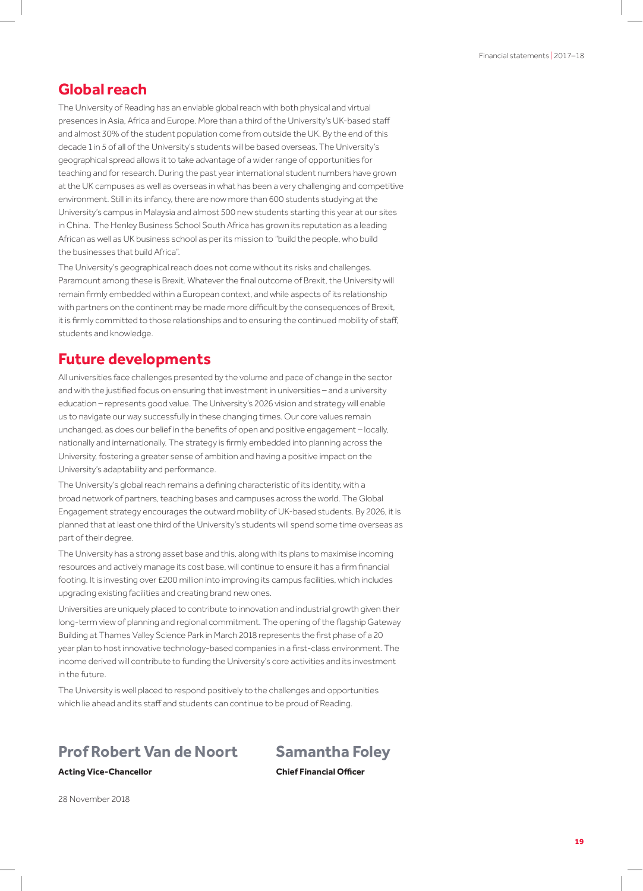## Global reach

The University of Reading has an enviable global reach with both physical and virtual presences in Asia, Africa and Europe. More than a third of the University's UK-based staff and almost 30% of the student population come from outside the UK. By the end of this decade 1 in 5 of all of the University's students will be based overseas. The University's geographical spread allows it to take advantage of a wider range of opportunities for teaching and for research. During the past year international student numbers have grown at the UK campuses as well as overseas in what has been a very challenging and competitive environment. Still in its infancy, there are now more than 600 students studying at the University's campus in Malaysia and almost 500 new students starting this year at our sites in China. The Henley Business School South Africa has grown its reputation as a leading African as well as UK business school as per its mission to "build the people, who build the businesses that build Africa".

The University's geographical reach does not come without its risks and challenges. Paramount among these is Brexit. Whatever the final outcome of Brexit, the University will remain firmly embedded within a European context, and while aspects of its relationship with partners on the continent may be made more difficult by the consequences of Brexit, it is firmly committed to those relationships and to ensuring the continued mobility of staff, students and knowledge.

## Future developments

All universities face challenges presented by the volume and pace of change in the sector and with the justified focus on ensuring that investment in universities – and a university education – represents good value. The University's 2026 vision and strategy will enable us to navigate our way successfully in these changing times. Our core values remain unchanged, as does our belief in the benefits of open and positive engagement – locally, nationally and internationally. The strategy is firmly embedded into planning across the University, fostering a greater sense of ambition and having a positive impact on the University's adaptability and performance.

The University's global reach remains a defining characteristic of its identity, with a broad network of partners, teaching bases and campuses across the world. The Global Engagement strategy encourages the outward mobility of UK-based students. By 2026, it is planned that at least one third of the University's students will spend some time overseas as part of their degree.

The University has a strong asset base and this, along with its plans to maximise incoming resources and actively manage its cost base, will continue to ensure it has a firm financial footing. It is investing over £200 million into improving its campus facilities, which includes upgrading existing facilities and creating brand new ones.

Universities are uniquely placed to contribute to innovation and industrial growth given their long-term view of planning and regional commitment. The opening of the flagship Gateway Building at Thames Valley Science Park in March 2018 represents the first phase of a 20 year plan to host innovative technology-based companies in a first-class environment. The income derived will contribute to funding the University's core activities and its investment in the future.

The University is well placed to respond positively to the challenges and opportunities which lie ahead and its staff and students can continue to be proud of Reading.

**Prof Robert Van de Noort**
**Acting Vice-Chancellor**

**Samantha Foley**
**Chief Financial Officer**

28 November 2018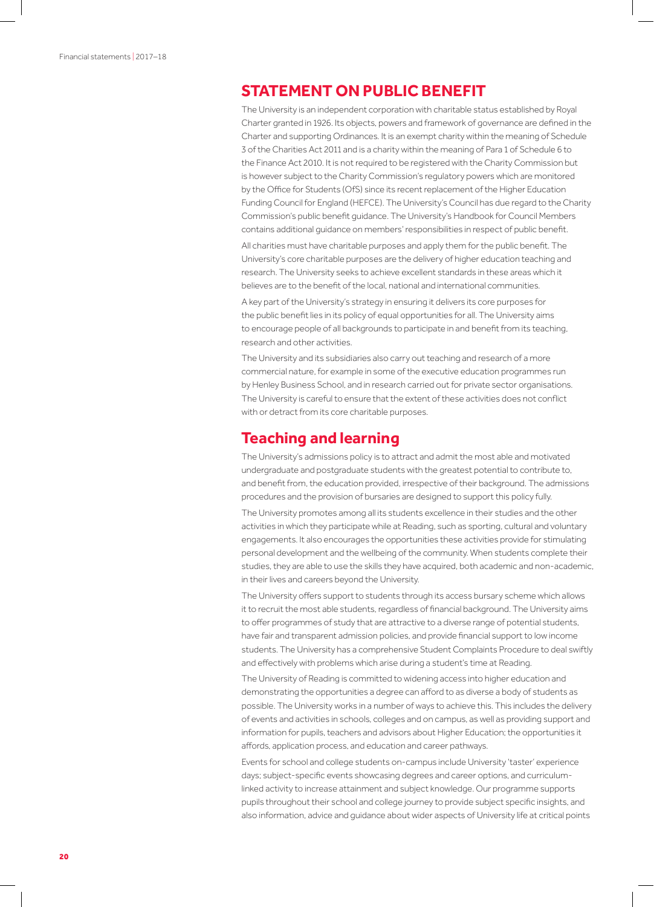## STATEMENT ON PUBLIC BENEFIT

The University is an independent corporation with charitable status established by Royal Charter granted in 1926. Its objects, powers and framework of governance are defined in the Charter and supporting Ordinances. It is an exempt charity within the meaning of Schedule 3 of the Charities Act 2011 and is a charity within the meaning of Para 1 of Schedule 6 to the Finance Act 2010. It is not required to be registered with the Charity Commission but is however subject to the Charity Commission's regulatory powers which are monitored by the Office for Students (OfS) since its recent replacement of the Higher Education Funding Council for England (HEFCE). The University's Council has due regard to the Charity Commission's public benefit guidance. The University's Handbook for Council Members contains additional guidance on members' responsibilities in respect of public benefit.

All charities must have charitable purposes and apply them for the public benefit. The University's core charitable purposes are the delivery of higher education teaching and research. The University seeks to achieve excellent standards in these areas which it believes are to the benefit of the local, national and international communities.

A key part of the University's strategy in ensuring it delivers its core purposes for the public benefit lies in its policy of equal opportunities for all. The University aims to encourage people of all backgrounds to participate in and benefit from its teaching, research and other activities.

The University and its subsidiaries also carry out teaching and research of a more commercial nature, for example in some of the executive education programmes run by Henley Business School, and in research carried out for private sector organisations. The University is careful to ensure that the extent of these activities does not conflict with or detract from its core charitable purposes.

## Teaching and learning

The University's admissions policy is to attract and admit the most able and motivated undergraduate and postgraduate students with the greatest potential to contribute to, and benefit from, the education provided, irrespective of their background. The admissions procedures and the provision of bursaries are designed to support this policy fully.

The University promotes among all its students excellence in their studies and the other activities in which they participate while at Reading, such as sporting, cultural and voluntary engagements. It also encourages the opportunities these activities provide for stimulating personal development and the wellbeing of the community. When students complete their studies, they are able to use the skills they have acquired, both academic and non-academic, in their lives and careers beyond the University.

The University offers support to students through its access bursary scheme which allows it to recruit the most able students, regardless of financial background. The University aims to offer programmes of study that are attractive to a diverse range of potential students, have fair and transparent admission policies, and provide financial support to low income students. The University has a comprehensive Student Complaints Procedure to deal swiftly and effectively with problems which arise during a student's time at Reading.

The University of Reading is committed to widening access into higher education and demonstrating the opportunities a degree can afford to as diverse a body of students as possible. The University works in a number of ways to achieve this. This includes the delivery of events and activities in schools, colleges and on campus, as well as providing support and information for pupils, teachers and advisors about Higher Education; the opportunities it affords, application process, and education and career pathways.

Events for school and college students on-campus include University 'taster' experience days; subject-specific events showcasing degrees and career options, and curriculum-linked activity to increase attainment and subject knowledge. Our programme supports pupils throughout their school and college journey to provide subject specific insights, and also information, advice and guidance about wider aspects of University life at critical points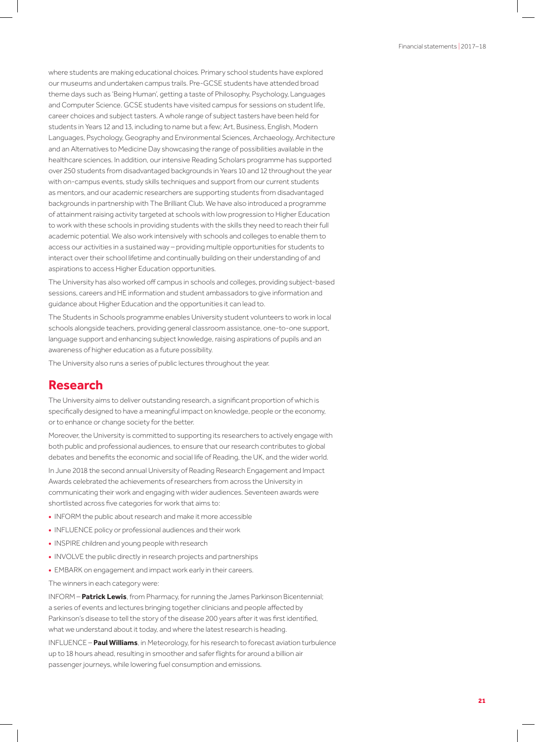where students are making educational choices. Primary school students have explored our museums and undertaken campus trails. Pre-GCSE students have attended broad theme days such as 'Being Human', getting a taste of Philosophy, Psychology, Languages and Computer Science. GCSE students have visited campus for sessions on student life, career choices and subject tasters. A whole range of subject tasters have been held for students in Years 12 and 13, including to name but a few; Art, Business, English, Modern Languages, Psychology, Geography and Environmental Sciences, Archaeology, Architecture and an Alternatives to Medicine Day showcasing the range of possibilities available in the healthcare sciences. In addition, our intensive Reading Scholars programme has supported over 250 students from disadvantaged backgrounds in Years 10 and 12 throughout the year with on-campus events, study skills techniques and support from our current students as mentors, and our academic researchers are supporting students from disadvantaged backgrounds in partnership with The Brilliant Club. We have also introduced a programme of attainment raising activity targeted at schools with low progression to Higher Education to work with these schools in providing students with the skills they need to reach their full academic potential. We also work intensively with schools and colleges to enable them to access our activities in a sustained way – providing multiple opportunities for students to interact over their school lifetime and continually building on their understanding of and aspirations to access Higher Education opportunities.

The University has also worked off campus in schools and colleges, providing subject-based sessions, careers and HE information and student ambassadors to give information and guidance about Higher Education and the opportunities it can lead to.

The Students in Schools programme enables University student volunteers to work in local schools alongside teachers, providing general classroom assistance, one-to-one support, language support and enhancing subject knowledge, raising aspirations of pupils and an awareness of higher education as a future possibility.

The University also runs a series of public lectures throughout the year.

## Research

The University aims to deliver outstanding research, a significant proportion of which is specifically designed to have a meaningful impact on knowledge, people or the economy, or to enhance or change society for the better.

Moreover, the University is committed to supporting its researchers to actively engage with both public and professional audiences, to ensure that our research contributes to global debates and benefits the economic and social life of Reading, the UK, and the wider world.

In June 2018 the second annual University of Reading Research Engagement and Impact Awards celebrated the achievements of researchers from across the University in communicating their work and engaging with wider audiences. Seventeen awards were shortlisted across five categories for work that aims to:

- INFORM the public about research and make it more accessible
- INFLUENCE policy or professional audiences and their work
- INSPIRE children and young people with research
- INVOLVE the public directly in research projects and partnerships
- EMBARK on engagement and impact work early in their careers.

The winners in each category were:

INFORM – **Patrick Lewis**, from Pharmacy, for running the James Parkinson Bicentennial; a series of events and lectures bringing together clinicians and people affected by Parkinson's disease to tell the story of the disease 200 years after it was first identified, what we understand about it today, and where the latest research is heading.

INFLUENCE – **Paul Williams**, in Meteorology, for his research to forecast aviation turbulence up to 18 hours ahead, resulting in smoother and safer flights for around a billion air passenger journeys, while lowering fuel consumption and emissions.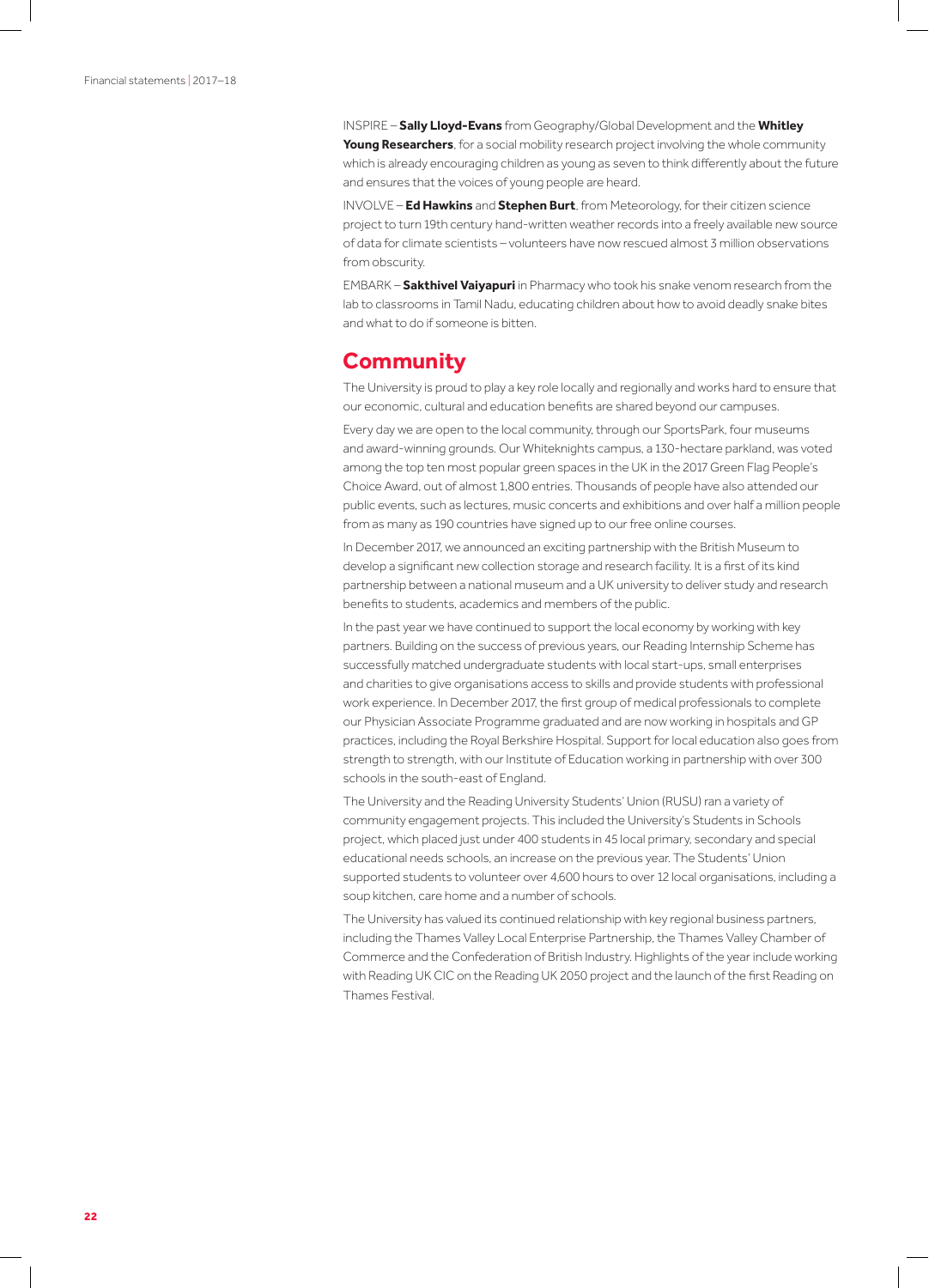INSPIRE – **Sally Lloyd-Evans** from Geography/Global Development and the **Whitley Young Researchers**, for a social mobility research project involving the whole community which is already encouraging children as young as seven to think differently about the future and ensures that the voices of young people are heard.

INVOLVE – **Ed Hawkins** and **Stephen Burt**, from Meteorology, for their citizen science project to turn 19th century hand-written weather records into a freely available new source of data for climate scientists – volunteers have now rescued almost 3 million observations from obscurity.

EMBARK – **Sakthivel Vaiyapuri** in Pharmacy who took his snake venom research from the lab to classrooms in Tamil Nadu, educating children about how to avoid deadly snake bites and what to do if someone is bitten.

## Community

The University is proud to play a key role locally and regionally and works hard to ensure that our economic, cultural and education benefits are shared beyond our campuses.

Every day we are open to the local community, through our SportsPark, four museums and award-winning grounds. Our Whiteknights campus, a 130-hectare parkland, was voted among the top ten most popular green spaces in the UK in the 2017 Green Flag People's Choice Award, out of almost 1,800 entries. Thousands of people have also attended our public events, such as lectures, music concerts and exhibitions and over half a million people from as many as 190 countries have signed up to our free online courses.

In December 2017, we announced an exciting partnership with the British Museum to develop a significant new collection storage and research facility. It is a first of its kind partnership between a national museum and a UK university to deliver study and research benefits to students, academics and members of the public.

In the past year we have continued to support the local economy by working with key partners. Building on the success of previous years, our Reading Internship Scheme has successfully matched undergraduate students with local start-ups, small enterprises and charities to give organisations access to skills and provide students with professional work experience. In December 2017, the first group of medical professionals to complete our Physician Associate Programme graduated and are now working in hospitals and GP practices, including the Royal Berkshire Hospital. Support for local education also goes from strength to strength, with our Institute of Education working in partnership with over 300 schools in the south-east of England.

The University and the Reading University Students' Union (RUSU) ran a variety of community engagement projects. This included the University's Students in Schools project, which placed just under 400 students in 45 local primary, secondary and special educational needs schools, an increase on the previous year. The Students' Union supported students to volunteer over 4,600 hours to over 12 local organisations, including a soup kitchen, care home and a number of schools.

The University has valued its continued relationship with key regional business partners, including the Thames Valley Local Enterprise Partnership, the Thames Valley Chamber of Commerce and the Confederation of British Industry. Highlights of the year include working with Reading UK CIC on the Reading UK 2050 project and the launch of the first Reading on Thames Festival.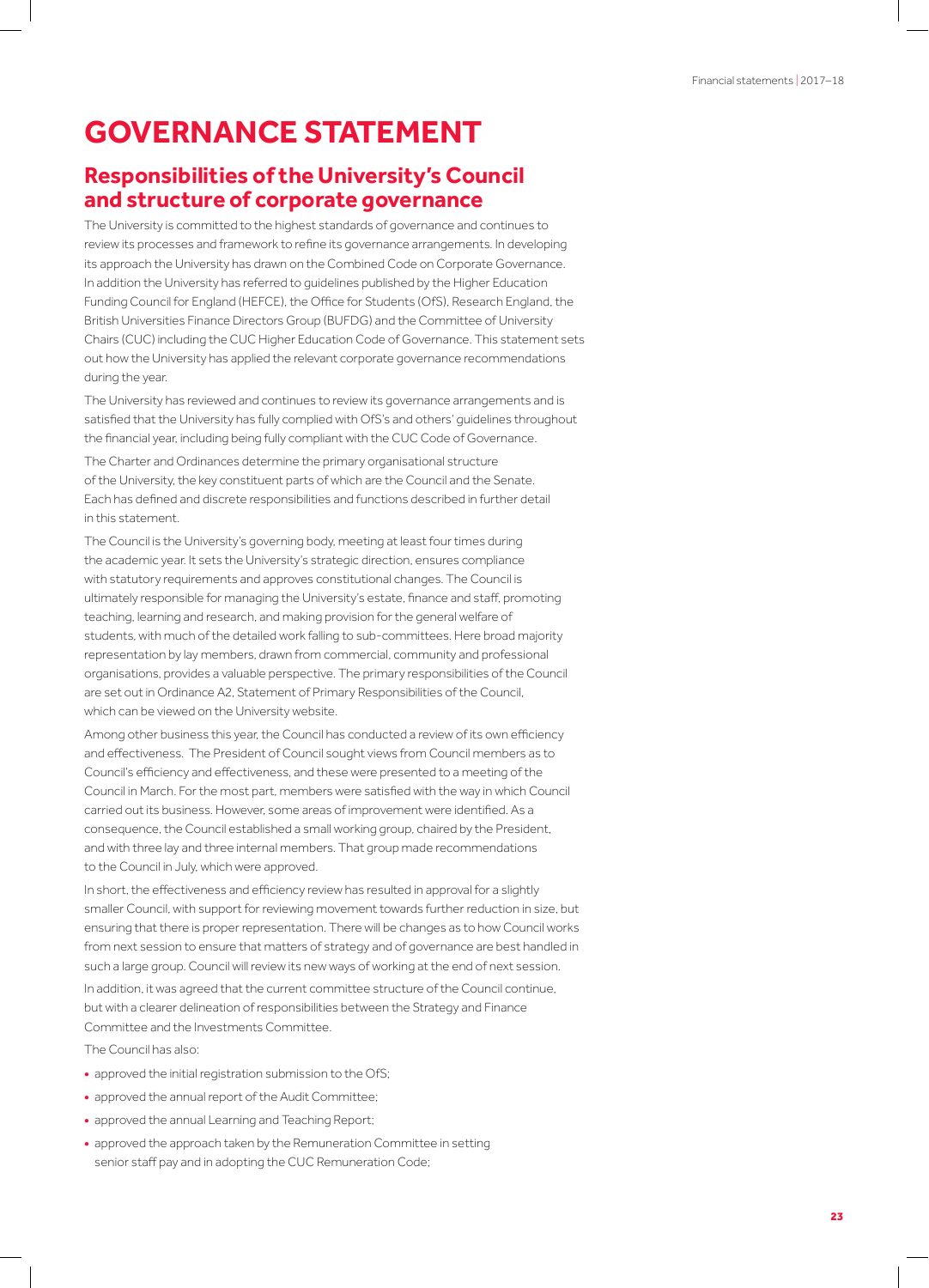# GOVERNANCE STATEMENT

## Responsibilities of the University's Council and structure of corporate governance

The University is committed to the highest standards of governance and continues to review its processes and framework to refine its governance arrangements. In developing its approach the University has drawn on the Combined Code on Corporate Governance. In addition the University has referred to guidelines published by the Higher Education Funding Council for England (HEFCE), the Office for Students (OfS), Research England, the British Universities Finance Directors Group (BUFDG) and the Committee of University Chairs (CUC) including the CUC Higher Education Code of Governance. This statement sets out how the University has applied the relevant corporate governance recommendations during the year.

The University has reviewed and continues to review its governance arrangements and is satisfied that the University has fully complied with OfS's and others' guidelines throughout the financial year, including being fully compliant with the CUC Code of Governance.

The Charter and Ordinances determine the primary organisational structure of the University, the key constituent parts of which are the Council and the Senate. Each has defined and discrete responsibilities and functions described in further detail in this statement.

The Council is the University's governing body, meeting at least four times during the academic year. It sets the University's strategic direction, ensures compliance with statutory requirements and approves constitutional changes. The Council is ultimately responsible for managing the University's estate, finance and staff, promoting teaching, learning and research, and making provision for the general welfare of students, with much of the detailed work falling to sub-committees. Here broad majority representation by lay members, drawn from commercial, community and professional organisations, provides a valuable perspective. The primary responsibilities of the Council are set out in Ordinance A2, Statement of Primary Responsibilities of the Council, which can be viewed on the University website.

Among other business this year, the Council has conducted a review of its own efficiency and effectiveness. The President of Council sought views from Council members as to Council's efficiency and effectiveness, and these were presented to a meeting of the Council in March. For the most part, members were satisfied with the way in which Council carried out its business. However, some areas of improvement were identified. As a consequence, the Council established a small working group, chaired by the President, and with three lay and three internal members. That group made recommendations to the Council in July, which were approved.

In short, the effectiveness and efficiency review has resulted in approval for a slightly smaller Council, with support for reviewing movement towards further reduction in size, but ensuring that there is proper representation. There will be changes as to how Council works from next session to ensure that matters of strategy and of governance are best handled in such a large group. Council will review its new ways of working at the end of next session.

In addition, it was agreed that the current committee structure of the Council continue, but with a clearer delineation of responsibilities between the Strategy and Finance Committee and the Investments Committee.

The Council has also:

- approved the initial registration submission to the OfS;
- approved the annual report of the Audit Committee;
- approved the annual Learning and Teaching Report;
- approved the approach taken by the Remuneration Committee in setting senior staff pay and in adopting the CUC Remuneration Code;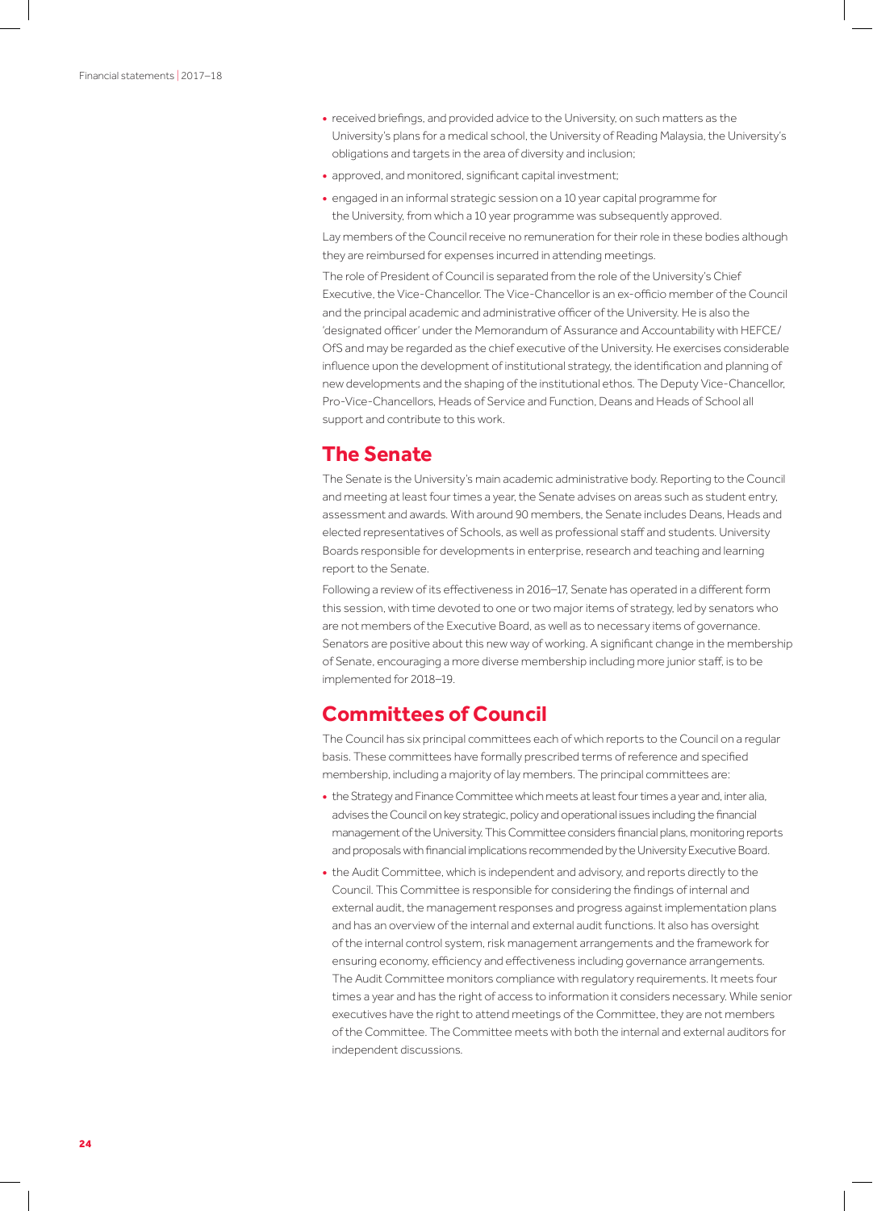- received briefings, and provided advice to the University, on such matters as the University's plans for a medical school, the University of Reading Malaysia, the University's obligations and targets in the area of diversity and inclusion;
- approved, and monitored, significant capital investment;
- engaged in an informal strategic session on a 10 year capital programme for the University, from which a 10 year programme was subsequently approved.

Lay members of the Council receive no remuneration for their role in these bodies although they are reimbursed for expenses incurred in attending meetings.

The role of President of Council is separated from the role of the University's Chief Executive, the Vice-Chancellor. The Vice-Chancellor is an ex-officio member of the Council and the principal academic and administrative officer of the University. He is also the 'designated officer' under the Memorandum of Assurance and Accountability with HEFCE/OfS and may be regarded as the chief executive of the University. He exercises considerable influence upon the development of institutional strategy, the identification and planning of new developments and the shaping of the institutional ethos. The Deputy Vice-Chancellor, Pro-Vice-Chancellors, Heads of Service and Function, Deans and Heads of School all support and contribute to this work.

## The Senate

The Senate is the University's main academic administrative body. Reporting to the Council and meeting at least four times a year, the Senate advises on areas such as student entry, assessment and awards. With around 90 members, the Senate includes Deans, Heads and elected representatives of Schools, as well as professional staff and students. University Boards responsible for developments in enterprise, research and teaching and learning report to the Senate.

Following a review of its effectiveness in 2016–17, Senate has operated in a different form this session, with time devoted to one or two major items of strategy, led by senators who are not members of the Executive Board, as well as to necessary items of governance. Senators are positive about this new way of working. A significant change in the membership of Senate, encouraging a more diverse membership including more junior staff, is to be implemented for 2018–19.

## Committees of Council

The Council has six principal committees each of which reports to the Council on a regular basis. These committees have formally prescribed terms of reference and specified membership, including a majority of lay members. The principal committees are:

- the Strategy and Finance Committee which meets at least four times a year and, inter alia, advises the Council on key strategic, policy and operational issues including the financial management of the University. This Committee considers financial plans, monitoring reports and proposals with financial implications recommended by the University Executive Board.
- the Audit Committee, which is independent and advisory, and reports directly to the Council. This Committee is responsible for considering the findings of internal and external audit, the management responses and progress against implementation plans and has an overview of the internal and external audit functions. It also has oversight of the internal control system, risk management arrangements and the framework for ensuring economy, efficiency and effectiveness including governance arrangements. The Audit Committee monitors compliance with regulatory requirements. It meets four times a year and has the right of access to information it considers necessary. While senior executives have the right to attend meetings of the Committee, they are not members of the Committee. The Committee meets with both the internal and external auditors for independent discussions.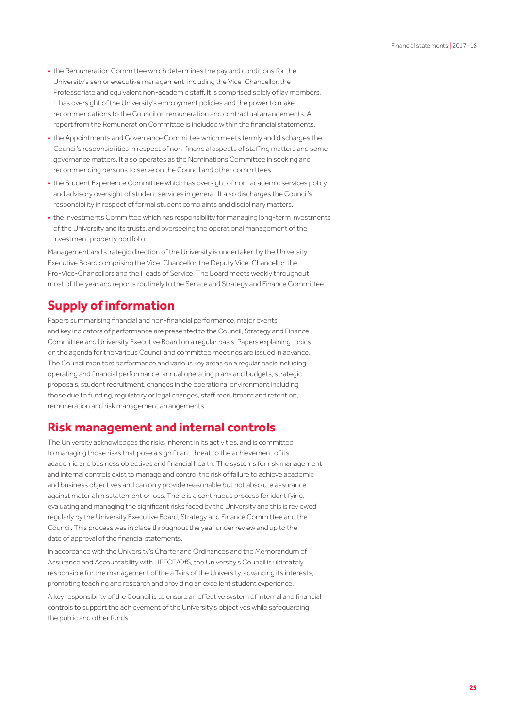- the Remuneration Committee which determines the pay and conditions for the University's senior executive management, including the Vice-Chancellor, the Professoriate and equivalent non-academic staff. It is comprised solely of lay members. It has oversight of the University's employment policies and the power to make recommendations to the Council on remuneration and contractual arrangements. A report from the Remuneration Committee is included within the financial statements.
- the Appointments and Governance Committee which meets termly and discharges the Council's responsibilities in respect of non-financial aspects of staffing matters and some governance matters. It also operates as the Nominations Committee in seeking and recommending persons to serve on the Council and other committees.
- the Student Experience Committee which has oversight of non-academic services policy and advisory oversight of student services in general. It also discharges the Council's responsibility in respect of formal student complaints and disciplinary matters.
- the Investments Committee which has responsibility for managing long-term investments of the University and its trusts, and overseeing the operational management of the investment property portfolio.

Management and strategic direction of the University is undertaken by the University Executive Board comprising the Vice-Chancellor, the Deputy Vice-Chancellor, the Pro-Vice-Chancellors and the Heads of Service. The Board meets weekly throughout most of the year and reports routinely to the Senate and Strategy and Finance Committee.

## Supply of information

Papers summarising financial and non-financial performance, major events and key indicators of performance are presented to the Council, Strategy and Finance Committee and University Executive Board on a regular basis. Papers explaining topics on the agenda for the various Council and committee meetings are issued in advance. The Council monitors performance and various key areas on a regular basis including operating and financial performance, annual operating plans and budgets, strategic proposals, student recruitment, changes in the operational environment including those due to funding, regulatory or legal changes, staff recruitment and retention, remuneration and risk management arrangements.

## Risk management and internal controls

The University acknowledges the risks inherent in its activities, and is committed to managing those risks that pose a significant threat to the achievement of its academic and business objectives and financial health. The systems for risk management and internal controls exist to manage and control the risk of failure to achieve academic and business objectives and can only provide reasonable but not absolute assurance against material misstatement or loss. There is a continuous process for identifying, evaluating and managing the significant risks faced by the University and this is reviewed regularly by the University Executive Board, Strategy and Finance Committee and the Council. This process was in place throughout the year under review and up to the date of approval of the financial statements.

In accordance with the University's Charter and Ordinances and the Memorandum of Assurance and Accountability with HEFCE/OfS, the University's Council is ultimately responsible for the management of the affairs of the University, advancing its interests, promoting teaching and research and providing an excellent student experience.

A key responsibility of the Council is to ensure an effective system of internal and financial controls to support the achievement of the University's objectives while safeguarding the public and other funds.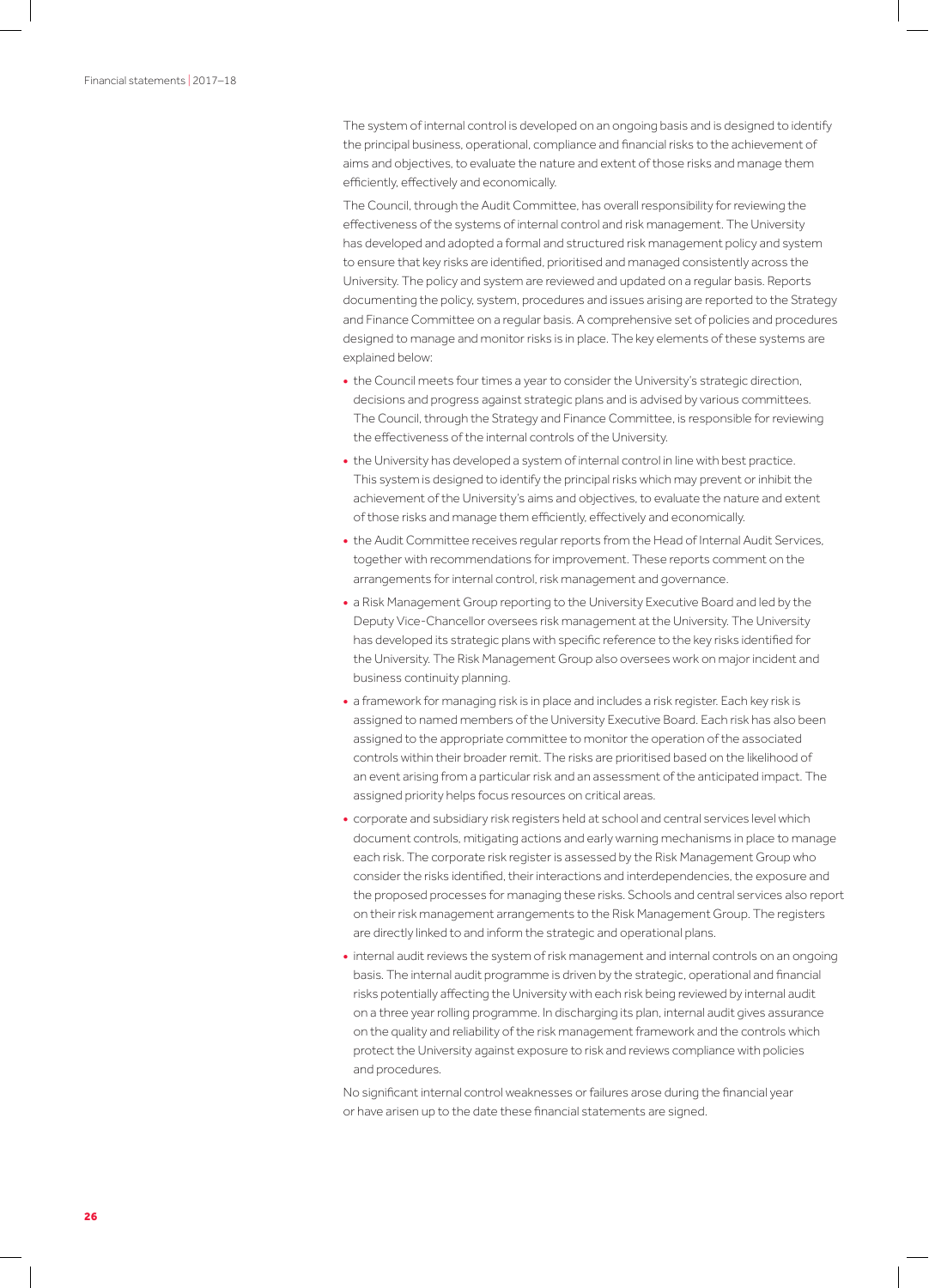The system of internal control is developed on an ongoing basis and is designed to identify the principal business, operational, compliance and financial risks to the achievement of aims and objectives, to evaluate the nature and extent of those risks and manage them efficiently, effectively and economically.

The Council, through the Audit Committee, has overall responsibility for reviewing the effectiveness of the systems of internal control and risk management. The University has developed and adopted a formal and structured risk management policy and system to ensure that key risks are identified, prioritised and managed consistently across the University. The policy and system are reviewed and updated on a regular basis. Reports documenting the policy, system, procedures and issues arising are reported to the Strategy and Finance Committee on a regular basis. A comprehensive set of policies and procedures designed to manage and monitor risks is in place. The key elements of these systems are explained below:

- the Council meets four times a year to consider the University's strategic direction, decisions and progress against strategic plans and is advised by various committees. The Council, through the Strategy and Finance Committee, is responsible for reviewing the effectiveness of the internal controls of the University.
- the University has developed a system of internal control in line with best practice. This system is designed to identify the principal risks which may prevent or inhibit the achievement of the University's aims and objectives, to evaluate the nature and extent of those risks and manage them efficiently, effectively and economically.
- the Audit Committee receives regular reports from the Head of Internal Audit Services, together with recommendations for improvement. These reports comment on the arrangements for internal control, risk management and governance.
- a Risk Management Group reporting to the University Executive Board and led by the Deputy Vice-Chancellor oversees risk management at the University. The University has developed its strategic plans with specific reference to the key risks identified for the University. The Risk Management Group also oversees work on major incident and business continuity planning.
- a framework for managing risk is in place and includes a risk register. Each key risk is assigned to named members of the University Executive Board. Each risk has also been assigned to the appropriate committee to monitor the operation of the associated controls within their broader remit. The risks are prioritised based on the likelihood of an event arising from a particular risk and an assessment of the anticipated impact. The assigned priority helps focus resources on critical areas.
- corporate and subsidiary risk registers held at school and central services level which document controls, mitigating actions and early warning mechanisms in place to manage each risk. The corporate risk register is assessed by the Risk Management Group who consider the risks identified, their interactions and interdependencies, the exposure and the proposed processes for managing these risks. Schools and central services also report on their risk management arrangements to the Risk Management Group. The registers are directly linked to and inform the strategic and operational plans.
- internal audit reviews the system of risk management and internal controls on an ongoing basis. The internal audit programme is driven by the strategic, operational and financial risks potentially affecting the University with each risk being reviewed by internal audit on a three year rolling programme. In discharging its plan, internal audit gives assurance on the quality and reliability of the risk management framework and the controls which protect the University against exposure to risk and reviews compliance with policies and procedures.

No significant internal control weaknesses or failures arose during the financial year or have arisen up to the date these financial statements are signed.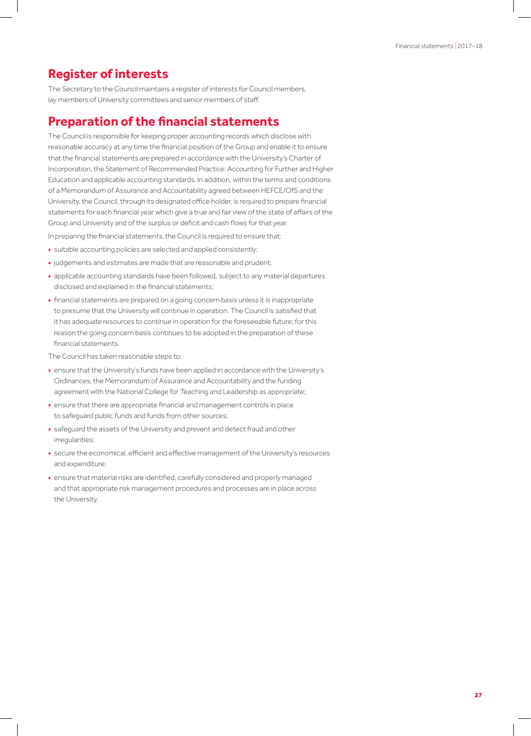## Register of interests

The Secretary to the Council maintains a register of interests for Council members, lay members of University committees and senior members of staff.

## Preparation of the financial statements

The Council is responsible for keeping proper accounting records which disclose with reasonable accuracy at any time the financial position of the Group and enable it to ensure that the financial statements are prepared in accordance with the University's Charter of Incorporation, the Statement of Recommended Practice: Accounting for Further and Higher Education and applicable accounting standards. In addition, within the terms and conditions of a Memorandum of Assurance and Accountability agreed between HEFCE/OfS and the University, the Council, through its designated office holder, is required to prepare financial statements for each financial year which give a true and fair view of the state of affairs of the Group and University and of the surplus or deficit and cash flows for that year.

In preparing the financial statements, the Council is required to ensure that:

- suitable accounting policies are selected and applied consistently;
- judgements and estimates are made that are reasonable and prudent;
- applicable accounting standards have been followed, subject to any material departures disclosed and explained in the financial statements;
- financial statements are prepared on a going concern basis unless it is inappropriate to presume that the University will continue in operation. The Council is satisfied that it has adequate resources to continue in operation for the foreseeable future; for this reason the going concern basis continues to be adopted in the preparation of these financial statements.

The Council has taken reasonable steps to:

- ensure that the University's funds have been applied in accordance with the University's Ordinances, the Memorandum of Assurance and Accountability and the funding agreement with the National College for Teaching and Leadership as appropriate;
- ensure that there are appropriate financial and management controls in place to safeguard public funds and funds from other sources;
- safeguard the assets of the University and prevent and detect fraud and other irregularities;
- secure the economical, efficient and effective management of the University's resources and expenditure;
- ensure that material risks are identified, carefully considered and properly managed and that appropriate risk management procedures and processes are in place across the University.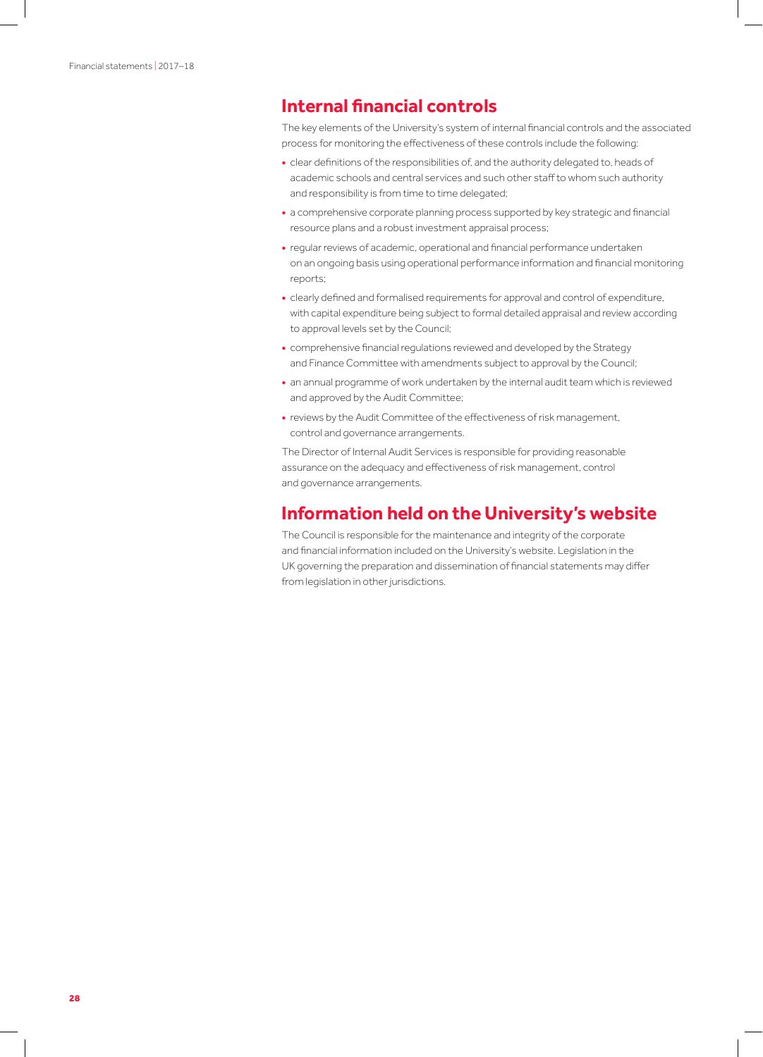## Internal financial controls

The key elements of the University's system of internal financial controls and the associated process for monitoring the effectiveness of these controls include the following:

- clear definitions of the responsibilities of, and the authority delegated to, heads of academic schools and central services and such other staff to whom such authority and responsibility is from time to time delegated;
- a comprehensive corporate planning process supported by key strategic and financial resource plans and a robust investment appraisal process;
- regular reviews of academic, operational and financial performance undertaken on an ongoing basis using operational performance information and financial monitoring reports;
- clearly defined and formalised requirements for approval and control of expenditure, with capital expenditure being subject to formal detailed appraisal and review according to approval levels set by the Council;
- comprehensive financial regulations reviewed and developed by the Strategy and Finance Committee with amendments subject to approval by the Council;
- an annual programme of work undertaken by the internal audit team which is reviewed and approved by the Audit Committee;
- reviews by the Audit Committee of the effectiveness of risk management, control and governance arrangements.

The Director of Internal Audit Services is responsible for providing reasonable assurance on the adequacy and effectiveness of risk management, control and governance arrangements.

## Information held on the University's website

The Council is responsible for the maintenance and integrity of the corporate and financial information included on the University's website. Legislation in the UK governing the preparation and dissemination of financial statements may differ from legislation in other jurisdictions.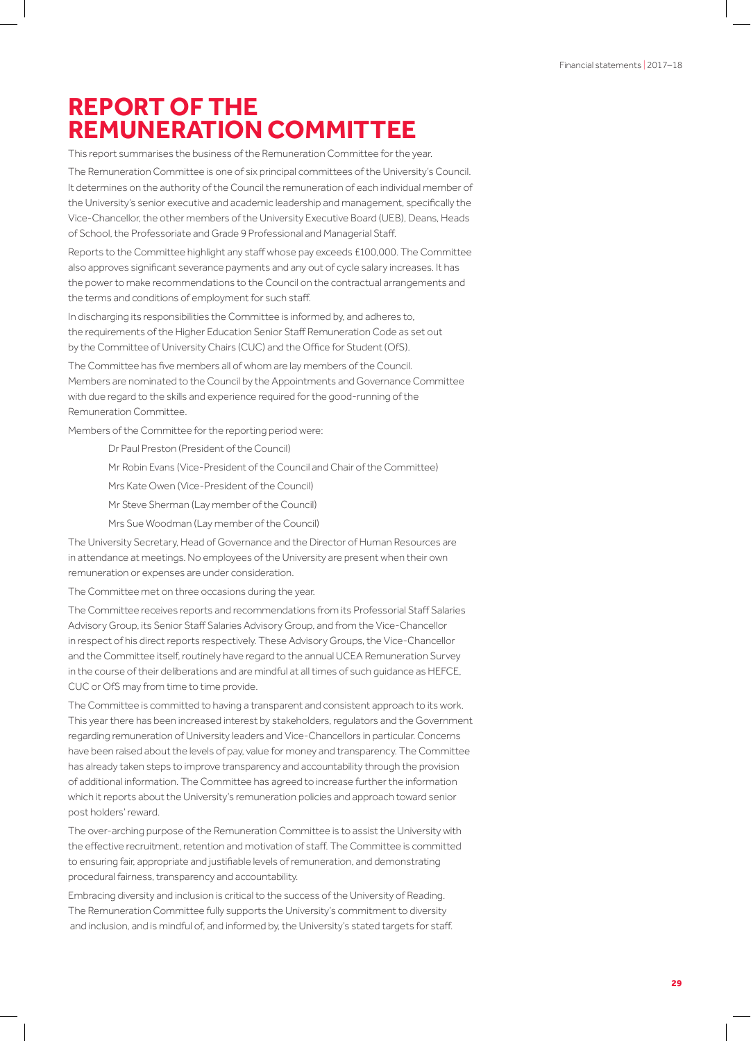# REPORT OF THE REMUNERATION COMMITTEE

This report summarises the business of the Remuneration Committee for the year.

The Remuneration Committee is one of six principal committees of the University's Council. It determines on the authority of the Council the remuneration of each individual member of the University's senior executive and academic leadership and management, specifically the Vice-Chancellor, the other members of the University Executive Board (UEB), Deans, Heads of School, the Professoriate and Grade 9 Professional and Managerial Staff.

Reports to the Committee highlight any staff whose pay exceeds £100,000. The Committee also approves significant severance payments and any out of cycle salary increases. It has the power to make recommendations to the Council on the contractual arrangements and the terms and conditions of employment for such staff.

In discharging its responsibilities the Committee is informed by, and adheres to, the requirements of the Higher Education Senior Staff Remuneration Code as set out by the Committee of University Chairs (CUC) and the Office for Student (OfS).

The Committee has five members all of whom are lay members of the Council. Members are nominated to the Council by the Appointments and Governance Committee with due regard to the skills and experience required for the good-running of the Remuneration Committee.

Members of the Committee for the reporting period were:

Dr Paul Preston (President of the Council)

Mr Robin Evans (Vice-President of the Council and Chair of the Committee)

Mrs Kate Owen (Vice-President of the Council)

Mr Steve Sherman (Lay member of the Council)

Mrs Sue Woodman (Lay member of the Council)

The University Secretary, Head of Governance and the Director of Human Resources are in attendance at meetings. No employees of the University are present when their own remuneration or expenses are under consideration.

The Committee met on three occasions during the year.

The Committee receives reports and recommendations from its Professorial Staff Salaries Advisory Group, its Senior Staff Salaries Advisory Group, and from the Vice-Chancellor in respect of his direct reports respectively. These Advisory Groups, the Vice-Chancellor and the Committee itself, routinely have regard to the annual UCEA Remuneration Survey in the course of their deliberations and are mindful at all times of such guidance as HEFCE, CUC or OfS may from time to time provide.

The Committee is committed to having a transparent and consistent approach to its work. This year there has been increased interest by stakeholders, regulators and the Government regarding remuneration of University leaders and Vice-Chancellors in particular. Concerns have been raised about the levels of pay, value for money and transparency. The Committee has already taken steps to improve transparency and accountability through the provision of additional information. The Committee has agreed to increase further the information which it reports about the University's remuneration policies and approach toward senior post holders' reward.

The over-arching purpose of the Remuneration Committee is to assist the University with the effective recruitment, retention and motivation of staff. The Committee is committed to ensuring fair, appropriate and justifiable levels of remuneration, and demonstrating procedural fairness, transparency and accountability.

Embracing diversity and inclusion is critical to the success of the University of Reading. The Remuneration Committee fully supports the University's commitment to diversity and inclusion, and is mindful of, and informed by, the University's stated targets for staff.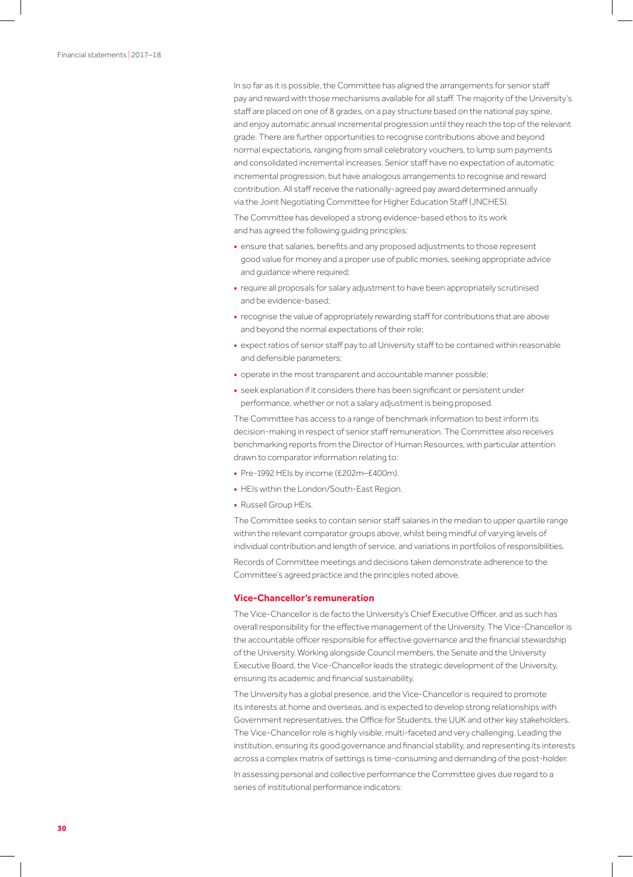In so far as it is possible, the Committee has aligned the arrangements for senior staff pay and reward with those mechanisms available for all staff. The majority of the University's staff are placed on one of 8 grades, on a pay structure based on the national pay spine, and enjoy automatic annual incremental progression until they reach the top of the relevant grade. There are further opportunities to recognise contributions above and beyond normal expectations, ranging from small celebratory vouchers, to lump sum payments and consolidated incremental increases. Senior staff have no expectation of automatic incremental progression, but have analogous arrangements to recognise and reward contribution. All staff receive the nationally-agreed pay award determined annually via the Joint Negotiating Committee for Higher Education Staff (JNCHES).

The Committee has developed a strong evidence-based ethos to its work and has agreed the following guiding principles:

- ensure that salaries, benefits and any proposed adjustments to those represent good value for money and a proper use of public monies, seeking appropriate advice and guidance where required;
- require all proposals for salary adjustment to have been appropriately scrutinised and be evidence-based;
- recognise the value of appropriately rewarding staff for contributions that are above and beyond the normal expectations of their role;
- expect ratios of senior staff pay to all University staff to be contained within reasonable and defensible parameters;
- operate in the most transparent and accountable manner possible;
- seek explanation if it considers there has been significant or persistent under performance, whether or not a salary adjustment is being proposed.

The Committee has access to a range of benchmark information to best inform its decision-making in respect of senior staff remuneration. The Committee also receives benchmarking reports from the Director of Human Resources, with particular attention drawn to comparator information relating to:

- Pre-1992 HEIs by income (£202m–£400m).
- HEIs within the London/South-East Region.
- Russell Group HEIs.

The Committee seeks to contain senior staff salaries in the median to upper quartile range within the relevant comparator groups above, whilst being mindful of varying levels of individual contribution and length of service, and variations in portfolios of responsibilities.

Records of Committee meetings and decisions taken demonstrate adherence to the Committee's agreed practice and the principles noted above.

### Vice-Chancellor's remuneration

The Vice-Chancellor is de facto the University's Chief Executive Officer, and as such has overall responsibility for the effective management of the University. The Vice-Chancellor is the accountable officer responsible for effective governance and the financial stewardship of the University. Working alongside Council members, the Senate and the University Executive Board, the Vice-Chancellor leads the strategic development of the University, ensuring its academic and financial sustainability.

The University has a global presence, and the Vice-Chancellor is required to promote its interests at home and overseas, and is expected to develop strong relationships with Government representatives, the Office for Students, the UUK and other key stakeholders. The Vice-Chancellor role is highly visible, multi-faceted and very challenging. Leading the institution, ensuring its good governance and financial stability, and representing its interests across a complex matrix of settings is time-consuming and demanding of the post-holder.

In assessing personal and collective performance the Committee gives due regard to a series of institutional performance indicators: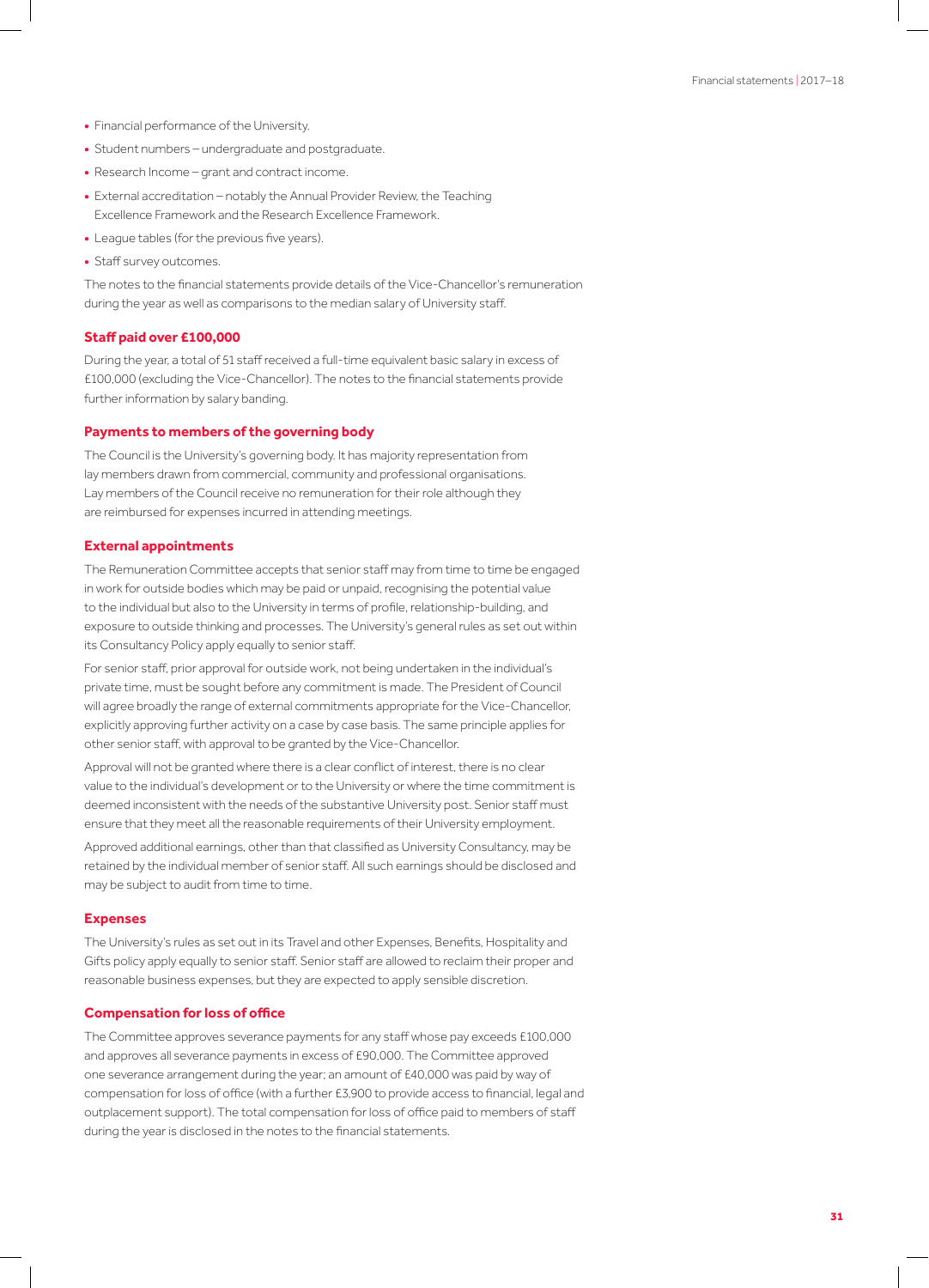- Financial performance of the University.
- Student numbers – undergraduate and postgraduate.
- Research Income – grant and contract income.
- External accreditation – notably the Annual Provider Review, the Teaching Excellence Framework and the Research Excellence Framework.
- League tables (for the previous five years).
- Staff survey outcomes.

The notes to the financial statements provide details of the Vice-Chancellor's remuneration during the year as well as comparisons to the median salary of University staff.

### Staff paid over £100,000

During the year, a total of 51 staff received a full-time equivalent basic salary in excess of £100,000 (excluding the Vice-Chancellor). The notes to the financial statements provide further information by salary banding.

### Payments to members of the governing body

The Council is the University's governing body. It has majority representation from lay members drawn from commercial, community and professional organisations. Lay members of the Council receive no remuneration for their role although they are reimbursed for expenses incurred in attending meetings.

### External appointments

The Remuneration Committee accepts that senior staff may from time to time be engaged in work for outside bodies which may be paid or unpaid, recognising the potential value to the individual but also to the University in terms of profile, relationship-building, and exposure to outside thinking and processes. The University's general rules as set out within its Consultancy Policy apply equally to senior staff.

For senior staff, prior approval for outside work, not being undertaken in the individual's private time, must be sought before any commitment is made. The President of Council will agree broadly the range of external commitments appropriate for the Vice-Chancellor, explicitly approving further activity on a case by case basis. The same principle applies for other senior staff, with approval to be granted by the Vice-Chancellor.

Approval will not be granted where there is a clear conflict of interest, there is no clear value to the individual's development or to the University or where the time commitment is deemed inconsistent with the needs of the substantive University post. Senior staff must ensure that they meet all the reasonable requirements of their University employment.

Approved additional earnings, other than that classified as University Consultancy, may be retained by the individual member of senior staff. All such earnings should be disclosed and may be subject to audit from time to time.

### Expenses

The University's rules as set out in its Travel and other Expenses, Benefits, Hospitality and Gifts policy apply equally to senior staff. Senior staff are allowed to reclaim their proper and reasonable business expenses, but they are expected to apply sensible discretion.

### Compensation for loss of office

The Committee approves severance payments for any staff whose pay exceeds £100,000 and approves all severance payments in excess of £90,000. The Committee approved one severance arrangement during the year; an amount of £40,000 was paid by way of compensation for loss of office (with a further £3,900 to provide access to financial, legal and outplacement support). The total compensation for loss of office paid to members of staff during the year is disclosed in the notes to the financial statements.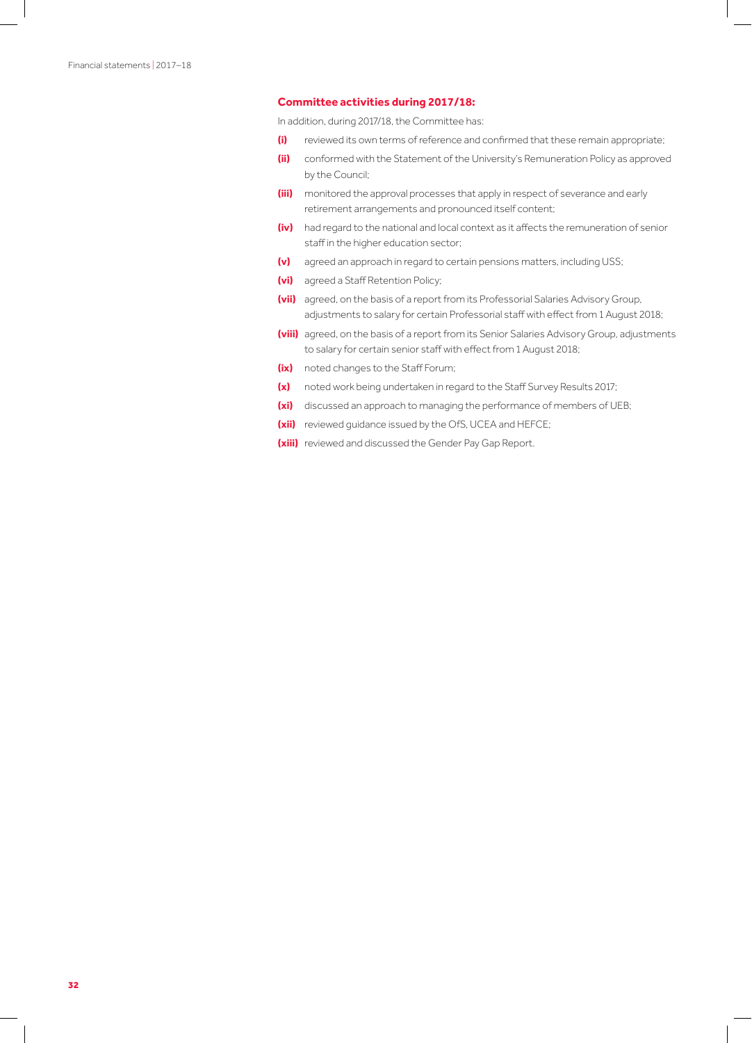**Committee activities during 2017/18:**

In addition, during 2017/18, the Committee has:

**(i)** reviewed its own terms of reference and confirmed that these remain appropriate;

**(ii)** conformed with the Statement of the University's Remuneration Policy as approved by the Council;

**(iii)** monitored the approval processes that apply in respect of severance and early retirement arrangements and pronounced itself content;

**(iv)** had regard to the national and local context as it affects the remuneration of senior staff in the higher education sector;

**(v)** agreed an approach in regard to certain pensions matters, including USS;

**(vi)** agreed a Staff Retention Policy;

**(vii)** agreed, on the basis of a report from its Professorial Salaries Advisory Group, adjustments to salary for certain Professorial staff with effect from 1 August 2018;

**(viii)** agreed, on the basis of a report from its Senior Salaries Advisory Group, adjustments to salary for certain senior staff with effect from 1 August 2018;

**(ix)** noted changes to the Staff Forum;

**(x)** noted work being undertaken in regard to the Staff Survey Results 2017;

**(xi)** discussed an approach to managing the performance of members of UEB;

**(xii)** reviewed guidance issued by the OfS, UCEA and HEFCE;

**(xiii)** reviewed and discussed the Gender Pay Gap Report.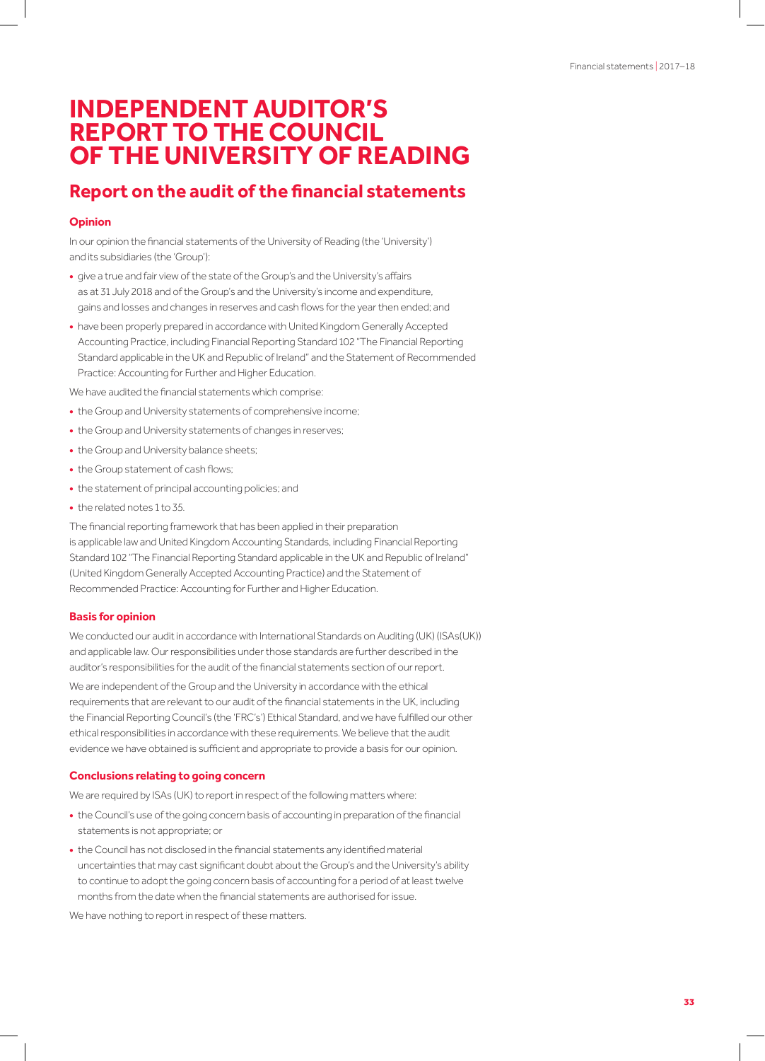# INDEPENDENT AUDITOR'S REPORT TO THE COUNCIL OF THE UNIVERSITY OF READING

## Report on the audit of the financial statements

### Opinion

In our opinion the financial statements of the University of Reading (the 'University') and its subsidiaries (the 'Group'):

- give a true and fair view of the state of the Group's and the University's affairs as at 31 July 2018 and of the Group's and the University's income and expenditure, gains and losses and changes in reserves and cash flows for the year then ended; and
- have been properly prepared in accordance with United Kingdom Generally Accepted Accounting Practice, including Financial Reporting Standard 102 "The Financial Reporting Standard applicable in the UK and Republic of Ireland" and the Statement of Recommended Practice: Accounting for Further and Higher Education.

We have audited the financial statements which comprise:

- the Group and University statements of comprehensive income;
- the Group and University statements of changes in reserves;
- the Group and University balance sheets;
- the Group statement of cash flows;
- the statement of principal accounting policies; and
- the related notes 1 to 35.

The financial reporting framework that has been applied in their preparation is applicable law and United Kingdom Accounting Standards, including Financial Reporting Standard 102 "The Financial Reporting Standard applicable in the UK and Republic of Ireland" (United Kingdom Generally Accepted Accounting Practice) and the Statement of Recommended Practice: Accounting for Further and Higher Education.

### Basis for opinion

We conducted our audit in accordance with International Standards on Auditing (UK) (ISAs(UK)) and applicable law. Our responsibilities under those standards are further described in the auditor's responsibilities for the audit of the financial statements section of our report.

We are independent of the Group and the University in accordance with the ethical requirements that are relevant to our audit of the financial statements in the UK, including the Financial Reporting Council's (the 'FRC's') Ethical Standard, and we have fulfilled our other ethical responsibilities in accordance with these requirements. We believe that the audit evidence we have obtained is sufficient and appropriate to provide a basis for our opinion.

### Conclusions relating to going concern

We are required by ISAs (UK) to report in respect of the following matters where:

- the Council's use of the going concern basis of accounting in preparation of the financial statements is not appropriate; or
- the Council has not disclosed in the financial statements any identified material uncertainties that may cast significant doubt about the Group's and the University's ability to continue to adopt the going concern basis of accounting for a period of at least twelve months from the date when the financial statements are authorised for issue.

We have nothing to report in respect of these matters.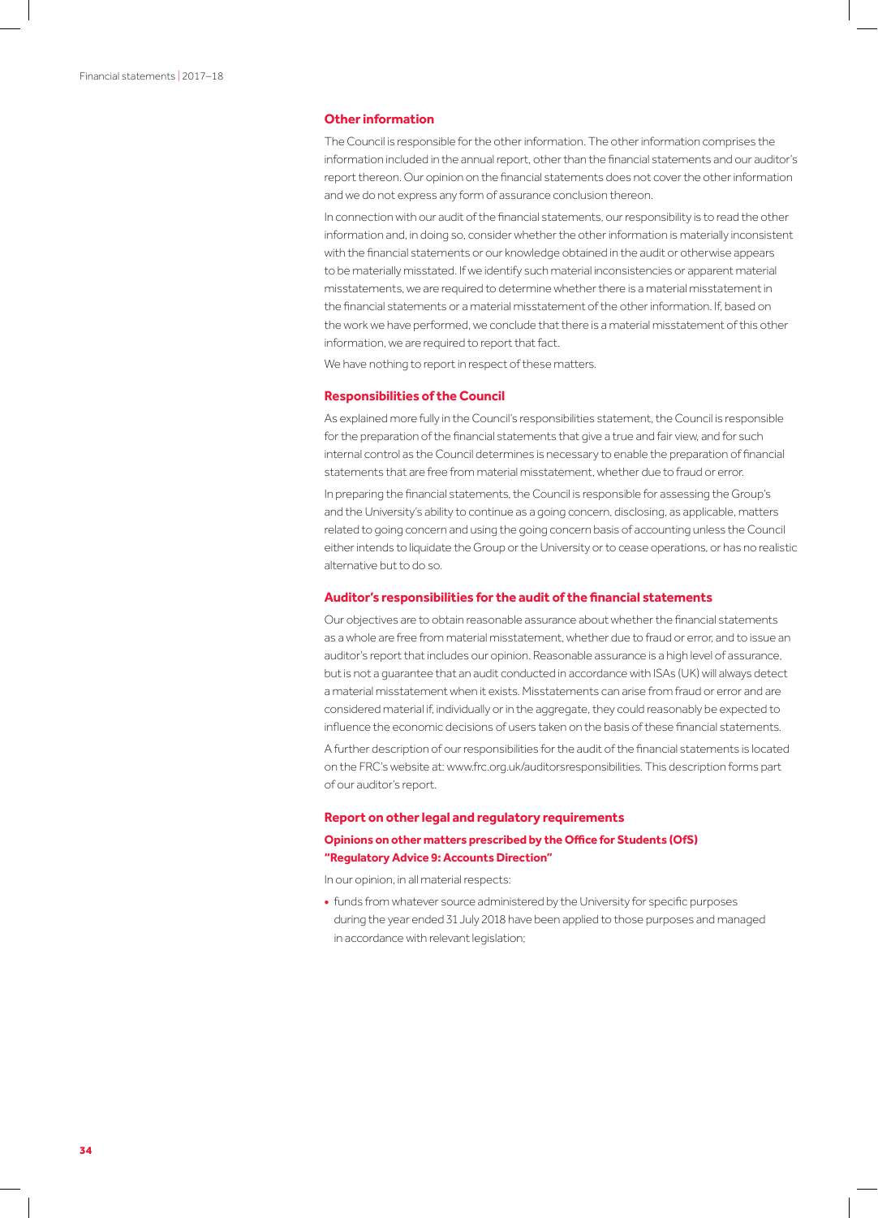## Other information

The Council is responsible for the other information. The other information comprises the information included in the annual report, other than the financial statements and our auditor's report thereon. Our opinion on the financial statements does not cover the other information and we do not express any form of assurance conclusion thereon.

In connection with our audit of the financial statements, our responsibility is to read the other information and, in doing so, consider whether the other information is materially inconsistent with the financial statements or our knowledge obtained in the audit or otherwise appears to be materially misstated. If we identify such material inconsistencies or apparent material misstatements, we are required to determine whether there is a material misstatement in the financial statements or a material misstatement of the other information. If, based on the work we have performed, we conclude that there is a material misstatement of this other information, we are required to report that fact.

We have nothing to report in respect of these matters.

## Responsibilities of the Council

As explained more fully in the Council's responsibilities statement, the Council is responsible for the preparation of the financial statements that give a true and fair view, and for such internal control as the Council determines is necessary to enable the preparation of financial statements that are free from material misstatement, whether due to fraud or error.

In preparing the financial statements, the Council is responsible for assessing the Group's and the University's ability to continue as a going concern, disclosing, as applicable, matters related to going concern and using the going concern basis of accounting unless the Council either intends to liquidate the Group or the University or to cease operations, or has no realistic alternative but to do so.

## Auditor's responsibilities for the audit of the financial statements

Our objectives are to obtain reasonable assurance about whether the financial statements as a whole are free from material misstatement, whether due to fraud or error, and to issue an auditor's report that includes our opinion. Reasonable assurance is a high level of assurance, but is not a guarantee that an audit conducted in accordance with ISAs (UK) will always detect a material misstatement when it exists. Misstatements can arise from fraud or error and are considered material if, individually or in the aggregate, they could reasonably be expected to influence the economic decisions of users taken on the basis of these financial statements.

A further description of our responsibilities for the audit of the financial statements is located on the FRC's website at: www.frc.org.uk/auditorsresponsibilities. This description forms part of our auditor's report.

## Report on other legal and regulatory requirements

### Opinions on other matters prescribed by the Office for Students (OfS) "Regulatory Advice 9: Accounts Direction"

In our opinion, in all material respects:

- funds from whatever source administered by the University for specific purposes during the year ended 31 July 2018 have been applied to those purposes and managed in accordance with relevant legislation;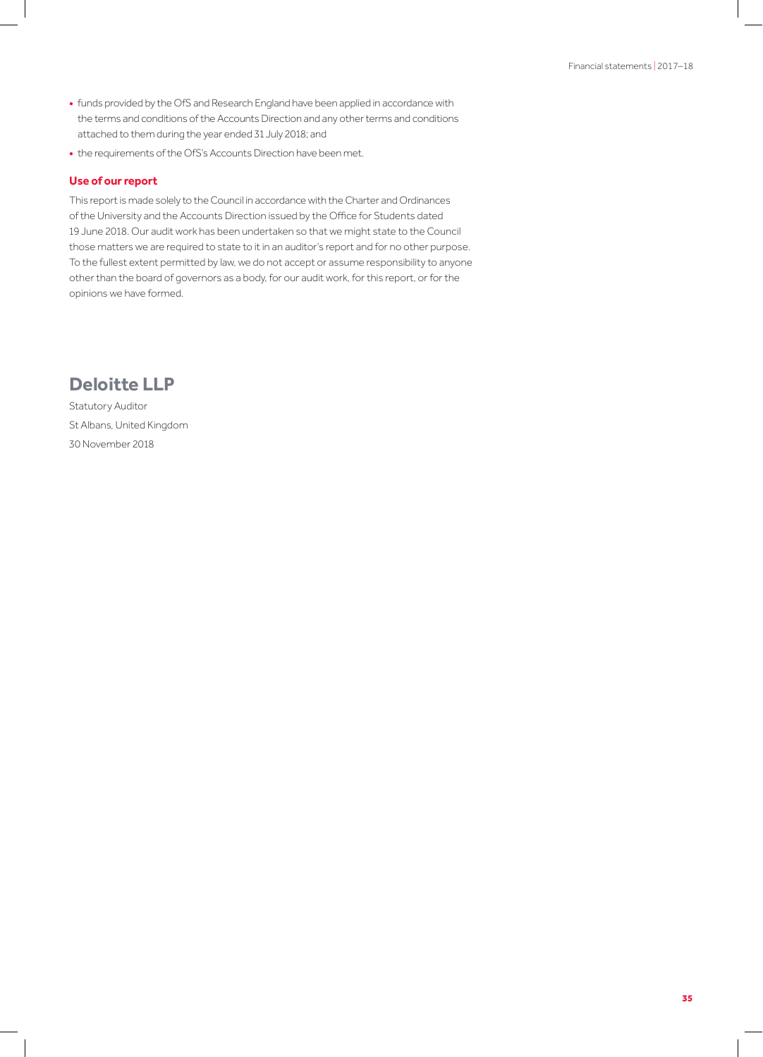- funds provided by the OfS and Research England have been applied in accordance with the terms and conditions of the Accounts Direction and any other terms and conditions attached to them during the year ended 31 July 2018; and
- the requirements of the OfS's Accounts Direction have been met.

### Use of our report

This report is made solely to the Council in accordance with the Charter and Ordinances of the University and the Accounts Direction issued by the Office for Students dated 19 June 2018. Our audit work has been undertaken so that we might state to the Council those matters we are required to state to it in an auditor's report and for no other purpose. To the fullest extent permitted by law, we do not accept or assume responsibility to anyone other than the board of governors as a body, for our audit work, for this report, or for the opinions we have formed.

## Deloitte LLP

Statutory Auditor

St Albans, United Kingdom

30 November 2018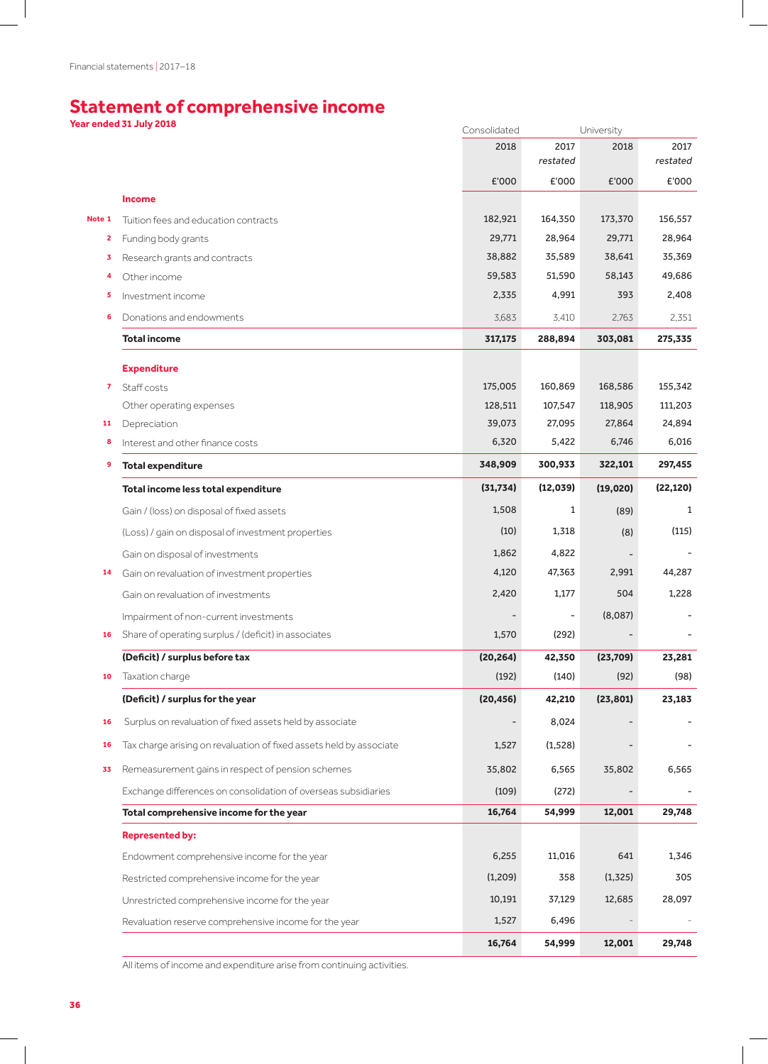# Statement of comprehensive income

**Year ended 31 July 2018**

| Note | | Consolidated 2018 £'000 | Consolidated 2017 *restated* £'000 | University 2018 £'000 | University 2017 *restated* £'000 |
|---|---|---|---|---|---|
| | **Income** | | | | |
| 1 | Tuition fees and education contracts | 182,921 | 164,350 | 173,370 | 156,557 |
| 2 | Funding body grants | 29,771 | 28,964 | 29,771 | 28,964 |
| 3 | Research grants and contracts | 38,882 | 35,589 | 38,641 | 35,369 |
| 4 | Other income | 59,583 | 51,590 | 58,143 | 49,686 |
| 5 | Investment income | 2,335 | 4,991 | 393 | 2,408 |
| 6 | Donations and endowments | 3,683 | 3,410 | 2,763 | 2,351 |
| | **Total income** | **317,175** | **288,894** | **303,081** | **275,335** |
| | **Expenditure** | | | | |
| 7 | Staff costs | 175,005 | 160,869 | 168,586 | 155,342 |
| | Other operating expenses | 128,511 | 107,547 | 118,905 | 111,203 |
| 11 | Depreciation | 39,073 | 27,095 | 27,864 | 24,894 |
| 8 | Interest and other finance costs | 6,320 | 5,422 | 6,746 | 6,016 |
| 9 | **Total expenditure** | **348,909** | **300,933** | **322,101** | **297,455** |
| | **Total income less total expenditure** | **(31,734)** | **(12,039)** | **(19,020)** | **(22,120)** |
| | Gain / (loss) on disposal of fixed assets | 1,508 | 1 | (89) | 1 |
| | (Loss) / gain on disposal of investment properties | (10) | 1,318 | (8) | (115) |
| | Gain on disposal of investments | 1,862 | 4,822 | - | - |
| 14 | Gain on revaluation of investment properties | 4,120 | 47,363 | 2,991 | 44,287 |
| | Gain on revaluation of investments | 2,420 | 1,177 | 504 | 1,228 |
| | Impairment of non-current investments | - | - | (8,087) | - |
| 16 | Share of operating surplus / (deficit) in associates | 1,570 | (292) | - | - |
| | **(Deficit) / surplus before tax** | **(20,264)** | **42,350** | **(23,709)** | **23,281** |
| 10 | Taxation charge | (192) | (140) | (92) | (98) |
| | **(Deficit) / surplus for the year** | **(20,456)** | **42,210** | **(23,801)** | **23,183** |
| 16 | Surplus on revaluation of fixed assets held by associate | - | 8,024 | - | - |
| 16 | Tax charge arising on revaluation of fixed assets held by associate | 1,527 | (1,528) | - | - |
| 33 | Remeasurement gains in respect of pension schemes | 35,802 | 6,565 | 35,802 | 6,565 |
| | Exchange differences on consolidation of overseas subsidiaries | (109) | (272) | - | - |
| | **Total comprehensive income for the year** | **16,764** | **54,999** | **12,001** | **29,748** |
| | **Represented by:** | | | | |
| | Endowment comprehensive income for the year | 6,255 | 11,016 | 641 | 1,346 |
| | Restricted comprehensive income for the year | (1,209) | 358 | (1,325) | 305 |
| | Unrestricted comprehensive income for the year | 10,191 | 37,129 | 12,685 | 28,097 |
| | Revaluation reserve comprehensive income for the year | 1,527 | 6,496 | - | - |
| | | **16,764** | **54,999** | **12,001** | **29,748** |

All items of income and expenditure arise from continuing activities.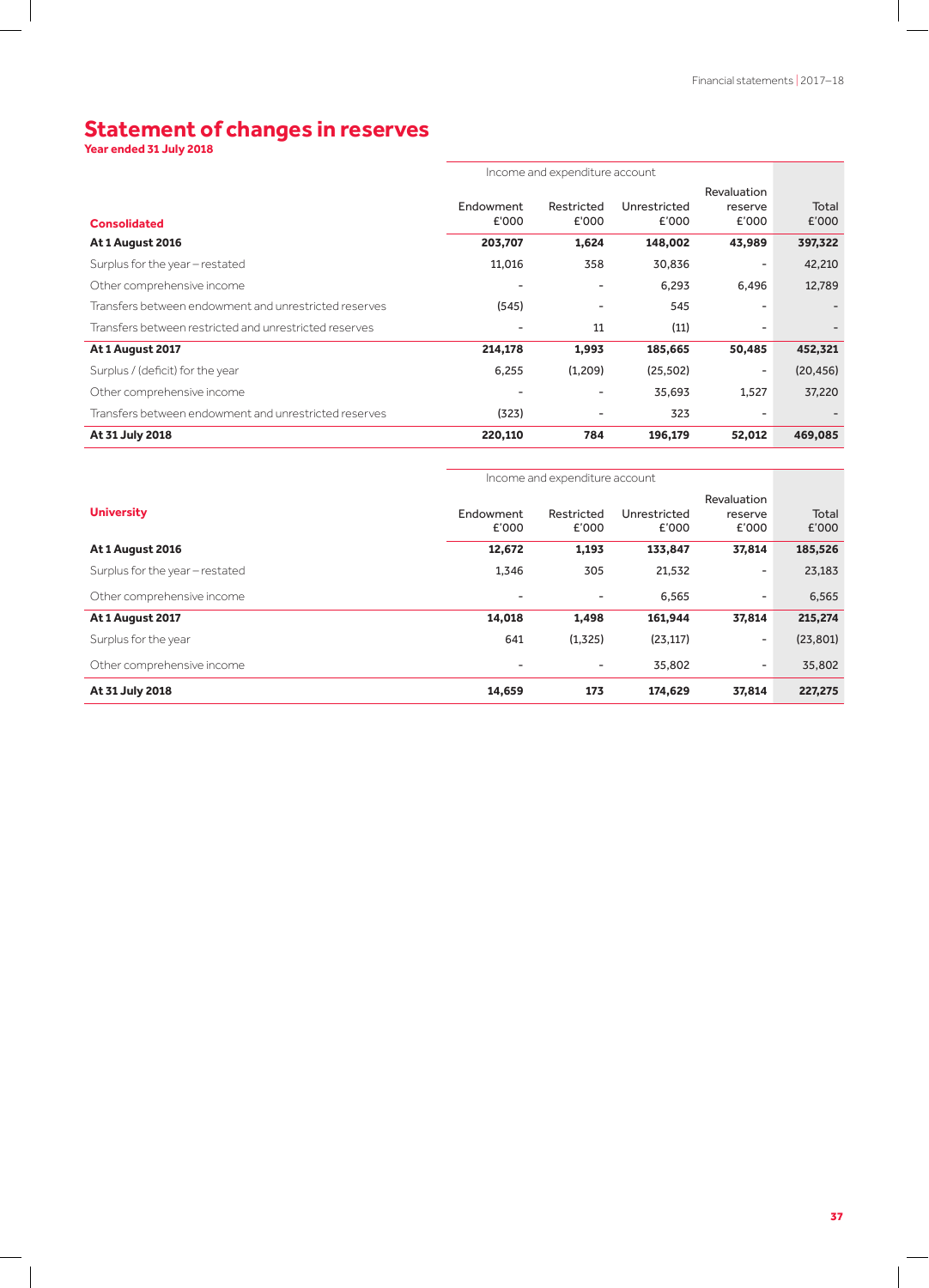# Statement of changes in reserves

**Year ended 31 July 2018**

| | Income and expenditure account | | | | |
|---|---|---|---|---|---|
| **Consolidated** | Endowment £'000 | Restricted £'000 | Unrestricted £'000 | Revaluation reserve £'000 | Total £'000 |
| **At 1 August 2016** | **203,707** | **1,624** | **148,002** | **43,989** | **397,322** |
| Surplus for the year – restated | 11,016 | 358 | 30,836 | - | 42,210 |
| Other comprehensive income | - | - | 6,293 | 6,496 | 12,789 |
| Transfers between endowment and unrestricted reserves | (545) | - | 545 | - | - |
| Transfers between restricted and unrestricted reserves | - | 11 | (11) | - | - |
| **At 1 August 2017** | **214,178** | **1,993** | **185,665** | **50,485** | **452,321** |
| Surplus / (deficit) for the year | 6,255 | (1,209) | (25,502) | - | (20,456) |
| Other comprehensive income | - | - | 35,693 | 1,527 | 37,220 |
| Transfers between endowment and unrestricted reserves | (323) | - | 323 | - | - |
| **At 31 July 2018** | **220,110** | **784** | **196,179** | **52,012** | **469,085** |

| | Income and expenditure account | | | | |
|---|---|---|---|---|---|
| **University** | Endowment £'000 | Restricted £'000 | Unrestricted £'000 | Revaluation reserve £'000 | Total £'000 |
| **At 1 August 2016** | **12,672** | **1,193** | **133,847** | **37,814** | **185,526** |
| Surplus for the year – restated | 1,346 | 305 | 21,532 | - | 23,183 |
| Other comprehensive income | - | - | 6,565 | - | 6,565 |
| **At 1 August 2017** | **14,018** | **1,498** | **161,944** | **37,814** | **215,274** |
| Surplus for the year | 641 | (1,325) | (23,117) | - | (23,801) |
| Other comprehensive income | - | - | 35,802 | - | 35,802 |
| **At 31 July 2018** | **14,659** | **173** | **174,629** | **37,814** | **227,275** |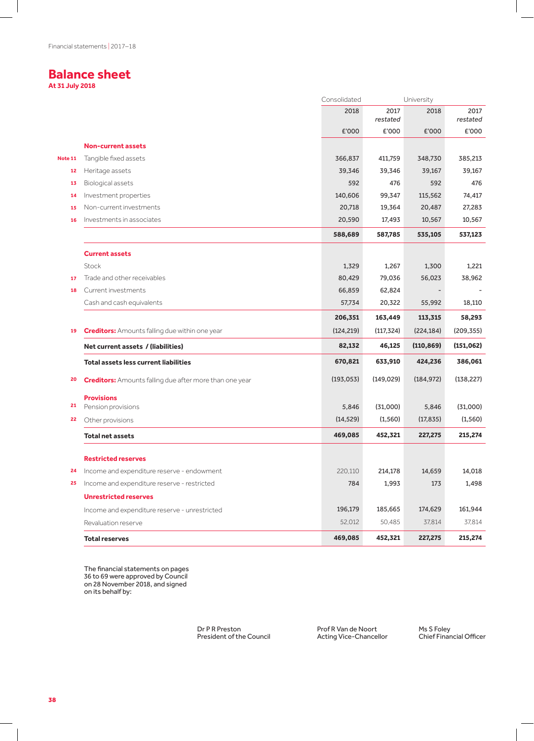Financial statements | 2017–18

# Balance sheet

**At 31 July 2018**

| Note | | Consolidated 2018 £'000 | Consolidated 2017 *restated* £'000 | University 2018 £'000 | University 2017 *restated* £'000 |
|---|---|---|---|---|---|
| | **Non-current assets** | | | | |
| Note 11 | Tangible fixed assets | 366,837 | 411,759 | 348,730 | 385,213 |
| 12 | Heritage assets | 39,346 | 39,346 | 39,167 | 39,167 |
| 13 | Biological assets | 592 | 476 | 592 | 476 |
| 14 | Investment properties | 140,606 | 99,347 | 115,562 | 74,417 |
| 15 | Non-current investments | 20,718 | 19,364 | 20,487 | 27,283 |
| 16 | Investments in associates | 20,590 | 17,493 | 10,567 | 10,567 |
| | | **588,689** | **587,785** | **535,105** | **537,123** |
| | **Current assets** | | | | |
| | Stock | 1,329 | 1,267 | 1,300 | 1,221 |
| 17 | Trade and other receivables | 80,429 | 79,036 | 56,023 | 38,962 |
| 18 | Current investments | 66,859 | 62,824 | - | - |
| | Cash and cash equivalents | 57,734 | 20,322 | 55,992 | 18,110 |
| | | **206,351** | **163,449** | **113,315** | **58,293** |
| 19 | **Creditors:** Amounts falling due within one year | (124,219) | (117,324) | (224,184) | (209,355) |
| | **Net current assets / (liabilities)** | **82,132** | **46,125** | **(110,869)** | **(151,062)** |
| | **Total assets less current liabilities** | **670,821** | **633,910** | **424,236** | **386,061** |
| 20 | **Creditors:** Amounts falling due after more than one year | (193,053) | (149,029) | (184,972) | (138,227) |
| | **Provisions** | | | | |
| 21 | Pension provisions | 5,846 | (31,000) | 5,846 | (31,000) |
| 22 | Other provisions | (14,529) | (1,560) | (17,835) | (1,560) |
| | **Total net assets** | **469,085** | **452,321** | **227,275** | **215,274** |
| | **Restricted reserves** | | | | |
| 24 | Income and expenditure reserve - endowment | 220,110 | 214,178 | 14,659 | 14,018 |
| 25 | Income and expenditure reserve - restricted | 784 | 1,993 | 173 | 1,498 |
| | **Unrestricted reserves** | | | | |
| | Income and expenditure reserve - unrestricted | 196,179 | 185,665 | 174,629 | 161,944 |
| | Revaluation reserve | 52,012 | 50,485 | 37,814 | 37,814 |
| | **Total reserves** | **469,085** | **452,321** | **227,275** | **215,274** |

The financial statements on pages 36 to 69 were approved by Council on 28 November 2018, and signed on its behalf by:

Dr P R Preston
President of the Council

Prof R Van de Noort
Acting Vice-Chancellor

Ms S Foley
Chief Financial Officer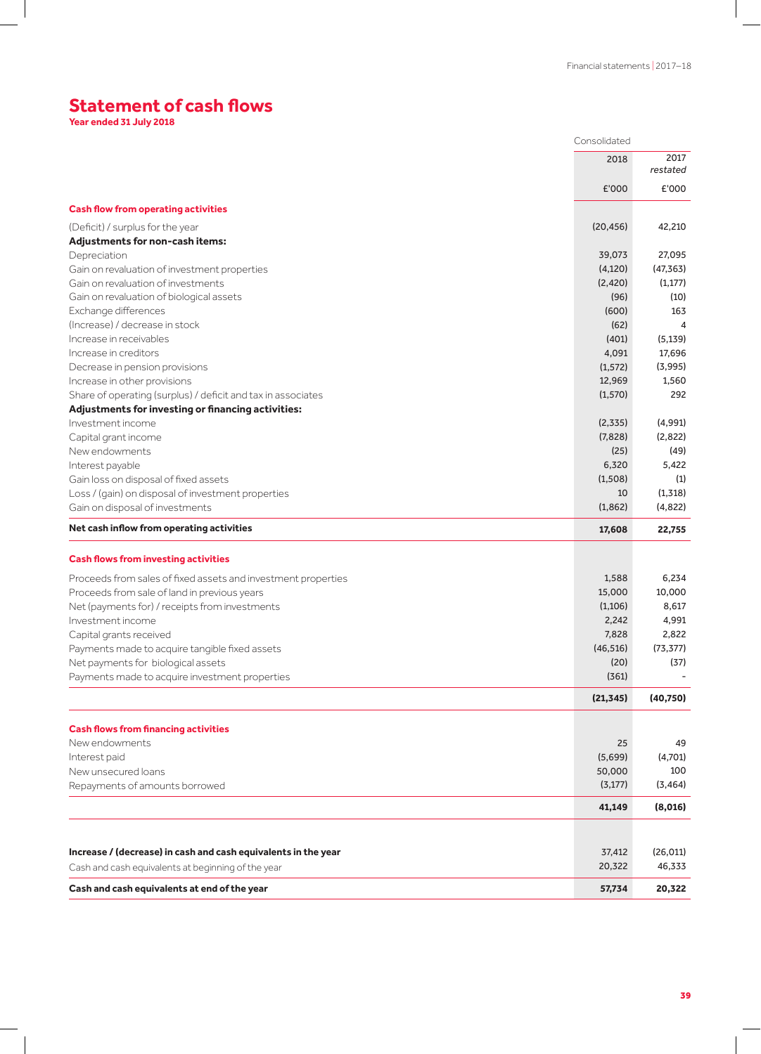# Statement of cash flows

**Year ended 31 July 2018**

| | Consolidated | |
|---|---|---|
| | 2018 | 2017 *restated* |
| | £'000 | £'000 |
| **Cash flow from operating activities** | | |
| (Deficit) / surplus for the year | (20,456) | 42,210 |
| **Adjustments for non-cash items:** | | |
| Depreciation | 39,073 | 27,095 |
| Gain on revaluation of investment properties | (4,120) | (47,363) |
| Gain on revaluation of investments | (2,420) | (1,177) |
| Gain on revaluation of biological assets | (96) | (10) |
| Exchange differences | (600) | 163 |
| (Increase) / decrease in stock | (62) | 4 |
| Increase in receivables | (401) | (5,139) |
| Increase in creditors | 4,091 | 17,696 |
| Decrease in pension provisions | (1,572) | (3,995) |
| Increase in other provisions | 12,969 | 1,560 |
| Share of operating (surplus) / deficit and tax in associates | (1,570) | 292 |
| **Adjustments for investing or financing activities:** | | |
| Investment income | (2,335) | (4,991) |
| Capital grant income | (7,828) | (2,822) |
| New endowments | (25) | (49) |
| Interest payable | 6,320 | 5,422 |
| Gain loss on disposal of fixed assets | (1,508) | (1) |
| Loss / (gain) on disposal of investment properties | 10 | (1,318) |
| Gain on disposal of investments | (1,862) | (4,822) |
| **Net cash inflow from operating activities** | **17,608** | **22,755** |
| **Cash flows from investing activities** | | |
| Proceeds from sales of fixed assets and investment properties | 1,588 | 6,234 |
| Proceeds from sale of land in previous years | 15,000 | 10,000 |
| Net (payments for) / receipts from investments | (1,106) | 8,617 |
| Investment income | 2,242 | 4,991 |
| Capital grants received | 7,828 | 2,822 |
| Payments made to acquire tangible fixed assets | (46,516) | (73,377) |
| Net payments for biological assets | (20) | (37) |
| Payments made to acquire investment properties | (361) | - |
| | **(21,345)** | **(40,750)** |
| **Cash flows from financing activities** | | |
| New endowments | 25 | 49 |
| Interest paid | (5,699) | (4,701) |
| New unsecured loans | 50,000 | 100 |
| Repayments of amounts borrowed | (3,177) | (3,464) |
| | **41,149** | **(8,016)** |
| **Increase / (decrease) in cash and cash equivalents in the year** | 37,412 | (26,011) |
| Cash and cash equivalents at beginning of the year | 20,322 | 46,333 |
| **Cash and cash equivalents at end of the year** | **57,734** | **20,322** |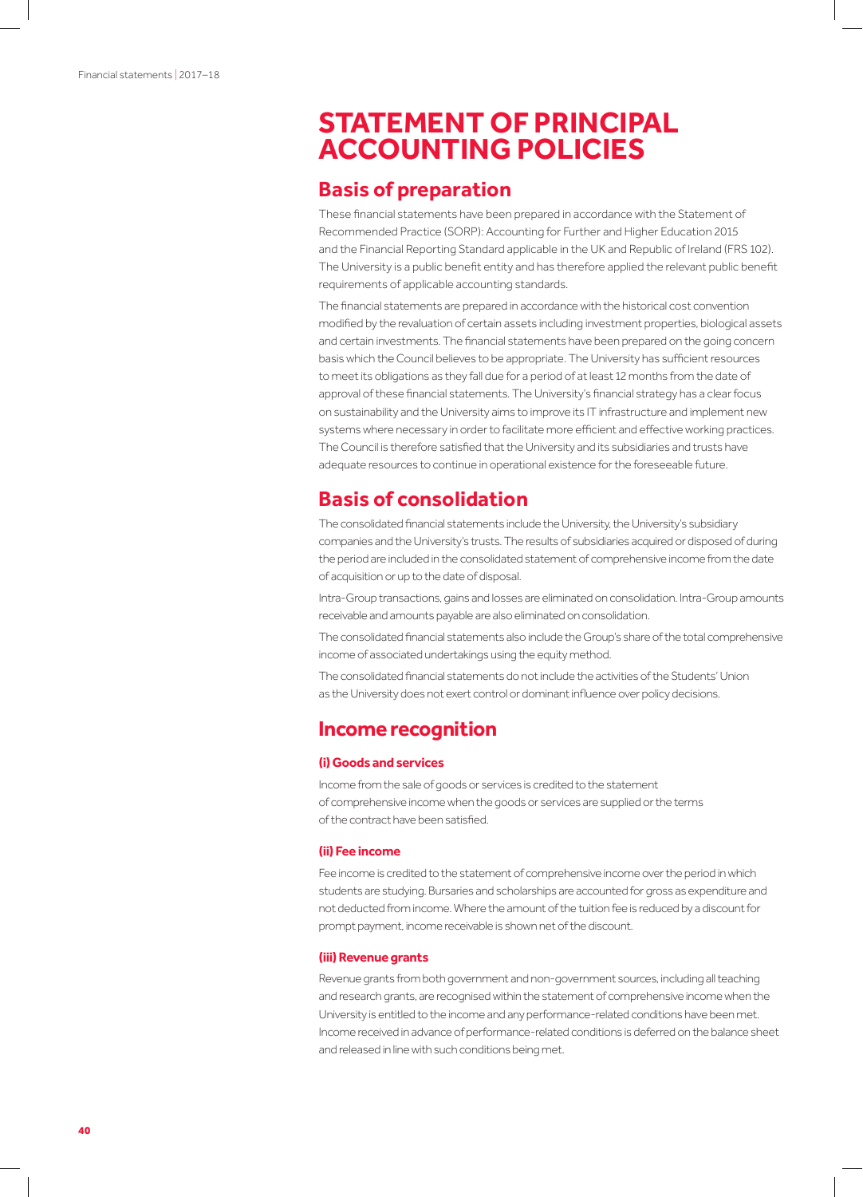# STATEMENT OF PRINCIPAL ACCOUNTING POLICIES

## Basis of preparation

These financial statements have been prepared in accordance with the Statement of Recommended Practice (SORP): Accounting for Further and Higher Education 2015 and the Financial Reporting Standard applicable in the UK and Republic of Ireland (FRS 102). The University is a public benefit entity and has therefore applied the relevant public benefit requirements of applicable accounting standards.

The financial statements are prepared in accordance with the historical cost convention modified by the revaluation of certain assets including investment properties, biological assets and certain investments. The financial statements have been prepared on the going concern basis which the Council believes to be appropriate. The University has sufficient resources to meet its obligations as they fall due for a period of at least 12 months from the date of approval of these financial statements. The University's financial strategy has a clear focus on sustainability and the University aims to improve its IT infrastructure and implement new systems where necessary in order to facilitate more efficient and effective working practices. The Council is therefore satisfied that the University and its subsidiaries and trusts have adequate resources to continue in operational existence for the foreseeable future.

## Basis of consolidation

The consolidated financial statements include the University, the University's subsidiary companies and the University's trusts. The results of subsidiaries acquired or disposed of during the period are included in the consolidated statement of comprehensive income from the date of acquisition or up to the date of disposal.

Intra-Group transactions, gains and losses are eliminated on consolidation. Intra-Group amounts receivable and amounts payable are also eliminated on consolidation.

The consolidated financial statements also include the Group's share of the total comprehensive income of associated undertakings using the equity method.

The consolidated financial statements do not include the activities of the Students' Union as the University does not exert control or dominant influence over policy decisions.

## Income recognition

### (i) Goods and services

Income from the sale of goods or services is credited to the statement of comprehensive income when the goods or services are supplied or the terms of the contract have been satisfied.

### (ii) Fee income

Fee income is credited to the statement of comprehensive income over the period in which students are studying. Bursaries and scholarships are accounted for gross as expenditure and not deducted from income. Where the amount of the tuition fee is reduced by a discount for prompt payment, income receivable is shown net of the discount.

### (iii) Revenue grants

Revenue grants from both government and non-government sources, including all teaching and research grants, are recognised within the statement of comprehensive income when the University is entitled to the income and any performance-related conditions have been met. Income received in advance of performance-related conditions is deferred on the balance sheet and released in line with such conditions being met.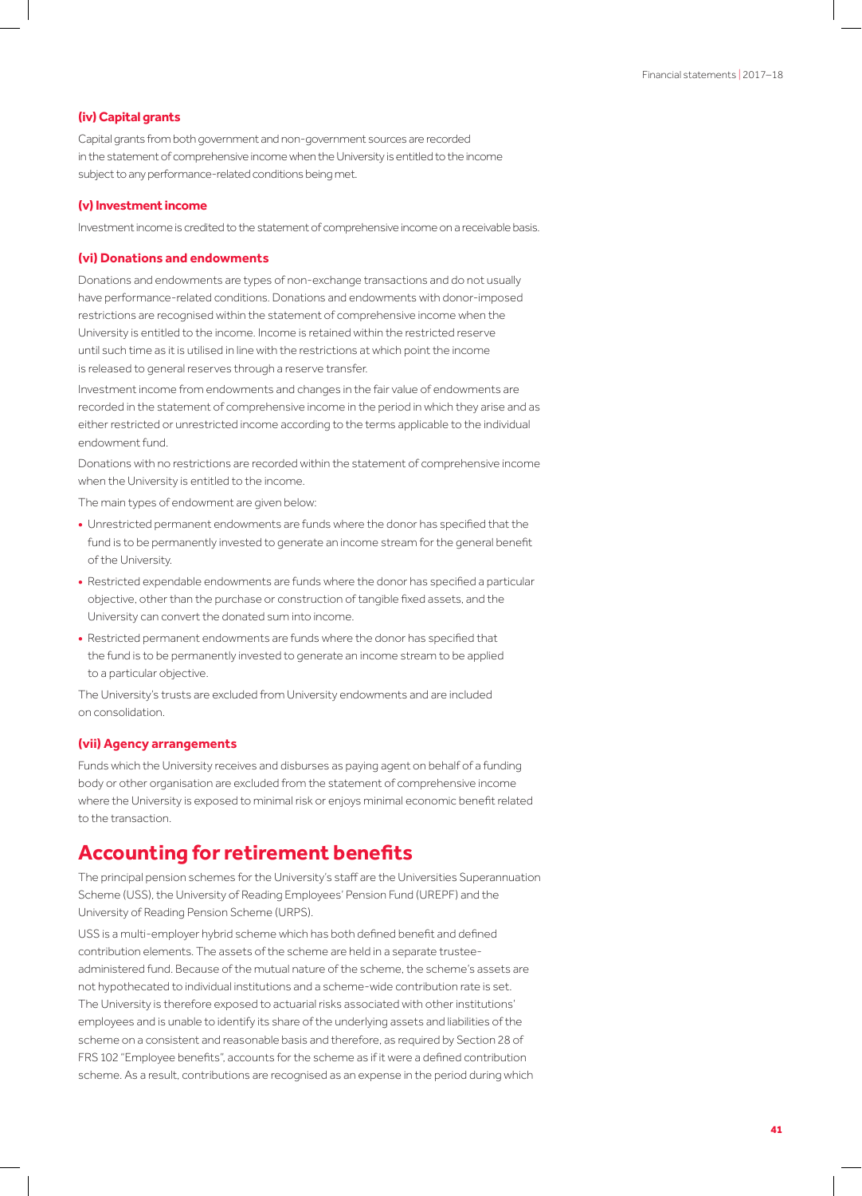#### (iv) Capital grants

Capital grants from both government and non-government sources are recorded in the statement of comprehensive income when the University is entitled to the income subject to any performance-related conditions being met.

#### (v) Investment income

Investment income is credited to the statement of comprehensive income on a receivable basis.

#### (vi) Donations and endowments

Donations and endowments are types of non-exchange transactions and do not usually have performance-related conditions. Donations and endowments with donor-imposed restrictions are recognised within the statement of comprehensive income when the University is entitled to the income. Income is retained within the restricted reserve until such time as it is utilised in line with the restrictions at which point the income is released to general reserves through a reserve transfer.

Investment income from endowments and changes in the fair value of endowments are recorded in the statement of comprehensive income in the period in which they arise and as either restricted or unrestricted income according to the terms applicable to the individual endowment fund.

Donations with no restrictions are recorded within the statement of comprehensive income when the University is entitled to the income.

The main types of endowment are given below:

- Unrestricted permanent endowments are funds where the donor has specified that the fund is to be permanently invested to generate an income stream for the general benefit of the University.
- Restricted expendable endowments are funds where the donor has specified a particular objective, other than the purchase or construction of tangible fixed assets, and the University can convert the donated sum into income.
- Restricted permanent endowments are funds where the donor has specified that the fund is to be permanently invested to generate an income stream to be applied to a particular objective.

The University's trusts are excluded from University endowments and are included on consolidation.

#### (vii) Agency arrangements

Funds which the University receives and disburses as paying agent on behalf of a funding body or other organisation are excluded from the statement of comprehensive income where the University is exposed to minimal risk or enjoys minimal economic benefit related to the transaction.

## Accounting for retirement benefits

The principal pension schemes for the University's staff are the Universities Superannuation Scheme (USS), the University of Reading Employees' Pension Fund (UREPF) and the University of Reading Pension Scheme (URPS).

USS is a multi-employer hybrid scheme which has both defined benefit and defined contribution elements. The assets of the scheme are held in a separate trustee-administered fund. Because of the mutual nature of the scheme, the scheme's assets are not hypothecated to individual institutions and a scheme-wide contribution rate is set. The University is therefore exposed to actuarial risks associated with other institutions' employees and is unable to identify its share of the underlying assets and liabilities of the scheme on a consistent and reasonable basis and therefore, as required by Section 28 of FRS 102 "Employee benefits", accounts for the scheme as if it were a defined contribution scheme. As a result, contributions are recognised as an expense in the period during which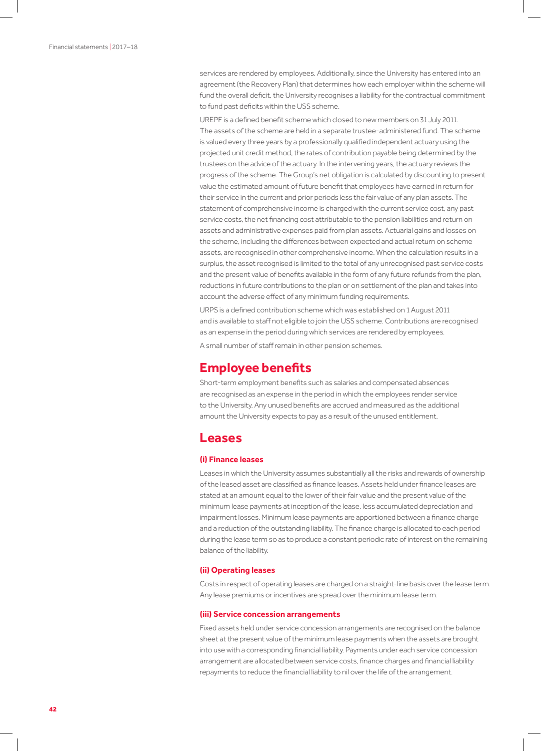services are rendered by employees. Additionally, since the University has entered into an agreement (the Recovery Plan) that determines how each employer within the scheme will fund the overall deficit, the University recognises a liability for the contractual commitment to fund past deficits within the USS scheme.

UREPF is a defined benefit scheme which closed to new members on 31 July 2011. The assets of the scheme are held in a separate trustee-administered fund. The scheme is valued every three years by a professionally qualified independent actuary using the projected unit credit method, the rates of contribution payable being determined by the trustees on the advice of the actuary. In the intervening years, the actuary reviews the progress of the scheme. The Group's net obligation is calculated by discounting to present value the estimated amount of future benefit that employees have earned in return for their service in the current and prior periods less the fair value of any plan assets. The statement of comprehensive income is charged with the current service cost, any past service costs, the net financing cost attributable to the pension liabilities and return on assets and administrative expenses paid from plan assets. Actuarial gains and losses on the scheme, including the differences between expected and actual return on scheme assets, are recognised in other comprehensive income. When the calculation results in a surplus, the asset recognised is limited to the total of any unrecognised past service costs and the present value of benefits available in the form of any future refunds from the plan, reductions in future contributions to the plan or on settlement of the plan and takes into account the adverse effect of any minimum funding requirements.

URPS is a defined contribution scheme which was established on 1 August 2011 and is available to staff not eligible to join the USS scheme. Contributions are recognised as an expense in the period during which services are rendered by employees.

A small number of staff remain in other pension schemes.

## Employee benefits

Short-term employment benefits such as salaries and compensated absences are recognised as an expense in the period in which the employees render service to the University. Any unused benefits are accrued and measured as the additional amount the University expects to pay as a result of the unused entitlement.

## Leases

### (i) Finance leases

Leases in which the University assumes substantially all the risks and rewards of ownership of the leased asset are classified as finance leases. Assets held under finance leases are stated at an amount equal to the lower of their fair value and the present value of the minimum lease payments at inception of the lease, less accumulated depreciation and impairment losses. Minimum lease payments are apportioned between a finance charge and a reduction of the outstanding liability. The finance charge is allocated to each period during the lease term so as to produce a constant periodic rate of interest on the remaining balance of the liability.

### (ii) Operating leases

Costs in respect of operating leases are charged on a straight-line basis over the lease term. Any lease premiums or incentives are spread over the minimum lease term.

### (iii) Service concession arrangements

Fixed assets held under service concession arrangements are recognised on the balance sheet at the present value of the minimum lease payments when the assets are brought into use with a corresponding financial liability. Payments under each service concession arrangement are allocated between service costs, finance charges and financial liability repayments to reduce the financial liability to nil over the life of the arrangement.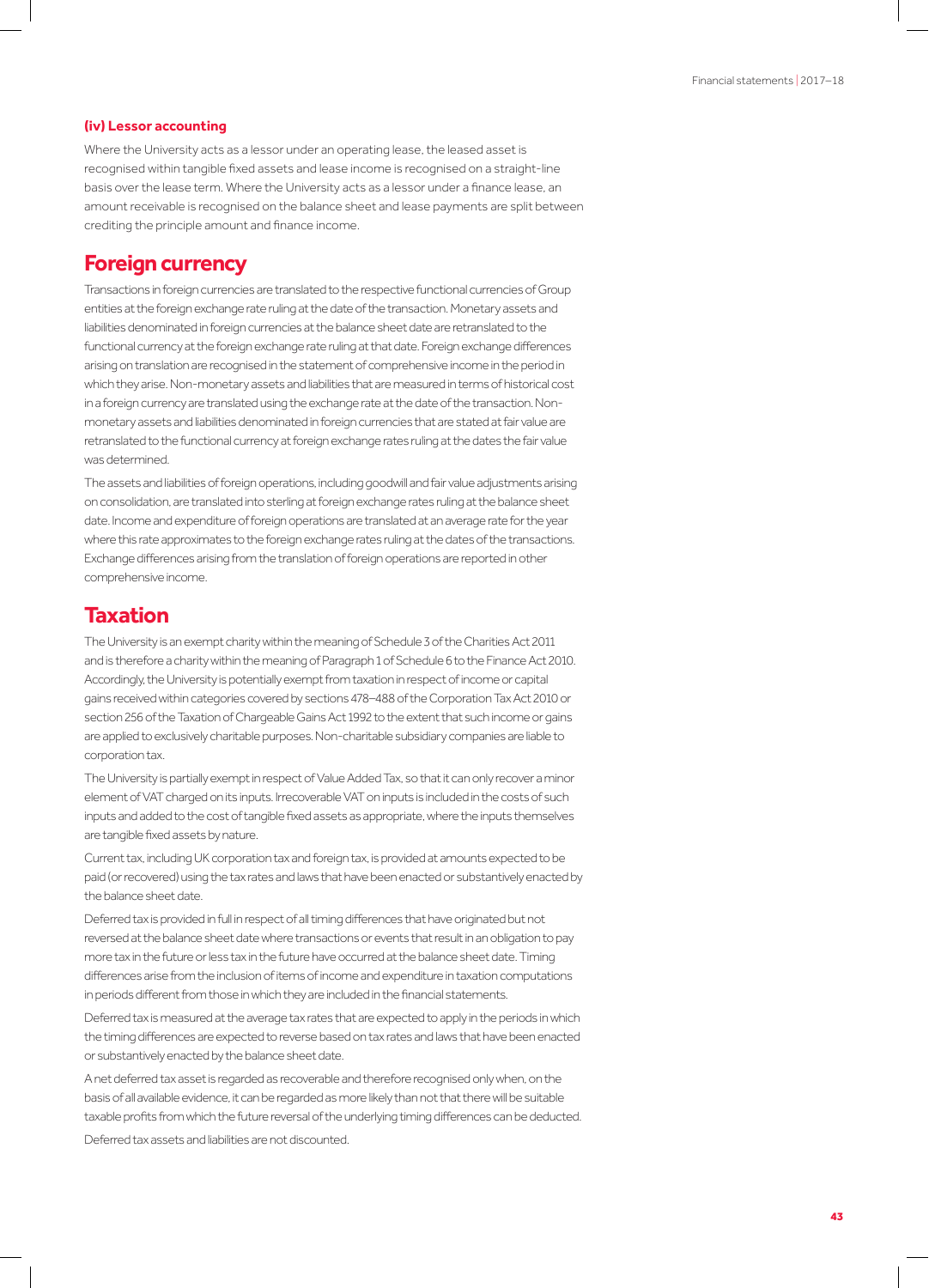#### (iv) Lessor accounting

Where the University acts as a lessor under an operating lease, the leased asset is recognised within tangible fixed assets and lease income is recognised on a straight-line basis over the lease term. Where the University acts as a lessor under a finance lease, an amount receivable is recognised on the balance sheet and lease payments are split between crediting the principle amount and finance income.

## Foreign currency

Transactions in foreign currencies are translated to the respective functional currencies of Group entities at the foreign exchange rate ruling at the date of the transaction. Monetary assets and liabilities denominated in foreign currencies at the balance sheet date are retranslated to the functional currency at the foreign exchange rate ruling at that date. Foreign exchange differences arising on translation are recognised in the statement of comprehensive income in the period in which they arise. Non-monetary assets and liabilities that are measured in terms of historical cost in a foreign currency are translated using the exchange rate at the date of the transaction. Non-monetary assets and liabilities denominated in foreign currencies that are stated at fair value are retranslated to the functional currency at foreign exchange rates ruling at the dates the fair value was determined.

The assets and liabilities of foreign operations, including goodwill and fair value adjustments arising on consolidation, are translated into sterling at foreign exchange rates ruling at the balance sheet date. Income and expenditure of foreign operations are translated at an average rate for the year where this rate approximates to the foreign exchange rates ruling at the dates of the transactions. Exchange differences arising from the translation of foreign operations are reported in other comprehensive income.

## Taxation

The University is an exempt charity within the meaning of Schedule 3 of the Charities Act 2011 and is therefore a charity within the meaning of Paragraph 1 of Schedule 6 to the Finance Act 2010. Accordingly, the University is potentially exempt from taxation in respect of income or capital gains received within categories covered by sections 478–488 of the Corporation Tax Act 2010 or section 256 of the Taxation of Chargeable Gains Act 1992 to the extent that such income or gains are applied to exclusively charitable purposes. Non-charitable subsidiary companies are liable to corporation tax.

The University is partially exempt in respect of Value Added Tax, so that it can only recover a minor element of VAT charged on its inputs. Irrecoverable VAT on inputs is included in the costs of such inputs and added to the cost of tangible fixed assets as appropriate, where the inputs themselves are tangible fixed assets by nature.

Current tax, including UK corporation tax and foreign tax, is provided at amounts expected to be paid (or recovered) using the tax rates and laws that have been enacted or substantively enacted by the balance sheet date.

Deferred tax is provided in full in respect of all timing differences that have originated but not reversed at the balance sheet date where transactions or events that result in an obligation to pay more tax in the future or less tax in the future have occurred at the balance sheet date. Timing differences arise from the inclusion of items of income and expenditure in taxation computations in periods different from those in which they are included in the financial statements.

Deferred tax is measured at the average tax rates that are expected to apply in the periods in which the timing differences are expected to reverse based on tax rates and laws that have been enacted or substantively enacted by the balance sheet date.

A net deferred tax asset is regarded as recoverable and therefore recognised only when, on the basis of all available evidence, it can be regarded as more likely than not that there will be suitable taxable profits from which the future reversal of the underlying timing differences can be deducted.

Deferred tax assets and liabilities are not discounted.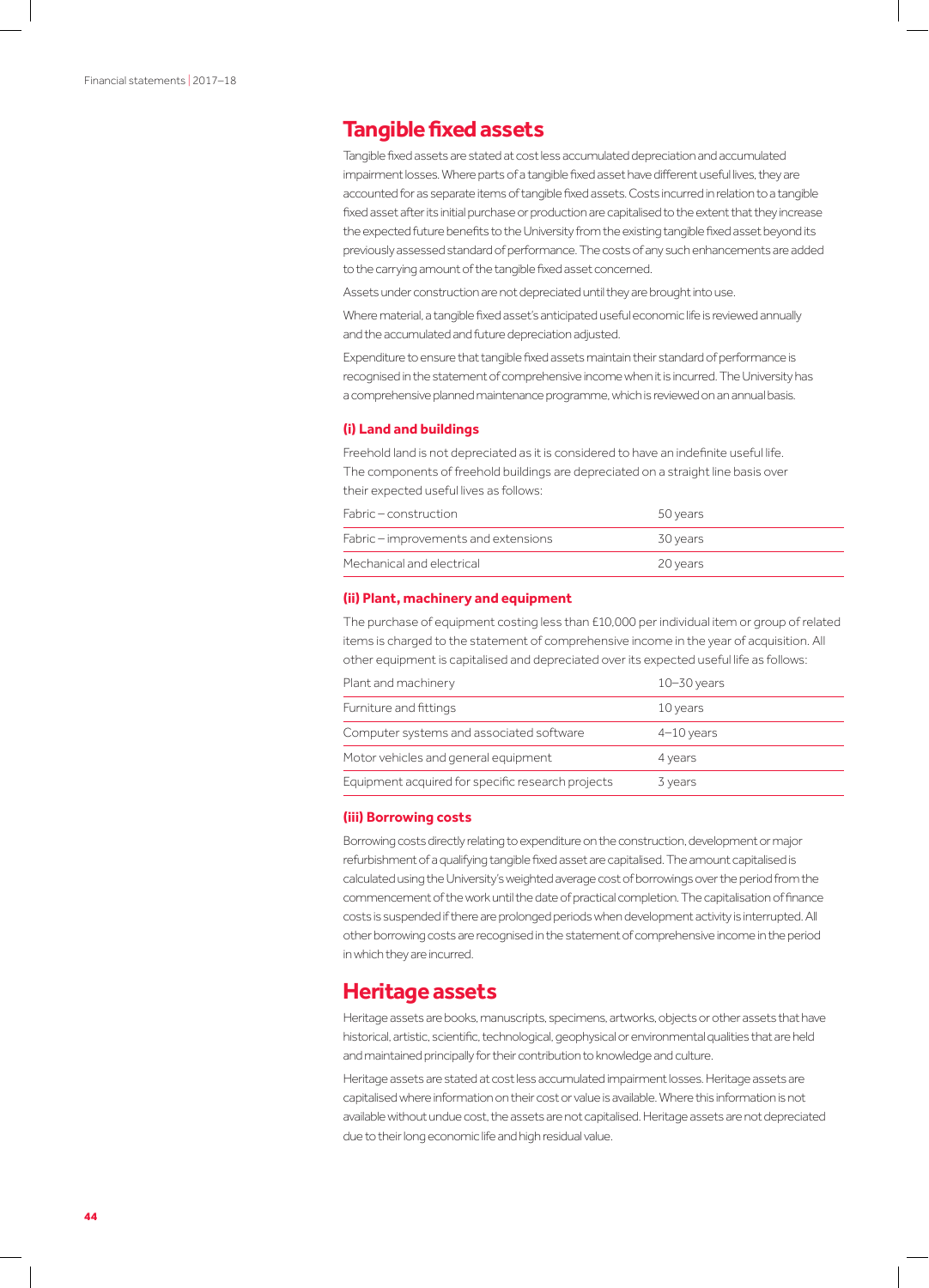## Tangible fixed assets

Tangible fixed assets are stated at cost less accumulated depreciation and accumulated impairment losses. Where parts of a tangible fixed asset have different useful lives, they are accounted for as separate items of tangible fixed assets. Costs incurred in relation to a tangible fixed asset after its initial purchase or production are capitalised to the extent that they increase the expected future benefits to the University from the existing tangible fixed asset beyond its previously assessed standard of performance. The costs of any such enhancements are added to the carrying amount of the tangible fixed asset concerned.

Assets under construction are not depreciated until they are brought into use.

Where material, a tangible fixed asset's anticipated useful economic life is reviewed annually and the accumulated and future depreciation adjusted.

Expenditure to ensure that tangible fixed assets maintain their standard of performance is recognised in the statement of comprehensive income when it is incurred. The University has a comprehensive planned maintenance programme, which is reviewed on an annual basis.

### (i) Land and buildings

Freehold land is not depreciated as it is considered to have an indefinite useful life. The components of freehold buildings are depreciated on a straight line basis over their expected useful lives as follows:

| | |
|---|---|
| Fabric – construction | 50 years |
| Fabric – improvements and extensions | 30 years |
| Mechanical and electrical | 20 years |

### (ii) Plant, machinery and equipment

The purchase of equipment costing less than £10,000 per individual item or group of related items is charged to the statement of comprehensive income in the year of acquisition. All other equipment is capitalised and depreciated over its expected useful life as follows:

| | |
|---|---|
| Plant and machinery | 10–30 years |
| Furniture and fittings | 10 years |
| Computer systems and associated software | 4–10 years |
| Motor vehicles and general equipment | 4 years |
| Equipment acquired for specific research projects | 3 years |

### (iii) Borrowing costs

Borrowing costs directly relating to expenditure on the construction, development or major refurbishment of a qualifying tangible fixed asset are capitalised. The amount capitalised is calculated using the University's weighted average cost of borrowings over the period from the commencement of the work until the date of practical completion. The capitalisation of finance costs is suspended if there are prolonged periods when development activity is interrupted. All other borrowing costs are recognised in the statement of comprehensive income in the period in which they are incurred.

## Heritage assets

Heritage assets are books, manuscripts, specimens, artworks, objects or other assets that have historical, artistic, scientific, technological, geophysical or environmental qualities that are held and maintained principally for their contribution to knowledge and culture.

Heritage assets are stated at cost less accumulated impairment losses. Heritage assets are capitalised where information on their cost or value is available. Where this information is not available without undue cost, the assets are not capitalised. Heritage assets are not depreciated due to their long economic life and high residual value.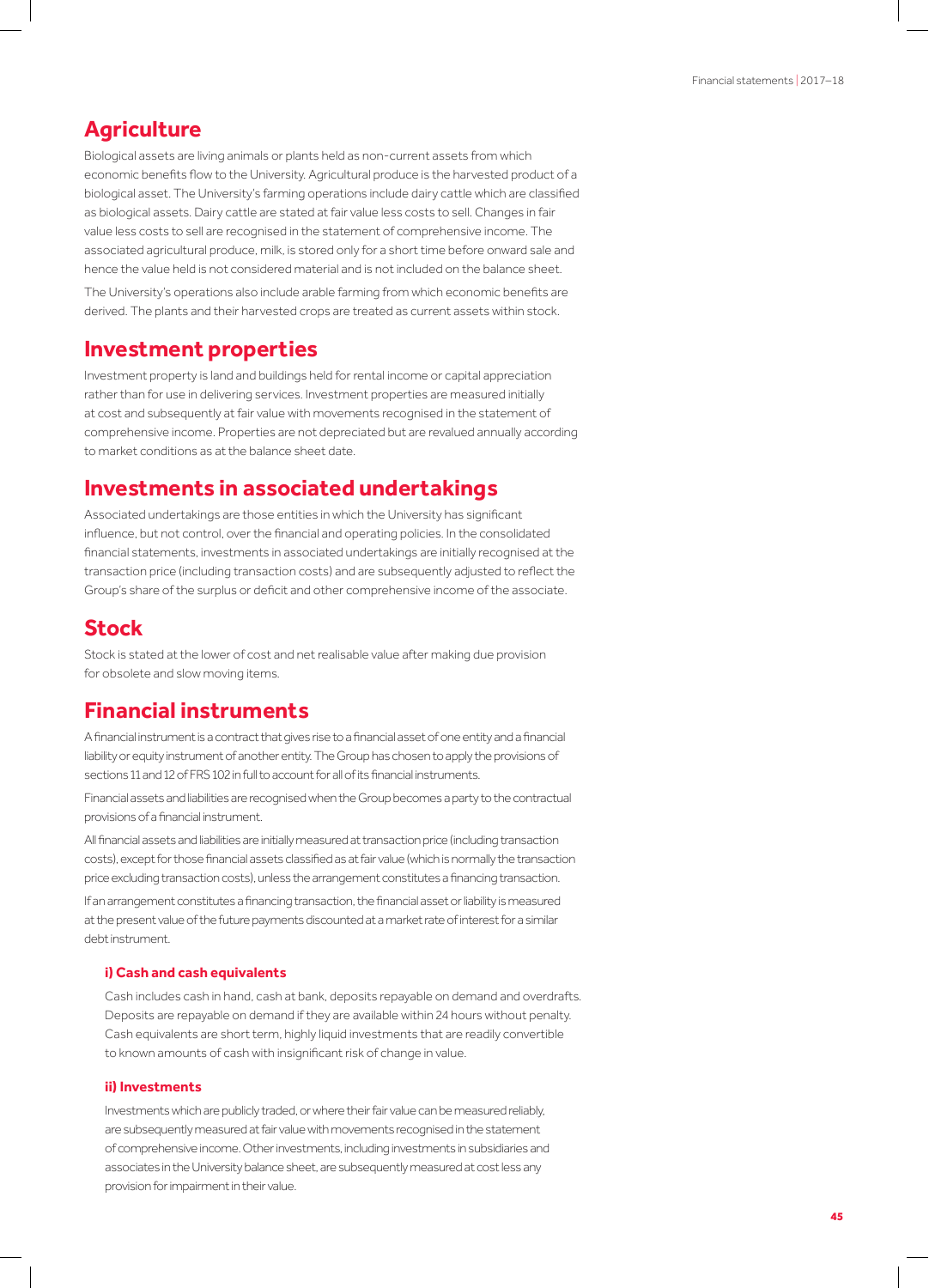## Agriculture

Biological assets are living animals or plants held as non-current assets from which economic benefits flow to the University. Agricultural produce is the harvested product of a biological asset. The University's farming operations include dairy cattle which are classified as biological assets. Dairy cattle are stated at fair value less costs to sell. Changes in fair value less costs to sell are recognised in the statement of comprehensive income. The associated agricultural produce, milk, is stored only for a short time before onward sale and hence the value held is not considered material and is not included on the balance sheet.

The University's operations also include arable farming from which economic benefits are derived. The plants and their harvested crops are treated as current assets within stock.

## Investment properties

Investment property is land and buildings held for rental income or capital appreciation rather than for use in delivering services. Investment properties are measured initially at cost and subsequently at fair value with movements recognised in the statement of comprehensive income. Properties are not depreciated but are revalued annually according to market conditions as at the balance sheet date.

## Investments in associated undertakings

Associated undertakings are those entities in which the University has significant influence, but not control, over the financial and operating policies. In the consolidated financial statements, investments in associated undertakings are initially recognised at the transaction price (including transaction costs) and are subsequently adjusted to reflect the Group's share of the surplus or deficit and other comprehensive income of the associate.

## Stock

Stock is stated at the lower of cost and net realisable value after making due provision for obsolete and slow moving items.

## Financial instruments

A financial instrument is a contract that gives rise to a financial asset of one entity and a financial liability or equity instrument of another entity. The Group has chosen to apply the provisions of sections 11 and 12 of FRS 102 in full to account for all of its financial instruments.

Financial assets and liabilities are recognised when the Group becomes a party to the contractual provisions of a financial instrument.

All financial assets and liabilities are initially measured at transaction price (including transaction costs), except for those financial assets classified as at fair value (which is normally the transaction price excluding transaction costs), unless the arrangement constitutes a financing transaction.

If an arrangement constitutes a financing transaction, the financial asset or liability is measured at the present value of the future payments discounted at a market rate of interest for a similar debt instrument.

### i) Cash and cash equivalents

Cash includes cash in hand, cash at bank, deposits repayable on demand and overdrafts. Deposits are repayable on demand if they are available within 24 hours without penalty. Cash equivalents are short term, highly liquid investments that are readily convertible to known amounts of cash with insignificant risk of change in value.

### ii) Investments

Investments which are publicly traded, or where their fair value can be measured reliably, are subsequently measured at fair value with movements recognised in the statement of comprehensive income. Other investments, including investments in subsidiaries and associates in the University balance sheet, are subsequently measured at cost less any provision for impairment in their value.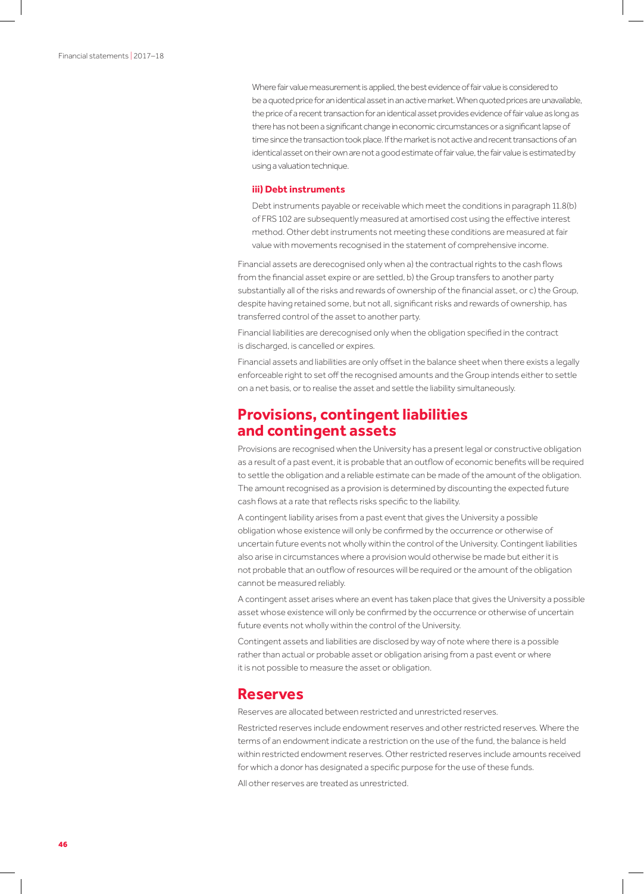Where fair value measurement is applied, the best evidence of fair value is considered to be a quoted price for an identical asset in an active market. When quoted prices are unavailable, the price of a recent transaction for an identical asset provides evidence of fair value as long as there has not been a significant change in economic circumstances or a significant lapse of time since the transaction took place. If the market is not active and recent transactions of an identical asset on their own are not a good estimate of fair value, the fair value is estimated by using a valuation technique.

**iii) Debt instruments**

Debt instruments payable or receivable which meet the conditions in paragraph 11.8(b) of FRS 102 are subsequently measured at amortised cost using the effective interest method. Other debt instruments not meeting these conditions are measured at fair value with movements recognised in the statement of comprehensive income.

Financial assets are derecognised only when a) the contractual rights to the cash flows from the financial asset expire or are settled, b) the Group transfers to another party substantially all of the risks and rewards of ownership of the financial asset, or c) the Group, despite having retained some, but not all, significant risks and rewards of ownership, has transferred control of the asset to another party.

Financial liabilities are derecognised only when the obligation specified in the contract is discharged, is cancelled or expires.

Financial assets and liabilities are only offset in the balance sheet when there exists a legally enforceable right to set off the recognised amounts and the Group intends either to settle on a net basis, or to realise the asset and settle the liability simultaneously.

## Provisions, contingent liabilities and contingent assets

Provisions are recognised when the University has a present legal or constructive obligation as a result of a past event, it is probable that an outflow of economic benefits will be required to settle the obligation and a reliable estimate can be made of the amount of the obligation. The amount recognised as a provision is determined by discounting the expected future cash flows at a rate that reflects risks specific to the liability.

A contingent liability arises from a past event that gives the University a possible obligation whose existence will only be confirmed by the occurrence or otherwise of uncertain future events not wholly within the control of the University. Contingent liabilities also arise in circumstances where a provision would otherwise be made but either it is not probable that an outflow of resources will be required or the amount of the obligation cannot be measured reliably.

A contingent asset arises where an event has taken place that gives the University a possible asset whose existence will only be confirmed by the occurrence or otherwise of uncertain future events not wholly within the control of the University.

Contingent assets and liabilities are disclosed by way of note where there is a possible rather than actual or probable asset or obligation arising from a past event or where it is not possible to measure the asset or obligation.

## Reserves

Reserves are allocated between restricted and unrestricted reserves.

Restricted reserves include endowment reserves and other restricted reserves. Where the terms of an endowment indicate a restriction on the use of the fund, the balance is held within restricted endowment reserves. Other restricted reserves include amounts received for which a donor has designated a specific purpose for the use of these funds.

All other reserves are treated as unrestricted.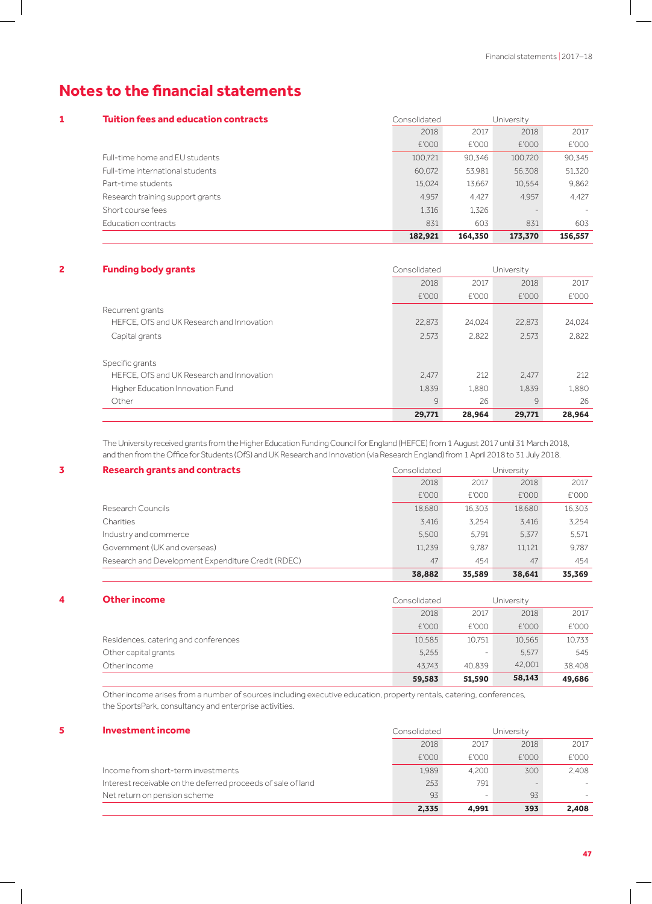# Notes to the financial statements

## 1 Tuition fees and education contracts

| | Consolidated | | University | |
|---|---|---|---|---|
| | 2018 | 2017 | 2018 | 2017 |
| | £'000 | £'000 | £'000 | £'000 |
| Full-time home and EU students | 100,721 | 90,346 | 100,720 | 90,345 |
| Full-time international students | 60,072 | 53,981 | 56,308 | 51,320 |
| Part-time students | 15,024 | 13,667 | 10,554 | 9,862 |
| Research training support grants | 4,957 | 4,427 | 4,957 | 4,427 |
| Short course fees | 1,316 | 1,326 | - | - |
| Education contracts | 831 | 603 | 831 | 603 |
| | **182,921** | **164,350** | **173,370** | **156,557** |

## 2 Funding body grants

| | Consolidated | | University | |
|---|---|---|---|---|
| | 2018 | 2017 | 2018 | 2017 |
| | £'000 | £'000 | £'000 | £'000 |
| Recurrent grants | | | | |
| HEFCE, OfS and UK Research and Innovation | 22,873 | 24,024 | 22,873 | 24,024 |
| Capital grants | 2,573 | 2,822 | 2,573 | 2,822 |
| Specific grants | | | | |
| HEFCE, OfS and UK Research and Innovation | 2,477 | 212 | 2,477 | 212 |
| Higher Education Innovation Fund | 1,839 | 1,880 | 1,839 | 1,880 |
| Other | 9 | 26 | 9 | 26 |
| | **29,771** | **28,964** | **29,771** | **28,964** |

The University received grants from the Higher Education Funding Council for England (HEFCE) from 1 August 2017 until 31 March 2018, and then from the Office for Students (OfS) and UK Research and Innovation (via Research England) from 1 April 2018 to 31 July 2018.

## 3 Research grants and contracts

| | Consolidated | | University | |
|---|---|---|---|---|
| | 2018 | 2017 | 2018 | 2017 |
| | £'000 | £'000 | £'000 | £'000 |
| Research Councils | 18,680 | 16,303 | 18,680 | 16,303 |
| Charities | 3,416 | 3,254 | 3,416 | 3,254 |
| Industry and commerce | 5,500 | 5,791 | 5,377 | 5,571 |
| Government (UK and overseas) | 11,239 | 9,787 | 11,121 | 9,787 |
| Research and Development Expenditure Credit (RDEC) | 47 | 454 | 47 | 454 |
| | **38,882** | **35,589** | **38,641** | **35,369** |

## 4 Other income

| | Consolidated | | University | |
|---|---|---|---|---|
| | 2018 | 2017 | 2018 | 2017 |
| | £'000 | £'000 | £'000 | £'000 |
| Residences, catering and conferences | 10,585 | 10,751 | 10,565 | 10,733 |
| Other capital grants | 5,255 | - | 5,577 | 545 |
| Other income | 43,743 | 40,839 | 42,001 | 38,408 |
| | **59,583** | **51,590** | **58,143** | **49,686** |

Other income arises from a number of sources including executive education, property rentals, catering, conferences, the SportsPark, consultancy and enterprise activities.

## 5 Investment income

| | Consolidated | | University | |
|---|---|---|---|---|
| | 2018 | 2017 | 2018 | 2017 |
| | £'000 | £'000 | £'000 | £'000 |
| Income from short-term investments | 1,989 | 4,200 | 300 | 2,408 |
| Interest receivable on the deferred proceeds of sale of land | 253 | 791 | - | - |
| Net return on pension scheme | 93 | - | 93 | - |
| | **2,335** | **4,991** | **393** | **2,408** |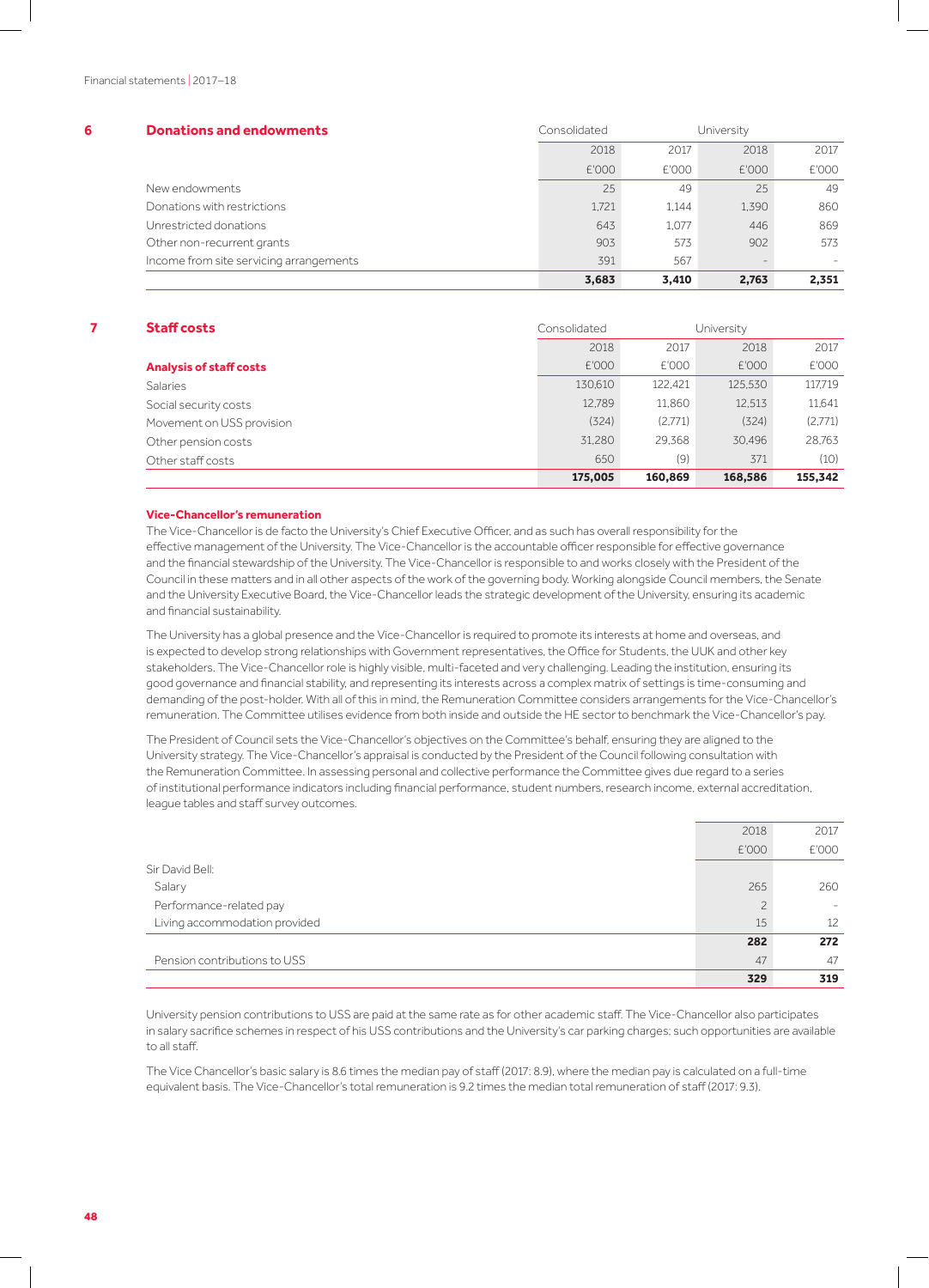## 6 Donations and endowments

| | Consolidated | | University | |
|---|---|---|---|---|
| | 2018 | 2017 | 2018 | 2017 |
| | £'000 | £'000 | £'000 | £'000 |
| New endowments | 25 | 49 | 25 | 49 |
| Donations with restrictions | 1,721 | 1,144 | 1,390 | 860 |
| Unrestricted donations | 643 | 1,077 | 446 | 869 |
| Other non-recurrent grants | 903 | 573 | 902 | 573 |
| Income from site servicing arrangements | 391 | 567 | - | - |
| | **3,683** | **3,410** | **2,763** | **2,351** |

## 7 Staff costs

| | Consolidated | | University | |
|---|---|---|---|---|
| | 2018 | 2017 | 2018 | 2017 |
| **Analysis of staff costs** | £'000 | £'000 | £'000 | £'000 |
| Salaries | 130,610 | 122,421 | 125,530 | 117,719 |
| Social security costs | 12,789 | 11,860 | 12,513 | 11,641 |
| Movement on USS provision | (324) | (2,771) | (324) | (2,771) |
| Other pension costs | 31,280 | 29,368 | 30,496 | 28,763 |
| Other staff costs | 650 | (9) | 371 | (10) |
| | **175,005** | **160,869** | **168,586** | **155,342** |

### Vice-Chancellor's remuneration

The Vice-Chancellor is de facto the University's Chief Executive Officer, and as such has overall responsibility for the effective management of the University. The Vice-Chancellor is the accountable officer responsible for effective governance and the financial stewardship of the University. The Vice-Chancellor is responsible to and works closely with the President of the Council in these matters and in all other aspects of the work of the governing body. Working alongside Council members, the Senate and the University Executive Board, the Vice-Chancellor leads the strategic development of the University, ensuring its academic and financial sustainability.

The University has a global presence and the Vice-Chancellor is required to promote its interests at home and overseas, and is expected to develop strong relationships with Government representatives, the Office for Students, the UUK and other key stakeholders. The Vice-Chancellor role is highly visible, multi-faceted and very challenging. Leading the institution, ensuring its good governance and financial stability, and representing its interests across a complex matrix of settings is time-consuming and demanding of the post-holder. With all of this in mind, the Remuneration Committee considers arrangements for the Vice-Chancellor's remuneration. The Committee utilises evidence from both inside and outside the HE sector to benchmark the Vice-Chancellor's pay.

The President of Council sets the Vice-Chancellor's objectives on the Committee's behalf, ensuring they are aligned to the University strategy. The Vice-Chancellor's appraisal is conducted by the President of the Council following consultation with the Remuneration Committee. In assessing personal and collective performance the Committee gives due regard to a series of institutional performance indicators including financial performance, student numbers, research income, external accreditation, league tables and staff survey outcomes.

| | 2018 | 2017 |
|---|---|---|
| | £'000 | £'000 |
| Sir David Bell: | | |
| Salary | 265 | 260 |
| Performance-related pay | 2 | - |
| Living accommodation provided | 15 | 12 |
| | **282** | **272** |
| Pension contributions to USS | 47 | 47 |
| | **329** | **319** |

University pension contributions to USS are paid at the same rate as for other academic staff. The Vice-Chancellor also participates in salary sacrifice schemes in respect of his USS contributions and the University's car parking charges; such opportunities are available to all staff.

The Vice Chancellor's basic salary is 8.6 times the median pay of staff (2017: 8.9), where the median pay is calculated on a full-time equivalent basis. The Vice-Chancellor's total remuneration is 9.2 times the median total remuneration of staff (2017: 9.3).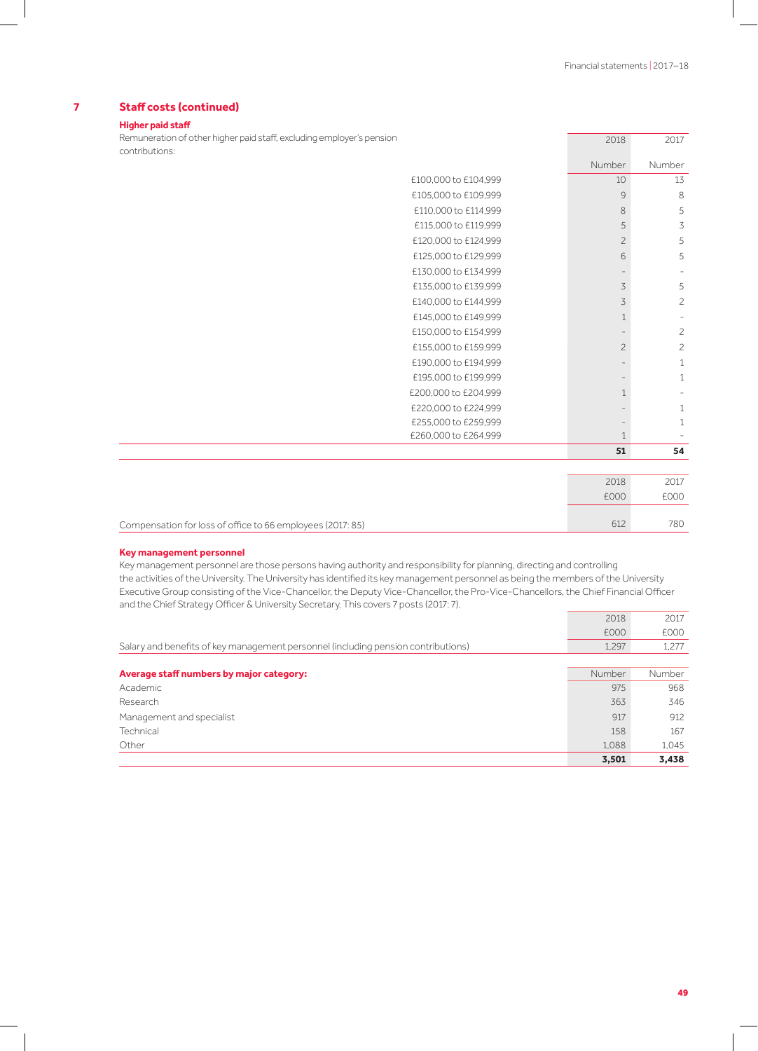## 7 Staff costs (continued)

### Higher paid staff

Remuneration of other higher paid staff, excluding employer's pension contributions:

| | 2018 | 2017 |
|---|---|---|
| | Number | Number |
| £100,000 to £104,999 | 10 | 13 |
| £105,000 to £109,999 | 9 | 8 |
| £110,000 to £114,999 | 8 | 5 |
| £115,000 to £119,999 | 5 | 3 |
| £120,000 to £124,999 | 2 | 5 |
| £125,000 to £129,999 | 6 | 5 |
| £130,000 to £134,999 | - | - |
| £135,000 to £139,999 | 3 | 5 |
| £140,000 to £144,999 | 3 | 2 |
| £145,000 to £149,999 | 1 | - |
| £150,000 to £154,999 | - | 2 |
| £155,000 to £159,999 | 2 | 2 |
| £190,000 to £194,999 | - | 1 |
| £195,000 to £199,999 | - | 1 |
| £200,000 to £204,999 | 1 | - |
| £220,000 to £224,999 | - | 1 |
| £255,000 to £259,999 | - | 1 |
| £260,000 to £264,999 | 1 | - |
| | **51** | **54** |

| | 2018 | 2017 |
|---|---|---|
| | £000 | £000 |
| Compensation for loss of office to 66 employees (2017: 85) | 612 | 780 |

### Key management personnel

Key management personnel are those persons having authority and responsibility for planning, directing and controlling the activities of the University. The University has identified its key management personnel as being the members of the University Executive Group consisting of the Vice-Chancellor, the Deputy Vice-Chancellor, the Pro-Vice-Chancellors, the Chief Financial Officer and the Chief Strategy Officer & University Secretary. This covers 7 posts (2017: 7).

| | 2018 | 2017 |
|---|---|---|
| | £000 | £000 |
| Salary and benefits of key management personnel (including pension contributions) | 1,297 | 1,277 |

| **Average staff numbers by major category:** | Number | Number |
|---|---|---|
| Academic | 975 | 968 |
| Research | 363 | 346 |
| Management and specialist | 917 | 912 |
| Technical | 158 | 167 |
| Other | 1,088 | 1,045 |
| | **3,501** | **3,438** |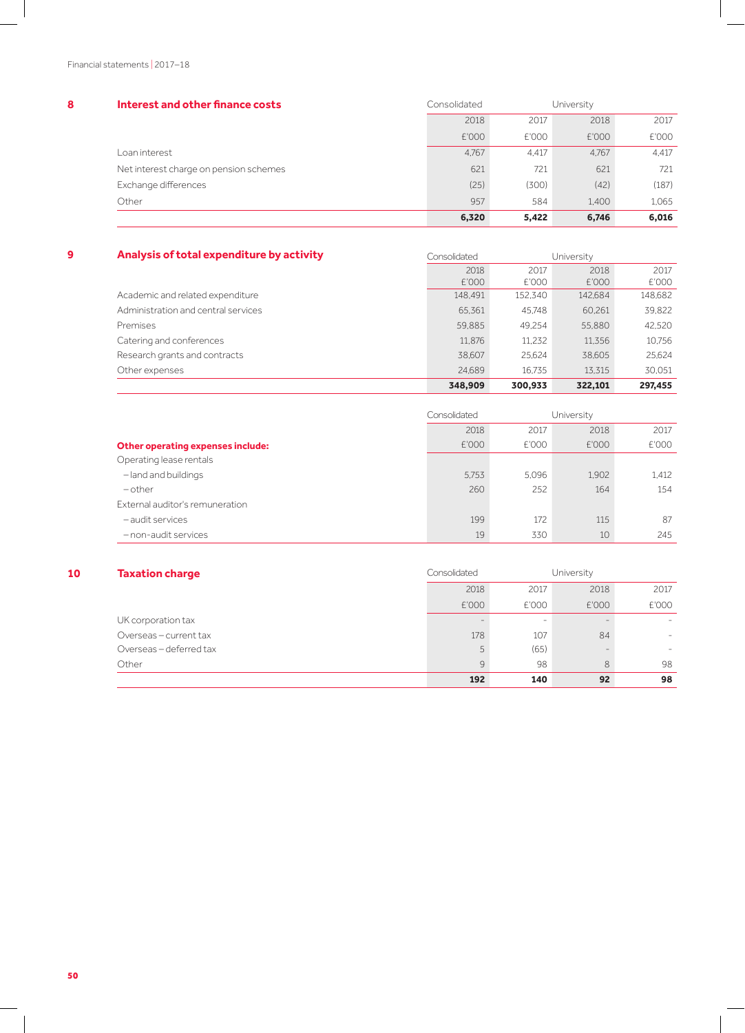## 8 Interest and other finance costs

| | Consolidated | | University | |
|---|---|---|---|---|
| | 2018 | 2017 | 2018 | 2017 |
| | £'000 | £'000 | £'000 | £'000 |
| Loan interest | 4,767 | 4,417 | 4,767 | 4,417 |
| Net interest charge on pension schemes | 621 | 721 | 621 | 721 |
| Exchange differences | (25) | (300) | (42) | (187) |
| Other | 957 | 584 | 1,400 | 1,065 |
| | **6,320** | **5,422** | **6,746** | **6,016** |

## 9 Analysis of total expenditure by activity

| | Consolidated | | University | |
|---|---|---|---|---|
| | 2018 | 2017 | 2018 | 2017 |
| | £'000 | £'000 | £'000 | £'000 |
| Academic and related expenditure | 148,491 | 152,340 | 142,684 | 148,682 |
| Administration and central services | 65,361 | 45,748 | 60,261 | 39,822 |
| Premises | 59,885 | 49,254 | 55,880 | 42,520 |
| Catering and conferences | 11,876 | 11,232 | 11,356 | 10,756 |
| Research grants and contracts | 38,607 | 25,624 | 38,605 | 25,624 |
| Other expenses | 24,689 | 16,735 | 13,315 | 30,051 |
| | **348,909** | **300,933** | **322,101** | **297,455** |

| | Consolidated | | University | |
|---|---|---|---|---|
| | 2018 | 2017 | 2018 | 2017 |
| **Other operating expenses include:** | £'000 | £'000 | £'000 | £'000 |
| Operating lease rentals | | | | |
| – land and buildings | 5,753 | 5,096 | 1,902 | 1,412 |
| – other | 260 | 252 | 164 | 154 |
| External auditor's remuneration | | | | |
| – audit services | 199 | 172 | 115 | 87 |
| – non-audit services | 19 | 330 | 10 | 245 |

## 10 Taxation charge

| | Consolidated | | University | |
|---|---|---|---|---|
| | 2018 | 2017 | 2018 | 2017 |
| | £'000 | £'000 | £'000 | £'000 |
| UK corporation tax | - | - | - | - |
| Overseas – current tax | 178 | 107 | 84 | - |
| Overseas – deferred tax | 5 | (65) | - | - |
| Other | 9 | 98 | 8 | 98 |
| | **192** | **140** | **92** | **98** |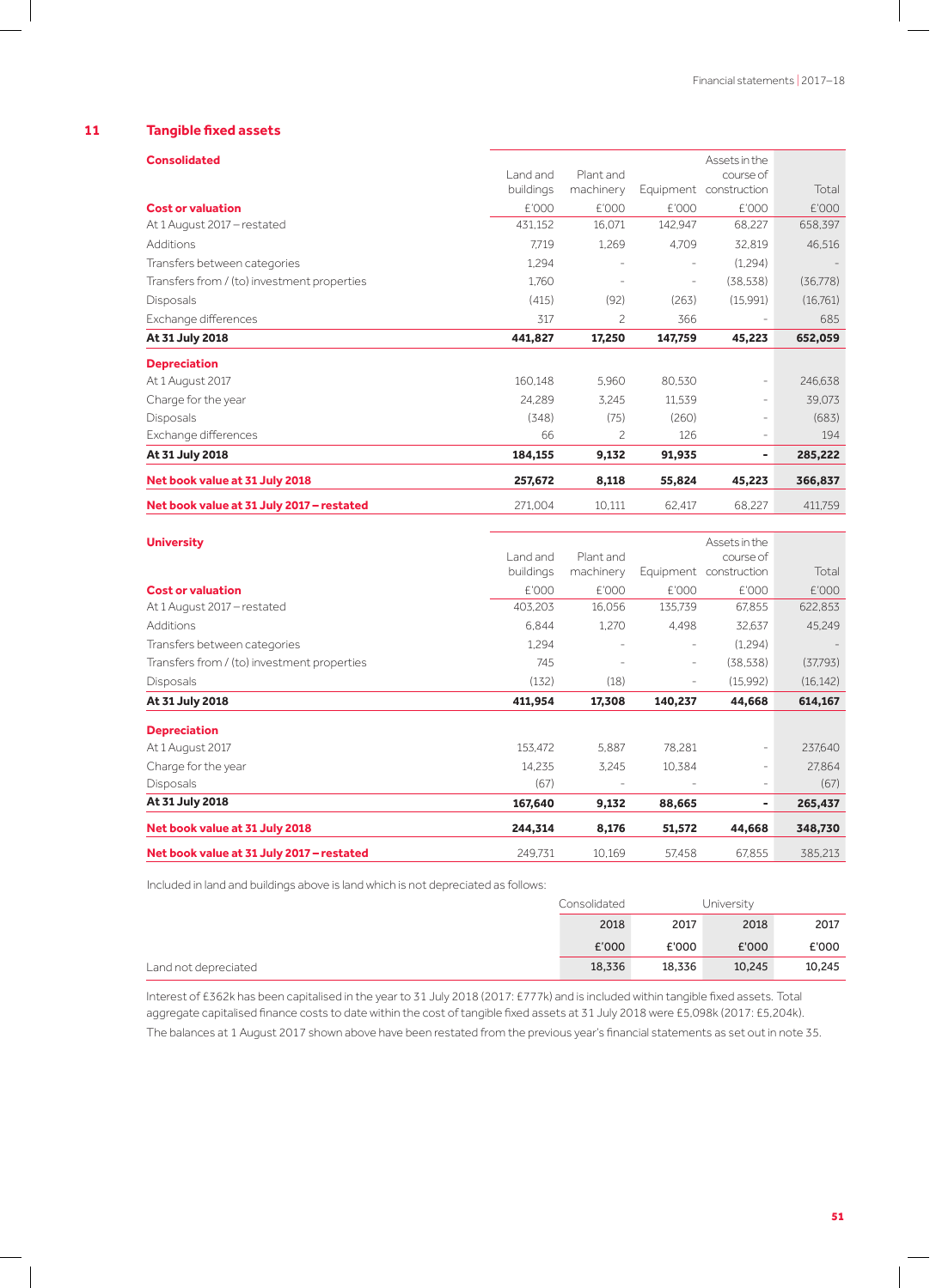## 11 Tangible fixed assets

| Consolidated | Land and buildings | Plant and machinery | Equipment | Assets in the course of construction | Total |
|---|---|---|---|---|---|
| **Cost or valuation** | £'000 | £'000 | £'000 | £'000 | £'000 |
| At 1 August 2017 – restated | 431,152 | 16,071 | 142,947 | 68,227 | 658,397 |
| Additions | 7,719 | 1,269 | 4,709 | 32,819 | 46,516 |
| Transfers between categories | 1,294 | - | - | (1,294) | - |
| Transfers from / (to) investment properties | 1,760 | - | - | (38,538) | (36,778) |
| Disposals | (415) | (92) | (263) | (15,991) | (16,761) |
| Exchange differences | 317 | 2 | 366 | - | 685 |
| **At 31 July 2018** | **441,827** | **17,250** | **147,759** | **45,223** | **652,059** |
| **Depreciation** | | | | | |
| At 1 August 2017 | 160,148 | 5,960 | 80,530 | - | 246,638 |
| Charge for the year | 24,289 | 3,245 | 11,539 | - | 39,073 |
| Disposals | (348) | (75) | (260) | - | (683) |
| Exchange differences | 66 | 2 | 126 | - | 194 |
| **At 31 July 2018** | **184,155** | **9,132** | **91,935** | **-** | **285,222** |
| **Net book value at 31 July 2018** | **257,672** | **8,118** | **55,824** | **45,223** | **366,837** |
| **Net book value at 31 July 2017 – restated** | 271,004 | 10,111 | 62,417 | 68,227 | 411,759 |

| University | Land and buildings | Plant and machinery | Equipment | Assets in the course of construction | Total |
|---|---|---|---|---|---|
| **Cost or valuation** | £'000 | £'000 | £'000 | £'000 | £'000 |
| At 1 August 2017 – restated | 403,203 | 16,056 | 135,739 | 67,855 | 622,853 |
| Additions | 6,844 | 1,270 | 4,498 | 32,637 | 45,249 |
| Transfers between categories | 1,294 | - | - | (1,294) | - |
| Transfers from / (to) investment properties | 745 | - | - | (38,538) | (37,793) |
| Disposals | (132) | (18) | - | (15,992) | (16,142) |
| **At 31 July 2018** | **411,954** | **17,308** | **140,237** | **44,668** | **614,167** |
| **Depreciation** | | | | | |
| At 1 August 2017 | 153,472 | 5,887 | 78,281 | - | 237,640 |
| Charge for the year | 14,235 | 3,245 | 10,384 | - | 27,864 |
| Disposals | (67) | - | - | - | (67) |
| **At 31 July 2018** | **167,640** | **9,132** | **88,665** | **-** | **265,437** |
| **Net book value at 31 July 2018** | **244,314** | **8,176** | **51,572** | **44,668** | **348,730** |
| **Net book value at 31 July 2017 – restated** | 249,731 | 10,169 | 57,458 | 67,855 | 385,213 |

Included in land and buildings above is land which is not depreciated as follows:

| | Consolidated | | University | |
|---|---|---|---|---|
| | 2018 | 2017 | 2018 | 2017 |
| | £'000 | £'000 | £'000 | £'000 |
| Land not depreciated | 18,336 | 18,336 | 10,245 | 10,245 |

Interest of £362k has been capitalised in the year to 31 July 2018 (2017: £777k) and is included within tangible fixed assets. Total aggregate capitalised finance costs to date within the cost of tangible fixed assets at 31 July 2018 were £5,098k (2017: £5,204k).

The balances at 1 August 2017 shown above have been restated from the previous year's financial statements as set out in note 35.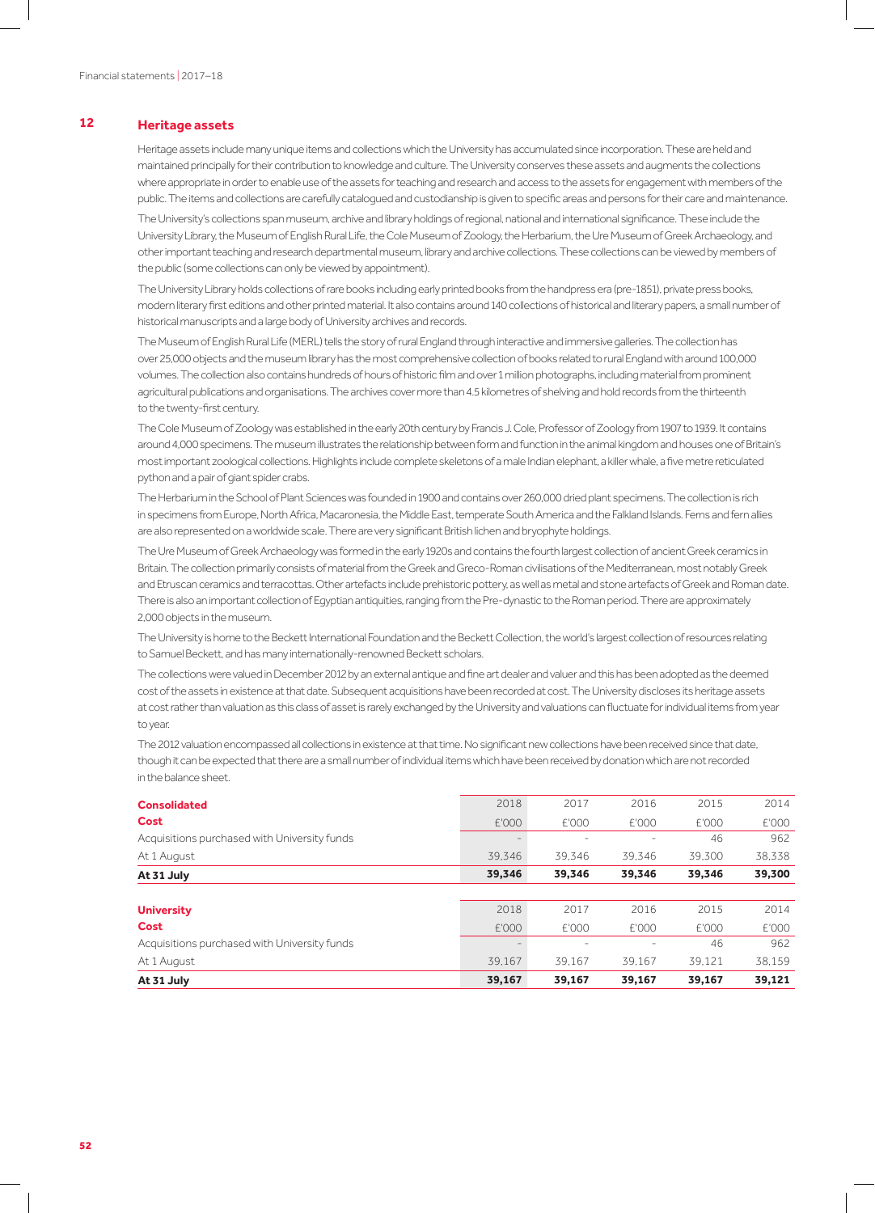## 12 Heritage assets

Heritage assets include many unique items and collections which the University has accumulated since incorporation. These are held and maintained principally for their contribution to knowledge and culture. The University conserves these assets and augments the collections where appropriate in order to enable use of the assets for teaching and research and access to the assets for engagement with members of the public. The items and collections are carefully catalogued and custodianship is given to specific areas and persons for their care and maintenance.

The University's collections span museum, archive and library holdings of regional, national and international significance. These include the University Library, the Museum of English Rural Life, the Cole Museum of Zoology, the Herbarium, the Ure Museum of Greek Archaeology, and other important teaching and research departmental museum, library and archive collections. These collections can be viewed by members of the public (some collections can only be viewed by appointment).

The University Library holds collections of rare books including early printed books from the handpress era (pre-1851), private press books, modern literary first editions and other printed material. It also contains around 140 collections of historical and literary papers, a small number of historical manuscripts and a large body of University archives and records.

The Museum of English Rural Life (MERL) tells the story of rural England through interactive and immersive galleries. The collection has over 25,000 objects and the museum library has the most comprehensive collection of books related to rural England with around 100,000 volumes. The collection also contains hundreds of hours of historic film and over 1 million photographs, including material from prominent agricultural publications and organisations. The archives cover more than 4.5 kilometres of shelving and hold records from the thirteenth to the twenty-first century.

The Cole Museum of Zoology was established in the early 20th century by Francis J. Cole, Professor of Zoology from 1907 to 1939. It contains around 4,000 specimens. The museum illustrates the relationship between form and function in the animal kingdom and houses one of Britain's most important zoological collections. Highlights include complete skeletons of a male Indian elephant, a killer whale, a five metre reticulated python and a pair of giant spider crabs.

The Herbarium in the School of Plant Sciences was founded in 1900 and contains over 260,000 dried plant specimens. The collection is rich in specimens from Europe, North Africa, Macaronesia, the Middle East, temperate South America and the Falkland Islands. Ferns and fern allies are also represented on a worldwide scale. There are very significant British lichen and bryophyte holdings.

The Ure Museum of Greek Archaeology was formed in the early 1920s and contains the fourth largest collection of ancient Greek ceramics in Britain. The collection primarily consists of material from the Greek and Greco-Roman civilisations of the Mediterranean, most notably Greek and Etruscan ceramics and terracottas. Other artefacts include prehistoric pottery, as well as metal and stone artefacts of Greek and Roman date. There is also an important collection of Egyptian antiquities, ranging from the Pre-dynastic to the Roman period. There are approximately 2,000 objects in the museum.

The University is home to the Beckett International Foundation and the Beckett Collection, the world's largest collection of resources relating to Samuel Beckett, and has many internationally-renowned Beckett scholars.

The collections were valued in December 2012 by an external antique and fine art dealer and valuer and this has been adopted as the deemed cost of the assets in existence at that date. Subsequent acquisitions have been recorded at cost. The University discloses its heritage assets at cost rather than valuation as this class of asset is rarely exchanged by the University and valuations can fluctuate for individual items from year to year.

The 2012 valuation encompassed all collections in existence at that time. No significant new collections have been received since that date, though it can be expected that there are a small number of individual items which have been received by donation which are not recorded in the balance sheet.

| **Consolidated** | 2018 | 2017 | 2016 | 2015 | 2014 |
|---|---|---|---|---|---|
| **Cost** | £'000 | £'000 | £'000 | £'000 | £'000 |
| Acquisitions purchased with University funds | – | – | – | 46 | 962 |
| At 1 August | 39,346 | 39,346 | 39,346 | 39,300 | 38,338 |
| **At 31 July** | **39,346** | **39,346** | **39,346** | **39,346** | **39,300** |

| **University** | 2018 | 2017 | 2016 | 2015 | 2014 |
|---|---|---|---|---|---|
| **Cost** | £'000 | £'000 | £'000 | £'000 | £'000 |
| Acquisitions purchased with University funds | – | – | – | 46 | 962 |
| At 1 August | 39,167 | 39,167 | 39,167 | 39,121 | 38,159 |
| **At 31 July** | **39,167** | **39,167** | **39,167** | **39,167** | **39,121** |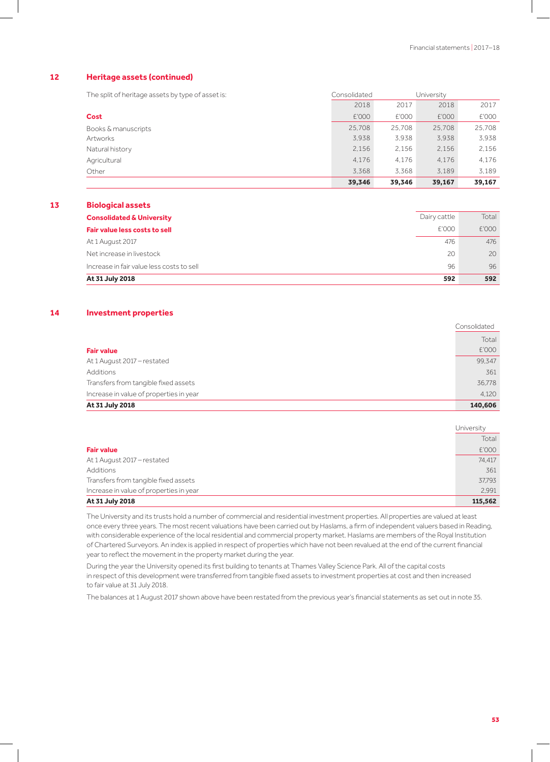## 12 Heritage assets (continued)

The split of heritage assets by type of asset is:

| | Consolidated | | University | |
|---|---|---|---|---|
| | 2018 | 2017 | 2018 | 2017 |
| **Cost** | £'000 | £'000 | £'000 | £'000 |
| Books & manuscripts | 25,708 | 25,708 | 25,708 | 25,708 |
| Artworks | 3,938 | 3,938 | 3,938 | 3,938 |
| Natural history | 2,156 | 2,156 | 2,156 | 2,156 |
| Agricultural | 4,176 | 4,176 | 4,176 | 4,176 |
| Other | 3,368 | 3,368 | 3,189 | 3,189 |
| | **39,346** | **39,346** | **39,167** | **39,167** |

## 13 Biological assets

| **Consolidated & University** | Dairy cattle | Total |
|---|---|---|
| **Fair value less costs to sell** | £'000 | £'000 |
| At 1 August 2017 | 476 | 476 |
| Net increase in livestock | 20 | 20 |
| Increase in fair value less costs to sell | 96 | 96 |
| **At 31 July 2018** | **592** | **592** |

## 14 Investment properties

| | Consolidated |
|---|---|
| | Total |
| **Fair value** | £'000 |
| At 1 August 2017 – restated | 99,347 |
| Additions | 361 |
| Transfers from tangible fixed assets | 36,778 |
| Increase in value of properties in year | 4,120 |
| **At 31 July 2018** | **140,606** |

| | University |
|---|---|
| | Total |
| **Fair value** | £'000 |
| At 1 August 2017 – restated | 74,417 |
| Additions | 361 |
| Transfers from tangible fixed assets | 37,793 |
| Increase in value of properties in year | 2,991 |
| **At 31 July 2018** | **115,562** |

The University and its trusts hold a number of commercial and residential investment properties. All properties are valued at least once every three years. The most recent valuations have been carried out by Haslams, a firm of independent valuers based in Reading, with considerable experience of the local residential and commercial property market. Haslams are members of the Royal Institution of Chartered Surveyors. An index is applied in respect of properties which have not been revalued at the end of the current financial year to reflect the movement in the property market during the year.

During the year the University opened its first building to tenants at Thames Valley Science Park. All of the capital costs in respect of this development were transferred from tangible fixed assets to investment properties at cost and then increased to fair value at 31 July 2018.

The balances at 1 August 2017 shown above have been restated from the previous year's financial statements as set out in note 35.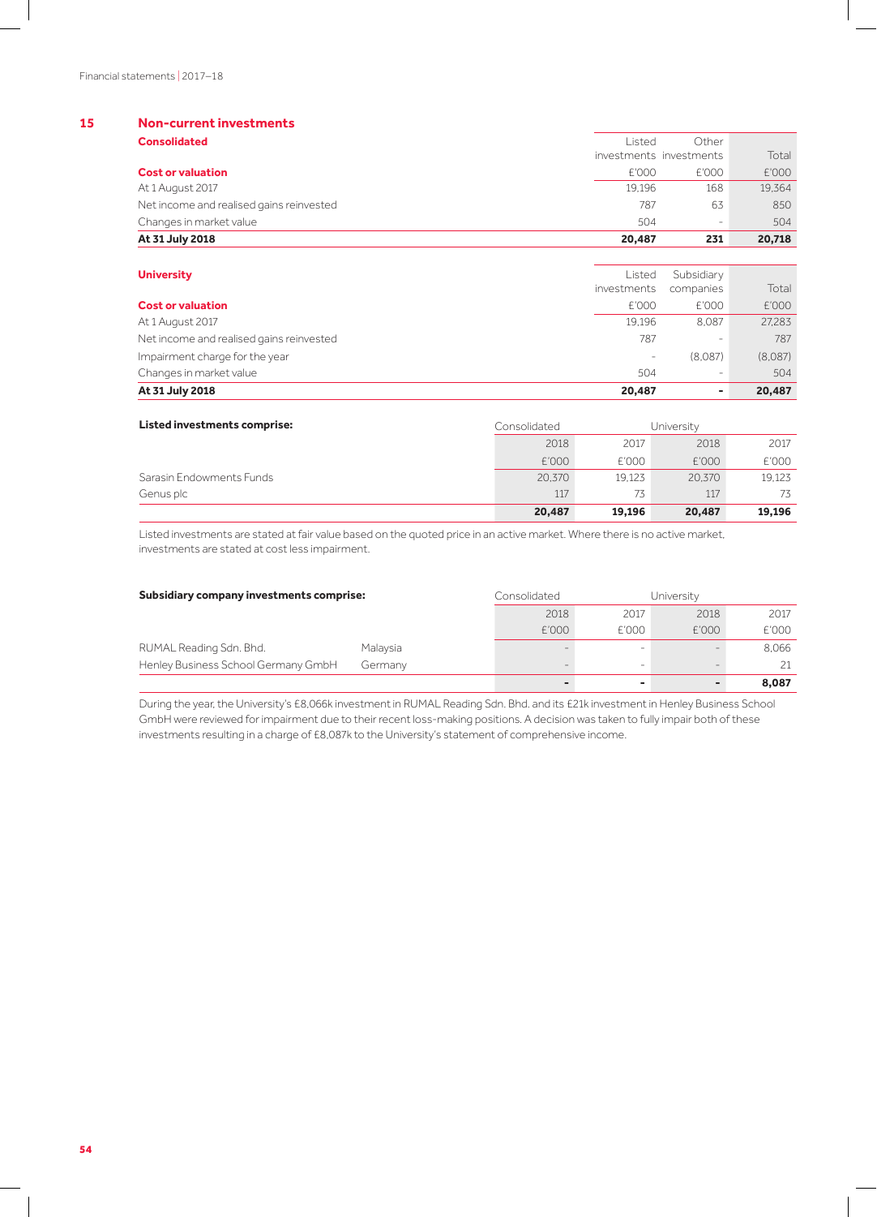## 15 Non-current investments

**Consolidated**

| Cost or valuation | Listed investments £'000 | Other investments £'000 | Total £'000 |
|---|---|---|---|
| At 1 August 2017 | 19,196 | 168 | 19,364 |
| Net income and realised gains reinvested | 787 | 63 | 850 |
| Changes in market value | 504 | – | 504 |
| **At 31 July 2018** | **20,487** | **231** | **20,718** |

**University**

| Cost or valuation | Listed investments £'000 | Subsidiary companies £'000 | Total £'000 |
|---|---|---|---|
| At 1 August 2017 | 19,196 | 8,087 | 27,283 |
| Net income and realised gains reinvested | 787 | – | 787 |
| Impairment charge for the year | – | (8,087) | (8,087) |
| Changes in market value | 504 | – | 504 |
| **At 31 July 2018** | **20,487** | **-** | **20,487** |

| **Listed investments comprise:** | Consolidated | | University | |
|---|---|---|---|---|
| | 2018 £'000 | 2017 £'000 | 2018 £'000 | 2017 £'000 |
| Sarasin Endowments Funds | 20,370 | 19,123 | 20,370 | 19,123 |
| Genus plc | 117 | 73 | 117 | 73 |
| | **20,487** | **19,196** | **20,487** | **19,196** |

Listed investments are stated at fair value based on the quoted price in an active market. Where there is no active market, investments are stated at cost less impairment.

| **Subsidiary company investments comprise:** | | Consolidated | | University | |
|---|---|---|---|---|---|
| | | 2018 £'000 | 2017 £'000 | 2018 £'000 | 2017 £'000 |
| RUMAL Reading Sdn. Bhd. | Malaysia | – | – | – | 8,066 |
| Henley Business School Germany GmbH | Germany | – | – | – | 21 |
| | | **-** | **-** | **-** | **8,087** |

During the year, the University's £8,066k investment in RUMAL Reading Sdn. Bhd. and its £21k investment in Henley Business School GmbH were reviewed for impairment due to their recent loss-making positions. A decision was taken to fully impair both of these investments resulting in a charge of £8,087k to the University's statement of comprehensive income.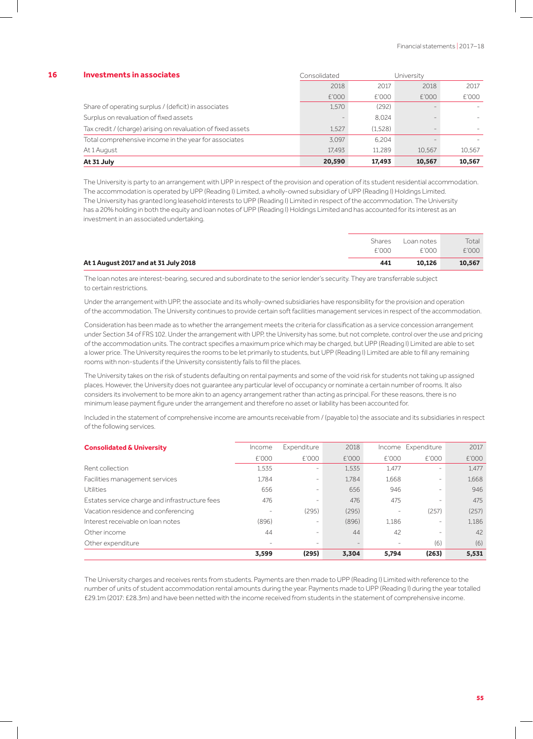## 16 Investments in associates

| | Consolidated | | University | |
|---|---|---|---|---|
| | 2018 | 2017 | 2018 | 2017 |
| | £'000 | £'000 | £'000 | £'000 |
| Share of operating surplus / (deficit) in associates | 1,570 | (292) | - | - |
| Surplus on revaluation of fixed assets | - | 8,024 | - | - |
| Tax credit / (charge) arising on revaluation of fixed assets | 1,527 | (1,528) | - | - |
| Total comprehensive income in the year for associates | 3,097 | 6,204 | - | - |
| At 1 August | 17,493 | 11,289 | 10,567 | 10,567 |
| **At 31 July** | **20,590** | **17,493** | **10,567** | **10,567** |

The University is party to an arrangement with UPP in respect of the provision and operation of its student residential accommodation. The accommodation is operated by UPP (Reading I) Limited, a wholly-owned subsidiary of UPP (Reading I) Holdings Limited. The University has granted long leasehold interests to UPP (Reading I) Limited in respect of the accommodation. The University has a 20% holding in both the equity and loan notes of UPP (Reading I) Holdings Limited and has accounted for its interest as an investment in an associated undertaking.

| | Shares £'000 | Loan notes £'000 | Total £'000 |
|---|---|---|---|
| **At 1 August 2017 and at 31 July 2018** | **441** | **10,126** | **10,567** |

The loan notes are interest-bearing, secured and subordinate to the senior lender's security. They are transferrable subject to certain restrictions.

Under the arrangement with UPP, the associate and its wholly-owned subsidiaries have responsibility for the provision and operation of the accommodation. The University continues to provide certain soft facilities management services in respect of the accommodation.

Consideration has been made as to whether the arrangement meets the criteria for classification as a service concession arrangement under Section 34 of FRS 102. Under the arrangement with UPP, the University has some, but not complete, control over the use and pricing of the accommodation units. The contract specifies a maximum price which may be charged, but UPP (Reading I) Limited are able to set a lower price. The University requires the rooms to be let primarily to students, but UPP (Reading I) Limited are able to fill any remaining rooms with non-students if the University consistently fails to fill the places.

The University takes on the risk of students defaulting on rental payments and some of the void risk for students not taking up assigned places. However, the University does not guarantee any particular level of occupancy or nominate a certain number of rooms. It also considers its involvement to be more akin to an agency arrangement rather than acting as principal. For these reasons, there is no minimum lease payment figure under the arrangement and therefore no asset or liability has been accounted for.

Included in the statement of comprehensive income are amounts receivable from / (payable to) the associate and its subsidiaries in respect of the following services.

| **Consolidated & University** | Income | Expenditure | 2018 | Income | Expenditure | 2017 |
|---|---|---|---|---|---|---|
| | £'000 | £'000 | £'000 | £'000 | £'000 | £'000 |
| Rent collection | 1,535 | - | 1,535 | 1,477 | - | 1,477 |
| Facilities management services | 1,784 | - | 1,784 | 1,668 | - | 1,668 |
| Utilities | 656 | - | 656 | 946 | - | 946 |
| Estates service charge and infrastructure fees | 476 | - | 476 | 475 | - | 475 |
| Vacation residence and conferencing | - | (295) | (295) | - | (257) | (257) |
| Interest receivable on loan notes | (896) | - | (896) | 1,186 | - | 1,186 |
| Other income | 44 | - | 44 | 42 | - | 42 |
| Other expenditure | - | - | - | - | (6) | (6) |
| | **3,599** | **(295)** | **3,304** | **5,794** | **(263)** | **5,531** |

The University charges and receives rents from students. Payments are then made to UPP (Reading I) Limited with reference to the number of units of student accommodation rental amounts during the year. Payments made to UPP (Reading I) during the year totalled £29.1m (2017: £28.3m) and have been netted with the income received from students in the statement of comprehensive income.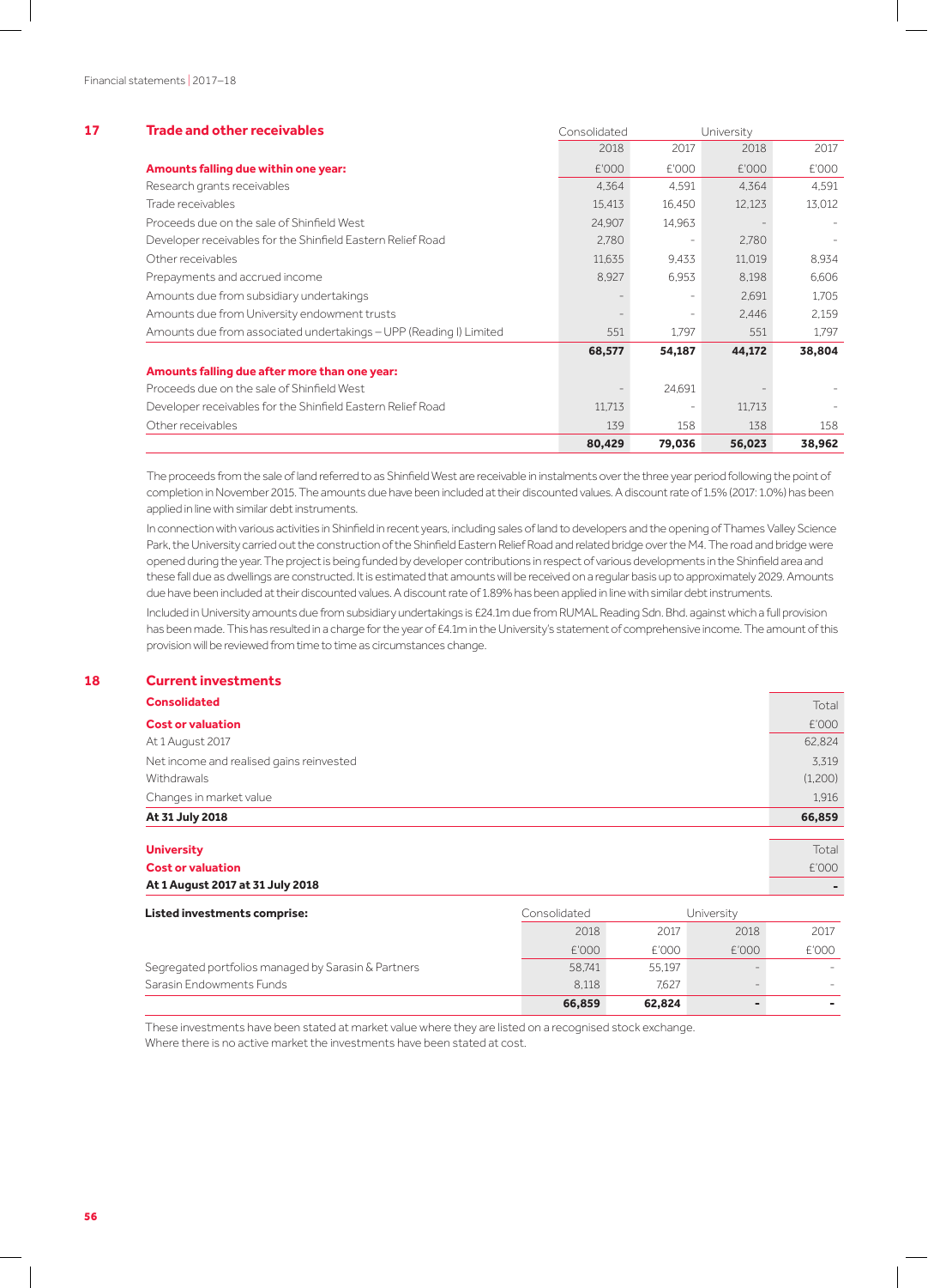## 17 Trade and other receivables

| | Consolidated | | University | |
|---|---|---|---|---|
| | 2018 | 2017 | 2018 | 2017 |
| **Amounts falling due within one year:** | £'000 | £'000 | £'000 | £'000 |
| Research grants receivables | 4,364 | 4,591 | 4,364 | 4,591 |
| Trade receivables | 15,413 | 16,450 | 12,123 | 13,012 |
| Proceeds due on the sale of Shinfield West | 24,907 | 14,963 | - | - |
| Developer receivables for the Shinfield Eastern Relief Road | 2,780 | - | 2,780 | - |
| Other receivables | 11,635 | 9,433 | 11,019 | 8,934 |
| Prepayments and accrued income | 8,927 | 6,953 | 8,198 | 6,606 |
| Amounts due from subsidiary undertakings | - | - | 2,691 | 1,705 |
| Amounts due from University endowment trusts | - | - | 2,446 | 2,159 |
| Amounts due from associated undertakings – UPP (Reading I) Limited | 551 | 1,797 | 551 | 1,797 |
| | **68,577** | **54,187** | **44,172** | **38,804** |
| **Amounts falling due after more than one year:** | | | | |
| Proceeds due on the sale of Shinfield West | - | 24,691 | - | - |
| Developer receivables for the Shinfield Eastern Relief Road | 11,713 | - | 11,713 | - |
| Other receivables | 139 | 158 | 138 | 158 |
| | **80,429** | **79,036** | **56,023** | **38,962** |

The proceeds from the sale of land referred to as Shinfield West are receivable in instalments over the three year period following the point of completion in November 2015. The amounts due have been included at their discounted values. A discount rate of 1.5% (2017: 1.0%) has been applied in line with similar debt instruments.

In connection with various activities in Shinfield in recent years, including sales of land to developers and the opening of Thames Valley Science Park, the University carried out the construction of the Shinfield Eastern Relief Road and related bridge over the M4. The road and bridge were opened during the year. The project is being funded by developer contributions in respect of various developments in the Shinfield area and these fall due as dwellings are constructed. It is estimated that amounts will be received on a regular basis up to approximately 2029. Amounts due have been included at their discounted values. A discount rate of 1.89% has been applied in line with similar debt instruments.

Included in University amounts due from subsidiary undertakings is £24.1m due from RUMAL Reading Sdn. Bhd. against which a full provision has been made. This has resulted in a charge for the year of £4.1m in the University's statement of comprehensive income. The amount of this provision will be reviewed from time to time as circumstances change.

## 18 Current investments

| **Consolidated** | Total |
|---|---|
| **Cost or valuation** | £'000 |
| At 1 August 2017 | 62,824 |
| Net income and realised gains reinvested | 3,319 |
| Withdrawals | (1,200) |
| Changes in market value | 1,916 |
| **At 31 July 2018** | **66,859** |

| **University** | Total |
|---|---|
| **Cost or valuation** | £'000 |
| **At 1 August 2017 at 31 July 2018** | **-** |

| **Listed investments comprise:** | Consolidated | | University | |
|---|---|---|---|---|
| | 2018 | 2017 | 2018 | 2017 |
| | £'000 | £'000 | £'000 | £'000 |
| Segregated portfolios managed by Sarasin & Partners | 58,741 | 55,197 | - | - |
| Sarasin Endowments Funds | 8,118 | 7,627 | - | - |
| | **66,859** | **62,824** | **-** | **-** |

These investments have been stated at market value where they are listed on a recognised stock exchange.
Where there is no active market the investments have been stated at cost.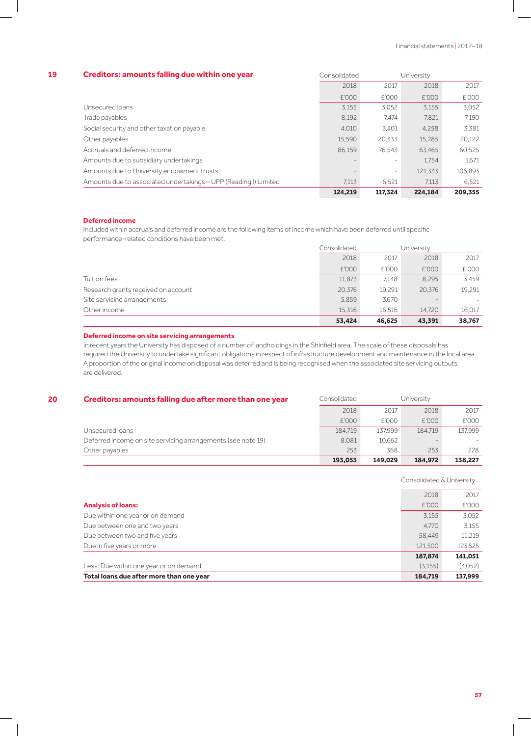## 19 Creditors: amounts falling due within one year

| | Consolidated | | University | |
|---|---|---|---|---|
| | 2018 | 2017 | 2018 | 2017 |
| | £'000 | £'000 | £'000 | £'000 |
| Unsecured loans | 3,155 | 3,052 | 3,155 | 3,052 |
| Trade payables | 8,192 | 7,474 | 7,821 | 7,190 |
| Social security and other taxation payable | 4,010 | 3,401 | 4,258 | 3,381 |
| Other payables | 15,590 | 20,333 | 15,285 | 20,122 |
| Accruals and deferred income | 86,159 | 76,543 | 63,465 | 60,525 |
| Amounts due to subsidiary undertakings | – | – | 1,754 | 1,671 |
| Amounts due to University endowment trusts | – | – | 121,333 | 106,893 |
| Amounts due to associated undertakings – UPP (Reading I) Limited | 7,113 | 6,521 | 7,113 | 6,521 |
| | **124,219** | **117,324** | **224,184** | **209,355** |

### Deferred income

Included within accruals and deferred income are the following items of income which have been deferred until specific performance-related conditions have been met.

| | Consolidated | | University | |
|---|---|---|---|---|
| | 2018 | 2017 | 2018 | 2017 |
| | £'000 | £'000 | £'000 | £'000 |
| Tuition fees | 11,873 | 7,148 | 8,295 | 3,459 |
| Research grants received on account | 20,376 | 19,291 | 20,376 | 19,291 |
| Site servicing arrangements | 5,859 | 3,670 | – | – |
| Other income | 15,316 | 16,516 | 14,720 | 16,017 |
| | **53,424** | **46,625** | **43,391** | **38,767** |

### Deferred income on site servicing arrangements

In recent years the University has disposed of a number of landholdings in the Shinfield area. The scale of these disposals has required the University to undertake significant obligations in respect of infrastructure development and maintenance in the local area. A proportion of the original income on disposal was deferred and is being recognised when the associated site servicing outputs are delivered.

## 20 Creditors: amounts falling due after more than one year

| | Consolidated | | University | |
|---|---|---|---|---|
| | 2018 | 2017 | 2018 | 2017 |
| | £'000 | £'000 | £'000 | £'000 |
| Unsecured loans | 184,719 | 137,999 | 184,719 | 137,999 |
| Deferred income on site servicing arrangements (see note 19) | 8,081 | 10,662 | – | – |
| Other payables | 253 | 368 | 253 | 228 |
| | **193,053** | **149,029** | **184,972** | **138,227** |

| | Consolidated & University | |
|---|---|---|
| | 2018 | 2017 |
| **Analysis of loans:** | £'000 | £'000 |
| Due within one year or on demand | 3,155 | 3,052 |
| Due between one and two years | 4,770 | 3,155 |
| Due between two and five years | 58,449 | 11,219 |
| Due in five years or more | 121,500 | 123,625 |
| | **187,874** | **141,051** |
| Less: Due within one year or on demand | (3,155) | (3,052) |
| **Total loans due after more than one year** | **184,719** | **137,999** |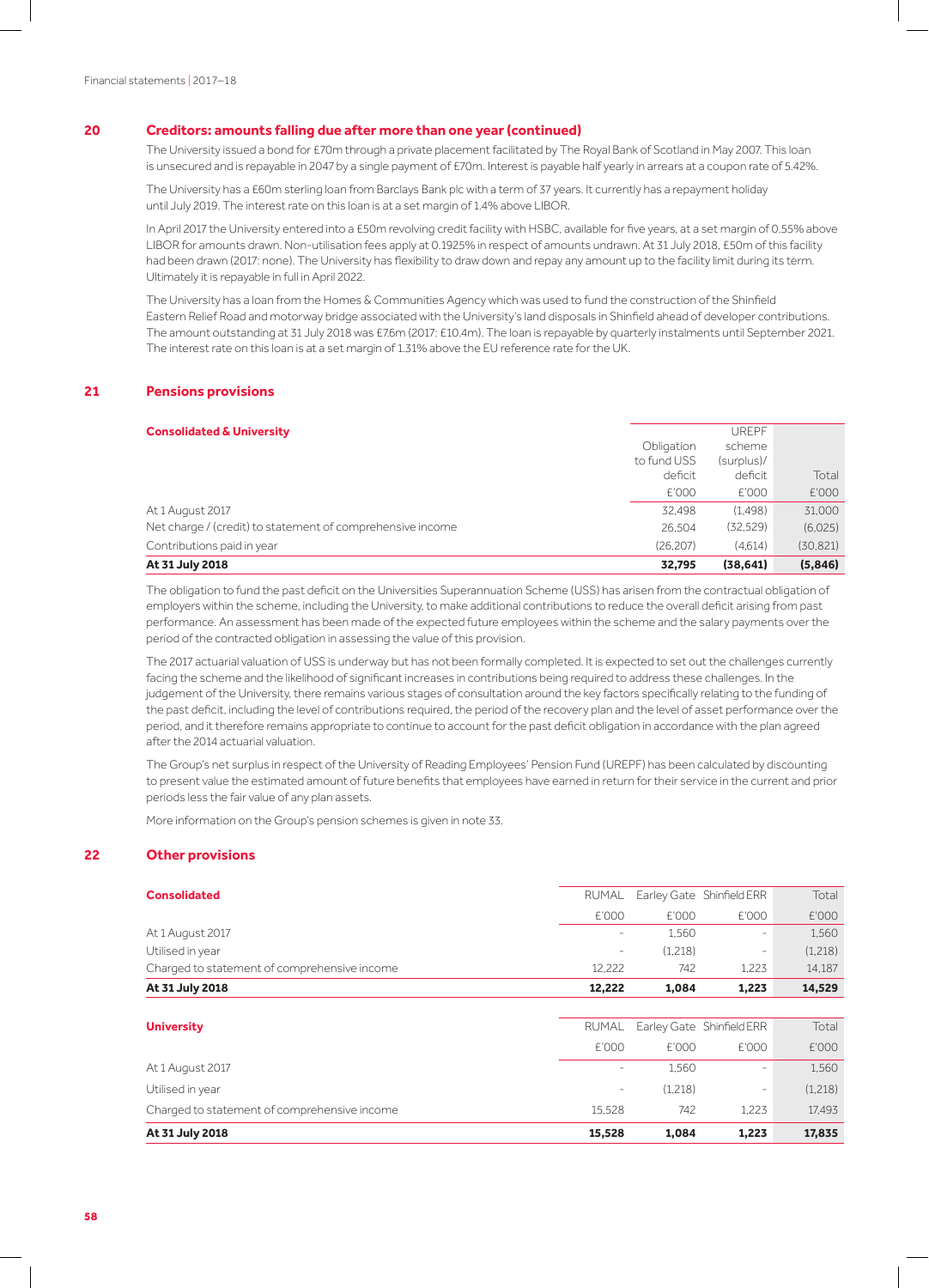## 20 Creditors: amounts falling due after more than one year (continued)

The University issued a bond for £70m through a private placement facilitated by The Royal Bank of Scotland in May 2007. This loan is unsecured and is repayable in 2047 by a single payment of £70m. Interest is payable half yearly in arrears at a coupon rate of 5.42%.

The University has a £60m sterling loan from Barclays Bank plc with a term of 37 years. It currently has a repayment holiday until July 2019. The interest rate on this loan is at a set margin of 1.4% above LIBOR.

In April 2017 the University entered into a £50m revolving credit facility with HSBC, available for five years, at a set margin of 0.55% above LIBOR for amounts drawn. Non-utilisation fees apply at 0.1925% in respect of amounts undrawn. At 31 July 2018, £50m of this facility had been drawn (2017: none). The University has flexibility to draw down and repay any amount up to the facility limit during its term. Ultimately it is repayable in full in April 2022.

The University has a loan from the Homes & Communities Agency which was used to fund the construction of the Shinfield Eastern Relief Road and motorway bridge associated with the University's land disposals in Shinfield ahead of developer contributions. The amount outstanding at 31 July 2018 was £7.6m (2017: £10.4m). The loan is repayable by quarterly instalments until September 2021. The interest rate on this loan is at a set margin of 1.31% above the EU reference rate for the UK.

## 21 Pensions provisions

| **Consolidated & University** | Obligation to fund USS deficit | UREPF scheme (surplus)/ deficit | Total |
|---|---|---|---|
| | £'000 | £'000 | £'000 |
| At 1 August 2017 | 32,498 | (1,498) | 31,000 |
| Net charge / (credit) to statement of comprehensive income | 26,504 | (32,529) | (6,025) |
| Contributions paid in year | (26,207) | (4,614) | (30,821) |
| **At 31 July 2018** | **32,795** | **(38,641)** | **(5,846)** |

The obligation to fund the past deficit on the Universities Superannuation Scheme (USS) has arisen from the contractual obligation of employers within the scheme, including the University, to make additional contributions to reduce the overall deficit arising from past performance. An assessment has been made of the expected future employees within the scheme and the salary payments over the period of the contracted obligation in assessing the value of this provision.

The 2017 actuarial valuation of USS is underway but has not been formally completed. It is expected to set out the challenges currently facing the scheme and the likelihood of significant increases in contributions being required to address these challenges. In the judgement of the University, there remains various stages of consultation around the key factors specifically relating to the funding of the past deficit, including the level of contributions required, the period of the recovery plan and the level of asset performance over the period, and it therefore remains appropriate to continue to account for the past deficit obligation in accordance with the plan agreed after the 2014 actuarial valuation.

The Group's net surplus in respect of the University of Reading Employees' Pension Fund (UREPF) has been calculated by discounting to present value the estimated amount of future benefits that employees have earned in return for their service in the current and prior periods less the fair value of any plan assets.

More information on the Group's pension schemes is given in note 33.

## 22 Other provisions

| **Consolidated** | RUMAL | Earley Gate | Shinfield ERR | Total |
|---|---|---|---|---|
| | £'000 | £'000 | £'000 | £'000 |
| At 1 August 2017 | - | 1,560 | - | 1,560 |
| Utilised in year | - | (1,218) | - | (1,218) |
| Charged to statement of comprehensive income | 12,222 | 742 | 1,223 | 14,187 |
| **At 31 July 2018** | **12,222** | **1,084** | **1,223** | **14,529** |

| **University** | RUMAL | Earley Gate | Shinfield ERR | Total |
|---|---|---|---|---|
| | £'000 | £'000 | £'000 | £'000 |
| At 1 August 2017 | - | 1,560 | - | 1,560 |
| Utilised in year | - | (1,218) | - | (1,218) |
| Charged to statement of comprehensive income | 15,528 | 742 | 1,223 | 17,493 |
| **At 31 July 2018** | **15,528** | **1,084** | **1,223** | **17,835** |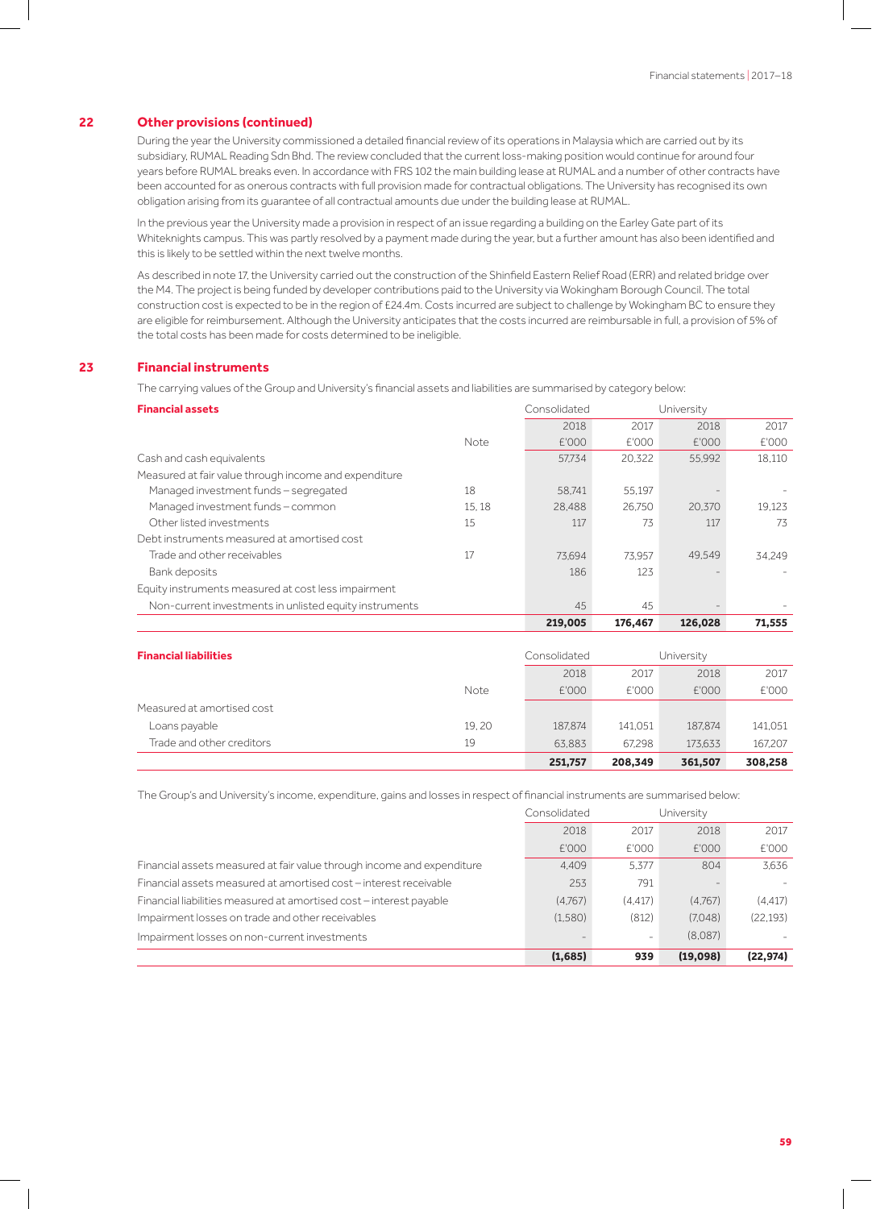## 22 Other provisions (continued)

During the year the University commissioned a detailed financial review of its operations in Malaysia which are carried out by its subsidiary, RUMAL Reading Sdn Bhd. The review concluded that the current loss-making position would continue for around four years before RUMAL breaks even. In accordance with FRS 102 the main building lease at RUMAL and a number of other contracts have been accounted for as onerous contracts with full provision made for contractual obligations. The University has recognised its own obligation arising from its guarantee of all contractual amounts due under the building lease at RUMAL.

In the previous year the University made a provision in respect of an issue regarding a building on the Earley Gate part of its Whiteknights campus. This was partly resolved by a payment made during the year, but a further amount has also been identified and this is likely to be settled within the next twelve months.

As described in note 17, the University carried out the construction of the Shinfield Eastern Relief Road (ERR) and related bridge over the M4. The project is being funded by developer contributions paid to the University via Wokingham Borough Council. The total construction cost is expected to be in the region of £24.4m. Costs incurred are subject to challenge by Wokingham BC to ensure they are eligible for reimbursement. Although the University anticipates that the costs incurred are reimbursable in full, a provision of 5% of the total costs has been made for costs determined to be ineligible.

## 23 Financial instruments

The carrying values of the Group and University's financial assets and liabilities are summarised by category below:

| **Financial assets** | | Consolidated | | University | |
|---|---|---|---|---|---|
| | | 2018 | 2017 | 2018 | 2017 |
| | Note | £'000 | £'000 | £'000 | £'000 |
| Cash and cash equivalents | | 57,734 | 20,322 | 55,992 | 18,110 |
| Measured at fair value through income and expenditure | | | | | |
| Managed investment funds – segregated | 18 | 58,741 | 55,197 | - | - |
| Managed investment funds – common | 15, 18 | 28,488 | 26,750 | 20,370 | 19,123 |
| Other listed investments | 15 | 117 | 73 | 117 | 73 |
| Debt instruments measured at amortised cost | | | | | |
| Trade and other receivables | 17 | 73,694 | 73,957 | 49,549 | 34,249 |
| Bank deposits | | 186 | 123 | - | - |
| Equity instruments measured at cost less impairment | | | | | |
| Non-current investments in unlisted equity instruments | | 45 | 45 | - | - |
| | | **219,005** | **176,467** | **126,028** | **71,555** |

| **Financial liabilities** | | Consolidated | | University | |
|---|---|---|---|---|---|
| | | 2018 | 2017 | 2018 | 2017 |
| | Note | £'000 | £'000 | £'000 | £'000 |
| Measured at amortised cost | | | | | |
| Loans payable | 19, 20 | 187,874 | 141,051 | 187,874 | 141,051 |
| Trade and other creditors | 19 | 63,883 | 67,298 | 173,633 | 167,207 |
| | | **251,757** | **208,349** | **361,507** | **308,258** |

The Group's and University's income, expenditure, gains and losses in respect of financial instruments are summarised below:

| | Consolidated | | University | |
|---|---|---|---|---|
| | 2018 | 2017 | 2018 | 2017 |
| | £'000 | £'000 | £'000 | £'000 |
| Financial assets measured at fair value through income and expenditure | 4,409 | 5,377 | 804 | 3,636 |
| Financial assets measured at amortised cost – interest receivable | 253 | 791 | - | - |
| Financial liabilities measured at amortised cost – interest payable | (4,767) | (4,417) | (4,767) | (4,417) |
| Impairment losses on trade and other receivables | (1,580) | (812) | (7,048) | (22,193) |
| Impairment losses on non-current investments | - | - | (8,087) | - |
| | **(1,685)** | **939** | **(19,098)** | **(22,974)** |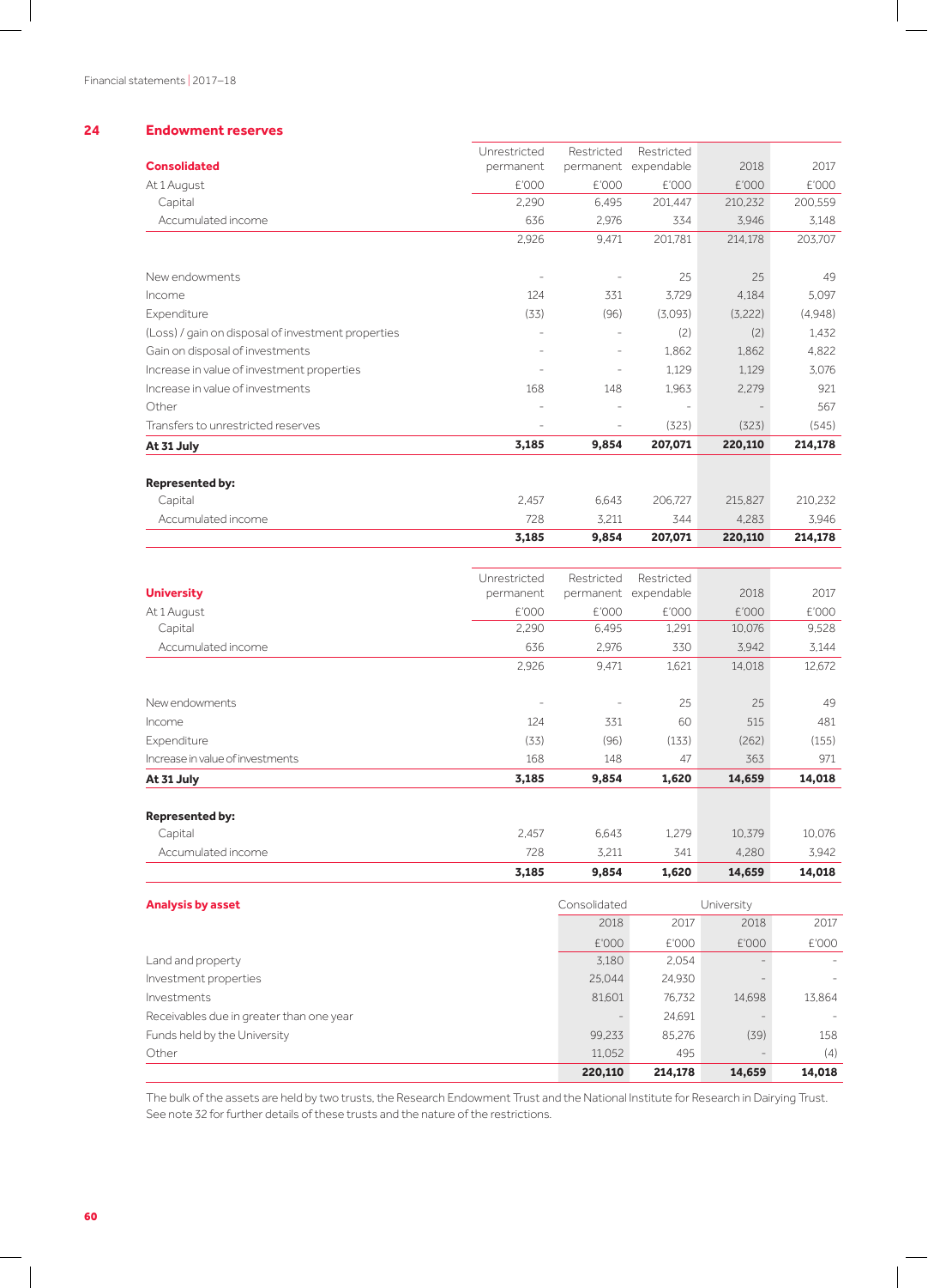## 24 Endowment reserves

| Consolidated | Unrestricted permanent | Restricted permanent | Restricted expendable | 2018 | 2017 |
|---|---|---|---|---|---|
| At 1 August | £'000 | £'000 | £'000 | £'000 | £'000 |
| Capital | 2,290 | 6,495 | 201,447 | 210,232 | 200,559 |
| Accumulated income | 636 | 2,976 | 334 | 3,946 | 3,148 |
| | 2,926 | 9,471 | 201,781 | 214,178 | 203,707 |
| New endowments | – | – | 25 | 25 | 49 |
| Income | 124 | 331 | 3,729 | 4,184 | 5,097 |
| Expenditure | (33) | (96) | (3,093) | (3,222) | (4,948) |
| (Loss) / gain on disposal of investment properties | – | – | (2) | (2) | 1,432 |
| Gain on disposal of investments | – | – | 1,862 | 1,862 | 4,822 |
| Increase in value of investment properties | – | – | 1,129 | 1,129 | 3,076 |
| Increase in value of investments | 168 | 148 | 1,963 | 2,279 | 921 |
| Other | – | – | – | – | 567 |
| Transfers to unrestricted reserves | – | – | (323) | (323) | (545) |
| **At 31 July** | **3,185** | **9,854** | **207,071** | **220,110** | **214,178** |
| **Represented by:** | | | | | |
| Capital | 2,457 | 6,643 | 206,727 | 215,827 | 210,232 |
| Accumulated income | 728 | 3,211 | 344 | 4,283 | 3,946 |
| | **3,185** | **9,854** | **207,071** | **220,110** | **214,178** |

| University | Unrestricted permanent | Restricted permanent | Restricted expendable | 2018 | 2017 |
|---|---|---|---|---|---|
| At 1 August | £'000 | £'000 | £'000 | £'000 | £'000 |
| Capital | 2,290 | 6,495 | 1,291 | 10,076 | 9,528 |
| Accumulated income | 636 | 2,976 | 330 | 3,942 | 3,144 |
| | 2,926 | 9,471 | 1,621 | 14,018 | 12,672 |
| New endowments | – | – | 25 | 25 | 49 |
| Income | 124 | 331 | 60 | 515 | 481 |
| Expenditure | (33) | (96) | (133) | (262) | (155) |
| Increase in value of investments | 168 | 148 | 47 | 363 | 971 |
| **At 31 July** | **3,185** | **9,854** | **1,620** | **14,659** | **14,018** |
| **Represented by:** | | | | | |
| Capital | 2,457 | 6,643 | 1,279 | 10,379 | 10,076 |
| Accumulated income | 728 | 3,211 | 341 | 4,280 | 3,942 |
| | **3,185** | **9,854** | **1,620** | **14,659** | **14,018** |

| Analysis by asset | Consolidated | | University | |
|---|---|---|---|---|
| | 2018 | 2017 | 2018 | 2017 |
| | £'000 | £'000 | £'000 | £'000 |
| Land and property | 3,180 | 2,054 | – | – |
| Investment properties | 25,044 | 24,930 | – | – |
| Investments | 81,601 | 76,732 | 14,698 | 13,864 |
| Receivables due in greater than one year | – | 24,691 | – | – |
| Funds held by the University | 99,233 | 85,276 | (39) | 158 |
| Other | 11,052 | 495 | – | (4) |
| | **220,110** | **214,178** | **14,659** | **14,018** |

The bulk of the assets are held by two trusts, the Research Endowment Trust and the National Institute for Research in Dairying Trust. See note 32 for further details of these trusts and the nature of the restrictions.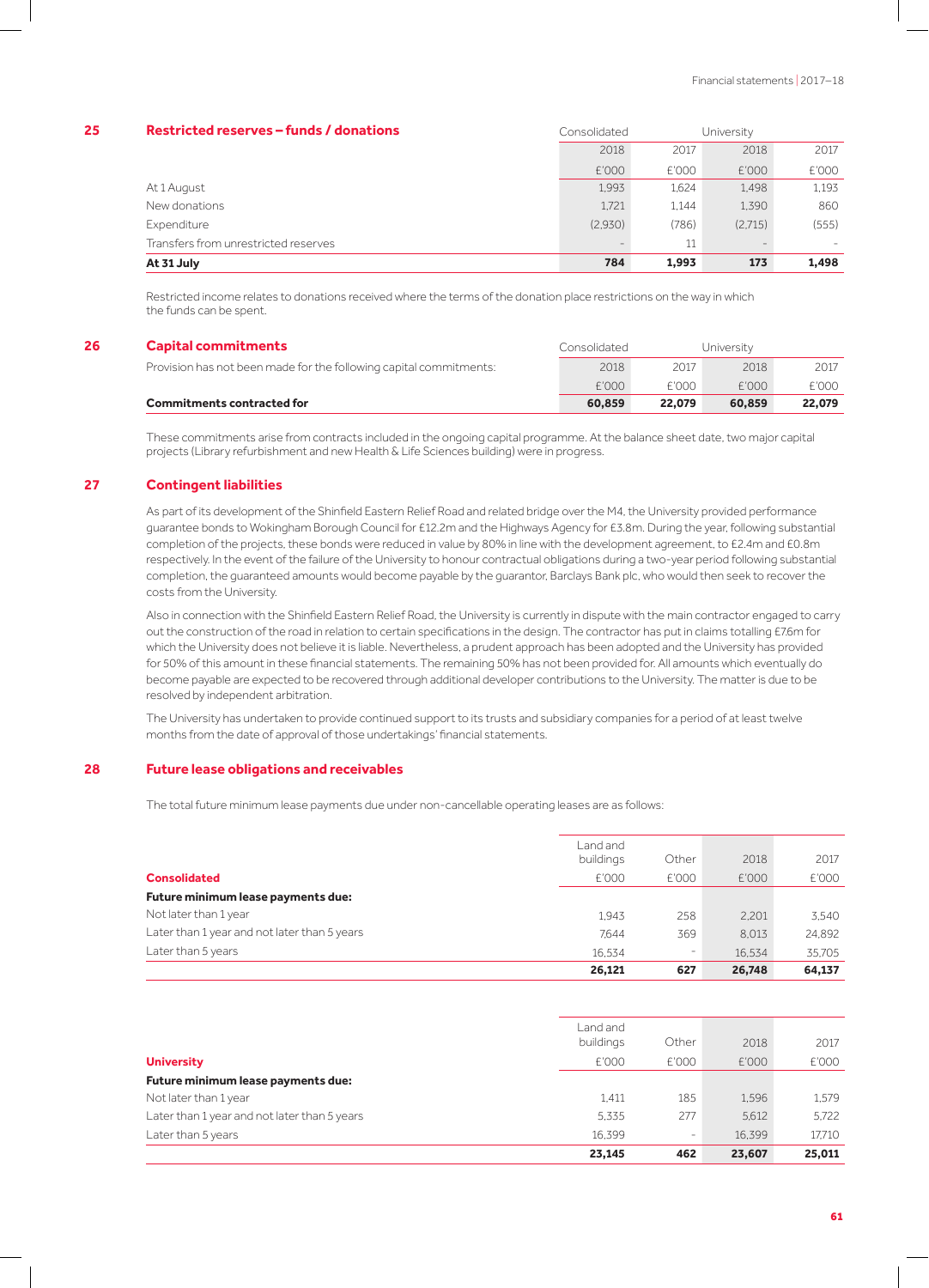## 25 Restricted reserves – funds / donations

| | Consolidated | | University | |
|---|---|---|---|---|
| | 2018 | 2017 | 2018 | 2017 |
| | £'000 | £'000 | £'000 | £'000 |
| At 1 August | 1,993 | 1,624 | 1,498 | 1,193 |
| New donations | 1,721 | 1,144 | 1,390 | 860 |
| Expenditure | (2,930) | (786) | (2,715) | (555) |
| Transfers from unrestricted reserves | – | 11 | – | – |
| **At 31 July** | **784** | **1,993** | **173** | **1,498** |

Restricted income relates to donations received where the terms of the donation place restrictions on the way in which the funds can be spent.

## 26 Capital commitments

| | Consolidated | | University | |
|---|---|---|---|---|
| Provision has not been made for the following capital commitments: | 2018 | 2017 | 2018 | 2017 |
| | £'000 | £'000 | £'000 | £'000 |
| **Commitments contracted for** | **60,859** | **22,079** | **60,859** | **22,079** |

These commitments arise from contracts included in the ongoing capital programme. At the balance sheet date, two major capital projects (Library refurbishment and new Health & Life Sciences building) were in progress.

## 27 Contingent liabilities

As part of its development of the Shinfield Eastern Relief Road and related bridge over the M4, the University provided performance guarantee bonds to Wokingham Borough Council for £12.2m and the Highways Agency for £3.8m. During the year, following substantial completion of the projects, these bonds were reduced in value by 80% in line with the development agreement, to £2.4m and £0.8m respectively. In the event of the failure of the University to honour contractual obligations during a two-year period following substantial completion, the guaranteed amounts would become payable by the guarantor, Barclays Bank plc, who would then seek to recover the costs from the University.

Also in connection with the Shinfield Eastern Relief Road, the University is currently in dispute with the main contractor engaged to carry out the construction of the road in relation to certain specifications in the design. The contractor has put in claims totalling £7.6m for which the University does not believe it is liable. Nevertheless, a prudent approach has been adopted and the University has provided for 50% of this amount in these financial statements. The remaining 50% has not been provided for. All amounts which eventually do become payable are expected to be recovered through additional developer contributions to the University. The matter is due to be resolved by independent arbitration.

The University has undertaken to provide continued support to its trusts and subsidiary companies for a period of at least twelve months from the date of approval of those undertakings' financial statements.

## 28 Future lease obligations and receivables

The total future minimum lease payments due under non-cancellable operating leases are as follows:

| **Consolidated** | Land and buildings £'000 | Other £'000 | 2018 £'000 | 2017 £'000 |
|---|---|---|---|---|
| **Future minimum lease payments due:** | | | | |
| Not later than 1 year | 1,943 | 258 | 2,201 | 3,540 |
| Later than 1 year and not later than 5 years | 7,644 | 369 | 8,013 | 24,892 |
| Later than 5 years | 16,534 | – | 16,534 | 35,705 |
| | **26,121** | **627** | **26,748** | **64,137** |

| **University** | Land and buildings £'000 | Other £'000 | 2018 £'000 | 2017 £'000 |
|---|---|---|---|---|
| **Future minimum lease payments due:** | | | | |
| Not later than 1 year | 1,411 | 185 | 1,596 | 1,579 |
| Later than 1 year and not later than 5 years | 5,335 | 277 | 5,612 | 5,722 |
| Later than 5 years | 16,399 | – | 16,399 | 17,710 |
| | **23,145** | **462** | **23,607** | **25,011** |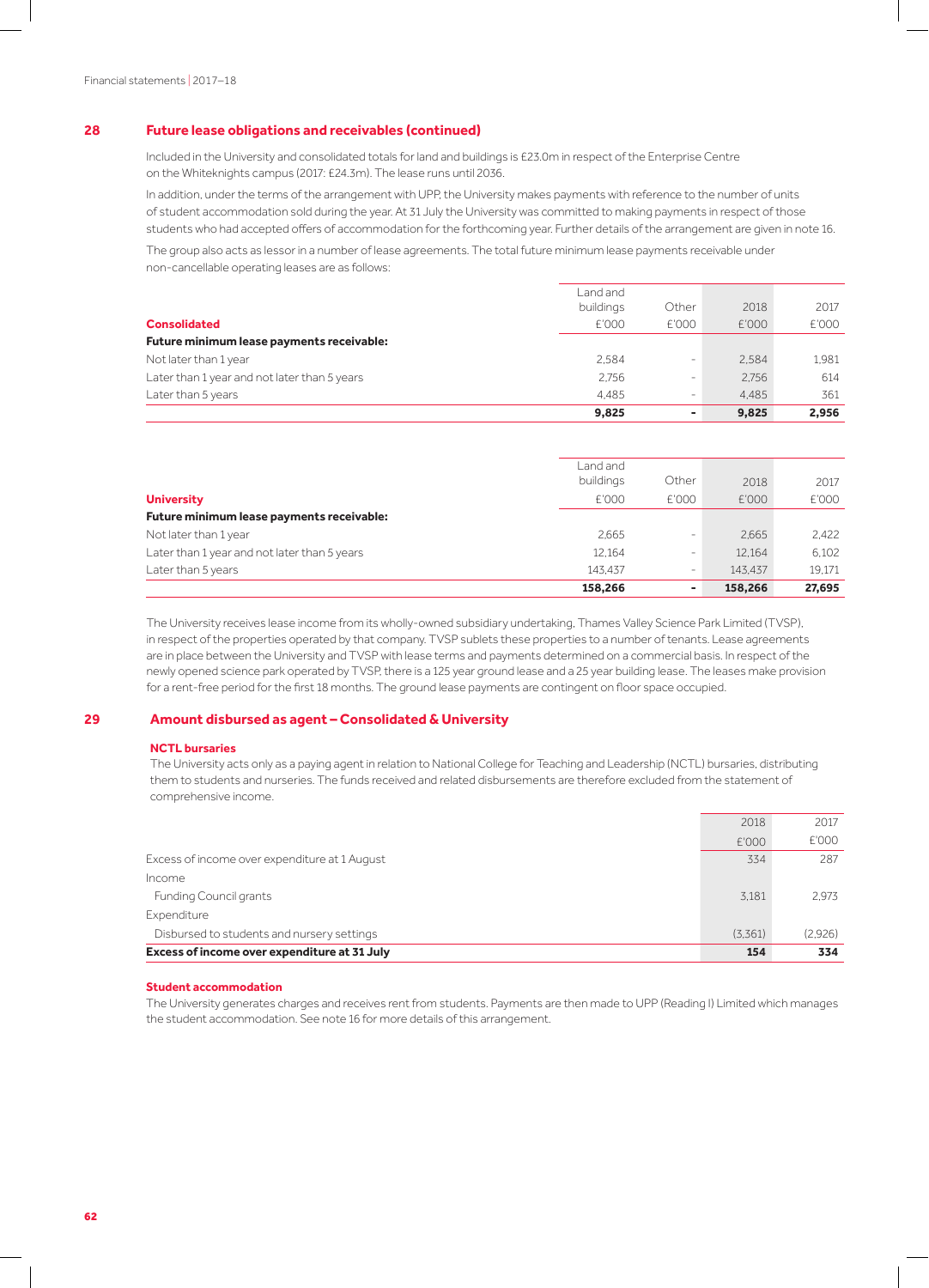## 28 Future lease obligations and receivables (continued)

Included in the University and consolidated totals for land and buildings is £23.0m in respect of the Enterprise Centre on the Whiteknights campus (2017: £24.3m). The lease runs until 2036.

In addition, under the terms of the arrangement with UPP, the University makes payments with reference to the number of units of student accommodation sold during the year. At 31 July the University was committed to making payments in respect of those students who had accepted offers of accommodation for the forthcoming year. Further details of the arrangement are given in note 16.

The group also acts as lessor in a number of lease agreements. The total future minimum lease payments receivable under non-cancellable operating leases are as follows:

| Consolidated | Land and buildings £'000 | Other £'000 | 2018 £'000 | 2017 £'000 |
|---|---|---|---|---|
| **Future minimum lease payments receivable:** | | | | |
| Not later than 1 year | 2,584 | - | 2,584 | 1,981 |
| Later than 1 year and not later than 5 years | 2,756 | - | 2,756 | 614 |
| Later than 5 years | 4,485 | - | 4,485 | 361 |
| | **9,825** | **-** | **9,825** | **2,956** |

| University | Land and buildings £'000 | Other £'000 | 2018 £'000 | 2017 £'000 |
|---|---|---|---|---|
| **Future minimum lease payments receivable:** | | | | |
| Not later than 1 year | 2,665 | - | 2,665 | 2,422 |
| Later than 1 year and not later than 5 years | 12,164 | - | 12,164 | 6,102 |
| Later than 5 years | 143,437 | - | 143,437 | 19,171 |
| | **158,266** | **-** | **158,266** | **27,695** |

The University receives lease income from its wholly-owned subsidiary undertaking, Thames Valley Science Park Limited (TVSP), in respect of the properties operated by that company. TVSP sublets these properties to a number of tenants. Lease agreements are in place between the University and TVSP with lease terms and payments determined on a commercial basis. In respect of the newly opened science park operated by TVSP, there is a 125 year ground lease and a 25 year building lease. The leases make provision for a rent-free period for the first 18 months. The ground lease payments are contingent on floor space occupied.

## 29 Amount disbursed as agent – Consolidated & University

### NCTL bursaries

The University acts only as a paying agent in relation to National College for Teaching and Leadership (NCTL) bursaries, distributing them to students and nurseries. The funds received and related disbursements are therefore excluded from the statement of comprehensive income.

| | 2018 £'000 | 2017 £'000 |
|---|---|---|
| Excess of income over expenditure at 1 August | 334 | 287 |
| Income | | |
| Funding Council grants | 3,181 | 2,973 |
| Expenditure | | |
| Disbursed to students and nursery settings | (3,361) | (2,926) |
| **Excess of income over expenditure at 31 July** | **154** | **334** |

### Student accommodation

The University generates charges and receives rent from students. Payments are then made to UPP (Reading I) Limited which manages the student accommodation. See note 16 for more details of this arrangement.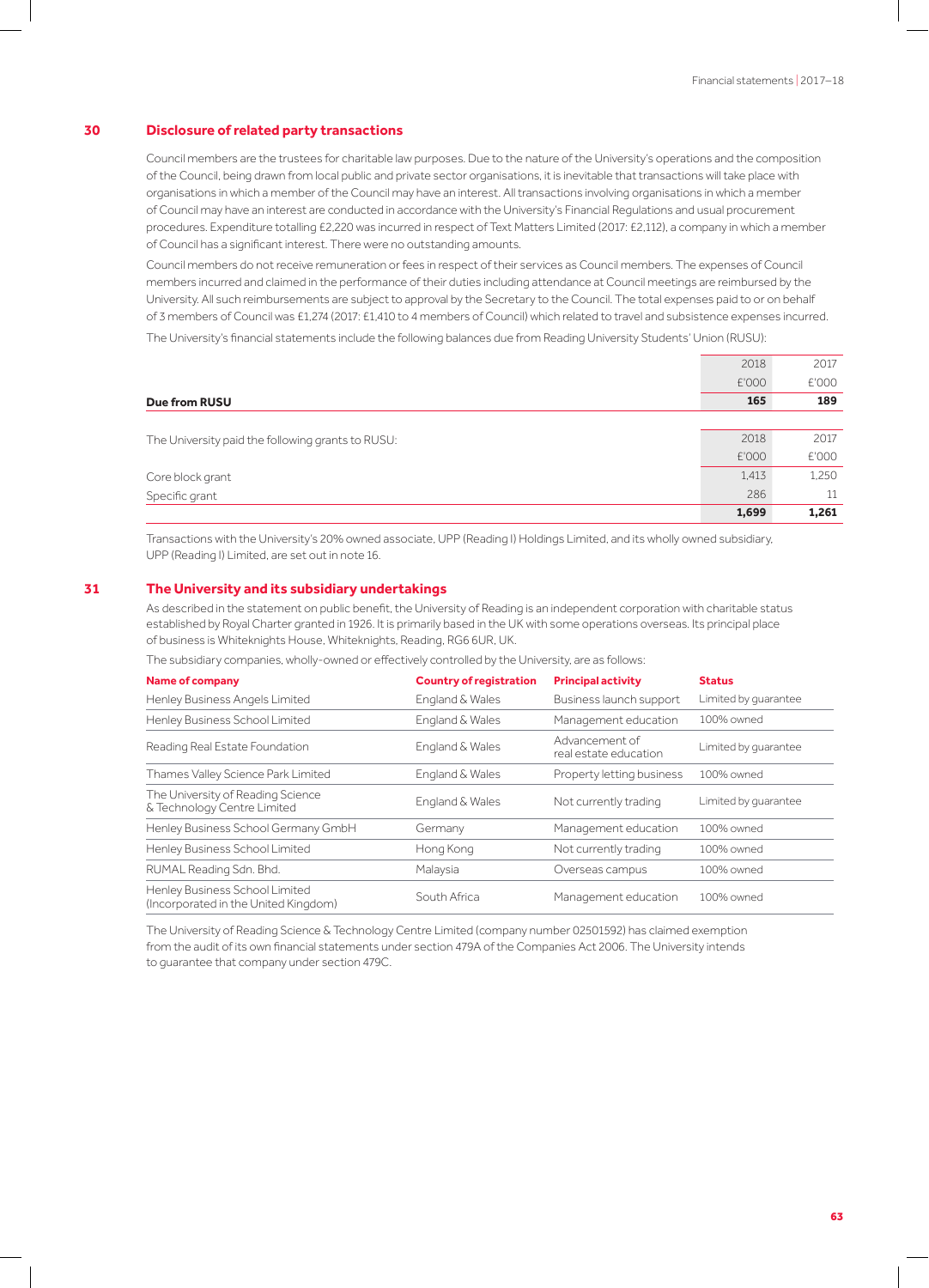## 30 Disclosure of related party transactions

Council members are the trustees for charitable law purposes. Due to the nature of the University's operations and the composition of the Council, being drawn from local public and private sector organisations, it is inevitable that transactions will take place with organisations in which a member of the Council may have an interest. All transactions involving organisations in which a member of Council may have an interest are conducted in accordance with the University's Financial Regulations and usual procurement procedures. Expenditure totalling £2,220 was incurred in respect of Text Matters Limited (2017: £2,112), a company in which a member of Council has a significant interest. There were no outstanding amounts.

Council members do not receive remuneration or fees in respect of their services as Council members. The expenses of Council members incurred and claimed in the performance of their duties including attendance at Council meetings are reimbursed by the University. All such reimbursements are subject to approval by the Secretary to the Council. The total expenses paid to or on behalf of 3 members of Council was £1,274 (2017: £1,410 to 4 members of Council) which related to travel and subsistence expenses incurred.

The University's financial statements include the following balances due from Reading University Students' Union (RUSU):

| | 2018<br>£'000 | 2017<br>£'000 |
|---|---|---|
| **Due from RUSU** | **165** | **189** |

| The University paid the following grants to RUSU: | 2018<br>£'000 | 2017<br>£'000 |
|---|---|---|
| Core block grant | 1,413 | 1,250 |
| Specific grant | 286 | 11 |
| | **1,699** | **1,261** |

Transactions with the University's 20% owned associate, UPP (Reading I) Holdings Limited, and its wholly owned subsidiary, UPP (Reading I) Limited, are set out in note 16.

## 31 The University and its subsidiary undertakings

As described in the statement on public benefit, the University of Reading is an independent corporation with charitable status established by Royal Charter granted in 1926. It is primarily based in the UK with some operations overseas. Its principal place of business is Whiteknights House, Whiteknights, Reading, RG6 6UR, UK.

The subsidiary companies, wholly-owned or effectively controlled by the University, are as follows:

| Name of company | Country of registration | Principal activity | Status |
|---|---|---|---|
| Henley Business Angels Limited | England & Wales | Business launch support | Limited by guarantee |
| Henley Business School Limited | England & Wales | Management education | 100% owned |
| Reading Real Estate Foundation | England & Wales | Advancement of real estate education | Limited by guarantee |
| Thames Valley Science Park Limited | England & Wales | Property letting business | 100% owned |
| The University of Reading Science & Technology Centre Limited | England & Wales | Not currently trading | Limited by guarantee |
| Henley Business School Germany GmbH | Germany | Management education | 100% owned |
| Henley Business School Limited | Hong Kong | Not currently trading | 100% owned |
| RUMAL Reading Sdn. Bhd. | Malaysia | Overseas campus | 100% owned |
| Henley Business School Limited (Incorporated in the United Kingdom) | South Africa | Management education | 100% owned |

The University of Reading Science & Technology Centre Limited (company number 02501592) has claimed exemption from the audit of its own financial statements under section 479A of the Companies Act 2006. The University intends to guarantee that company under section 479C.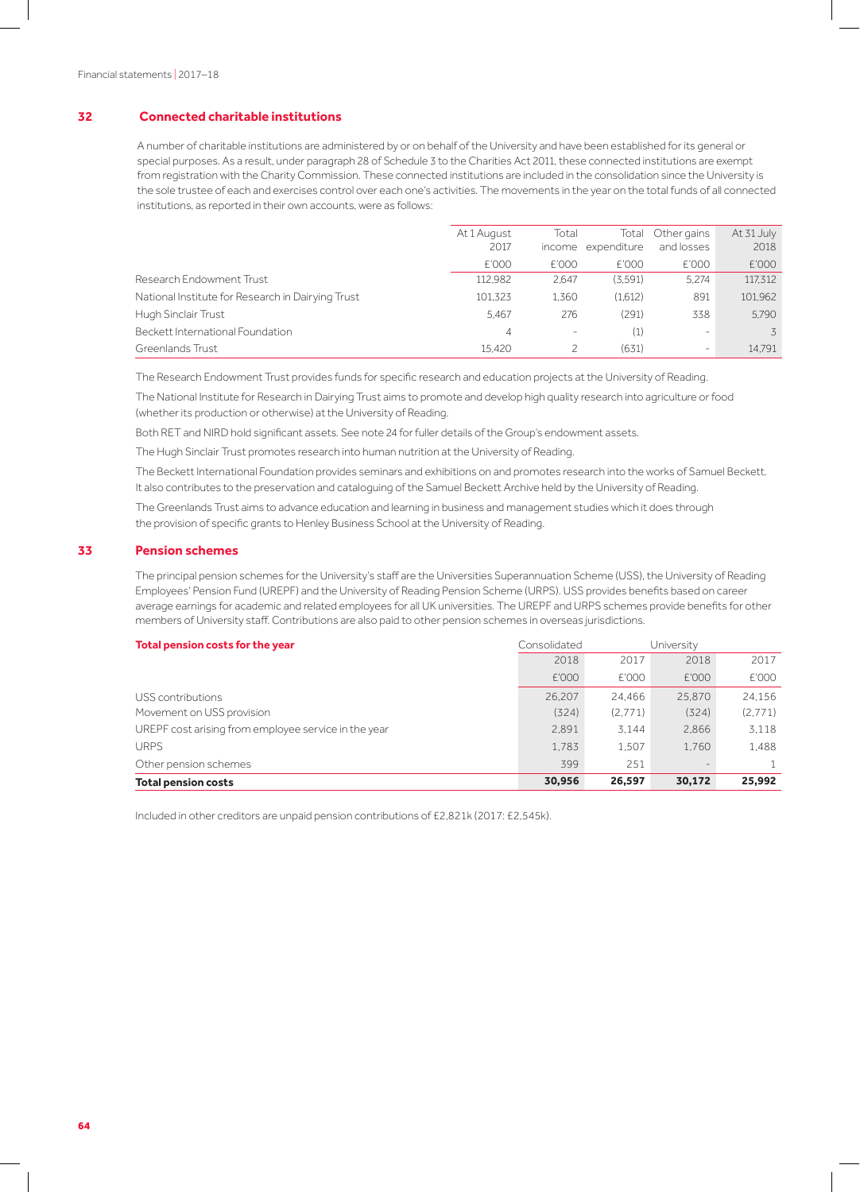## 32 Connected charitable institutions

A number of charitable institutions are administered by or on behalf of the University and have been established for its general or special purposes. As a result, under paragraph 28 of Schedule 3 to the Charities Act 2011, these connected institutions are exempt from registration with the Charity Commission. These connected institutions are included in the consolidation since the University is the sole trustee of each and exercises control over each one's activities. The movements in the year on the total funds of all connected institutions, as reported in their own accounts, were as follows:

| | At 1 August 2017 | Total income | Total expenditure | Other gains and losses | At 31 July 2018 |
|---|---|---|---|---|---|
| | £'000 | £'000 | £'000 | £'000 | £'000 |
| Research Endowment Trust | 112,982 | 2,647 | (3,591) | 5,274 | 117,312 |
| National Institute for Research in Dairying Trust | 101,323 | 1,360 | (1,612) | 891 | 101,962 |
| Hugh Sinclair Trust | 5,467 | 276 | (291) | 338 | 5,790 |
| Beckett International Foundation | 4 | – | (1) | – | 3 |
| Greenlands Trust | 15,420 | 2 | (631) | – | 14,791 |

The Research Endowment Trust provides funds for specific research and education projects at the University of Reading.

The National Institute for Research in Dairying Trust aims to promote and develop high quality research into agriculture or food (whether its production or otherwise) at the University of Reading.

Both RET and NIRD hold significant assets. See note 24 for fuller details of the Group's endowment assets.

The Hugh Sinclair Trust promotes research into human nutrition at the University of Reading.

The Beckett International Foundation provides seminars and exhibitions on and promotes research into the works of Samuel Beckett. It also contributes to the preservation and cataloguing of the Samuel Beckett Archive held by the University of Reading.

The Greenlands Trust aims to advance education and learning in business and management studies which it does through the provision of specific grants to Henley Business School at the University of Reading.

## 33 Pension schemes

The principal pension schemes for the University's staff are the Universities Superannuation Scheme (USS), the University of Reading Employees' Pension Fund (UREPF) and the University of Reading Pension Scheme (URPS). USS provides benefits based on career average earnings for academic and related employees for all UK universities. The UREPF and URPS schemes provide benefits for other members of University staff. Contributions are also paid to other pension schemes in overseas jurisdictions.

| **Total pension costs for the year** | Consolidated | | University | |
|---|---|---|---|---|
| | 2018 | 2017 | 2018 | 2017 |
| | £'000 | £'000 | £'000 | £'000 |
| USS contributions | 26,207 | 24,466 | 25,870 | 24,156 |
| Movement on USS provision | (324) | (2,771) | (324) | (2,771) |
| UREPF cost arising from employee service in the year | 2,891 | 3,144 | 2,866 | 3,118 |
| URPS | 1,783 | 1,507 | 1,760 | 1,488 |
| Other pension schemes | 399 | 251 | – | 1 |
| **Total pension costs** | **30,956** | **26,597** | **30,172** | **25,992** |

Included in other creditors are unpaid pension contributions of £2,821k (2017: £2,545k).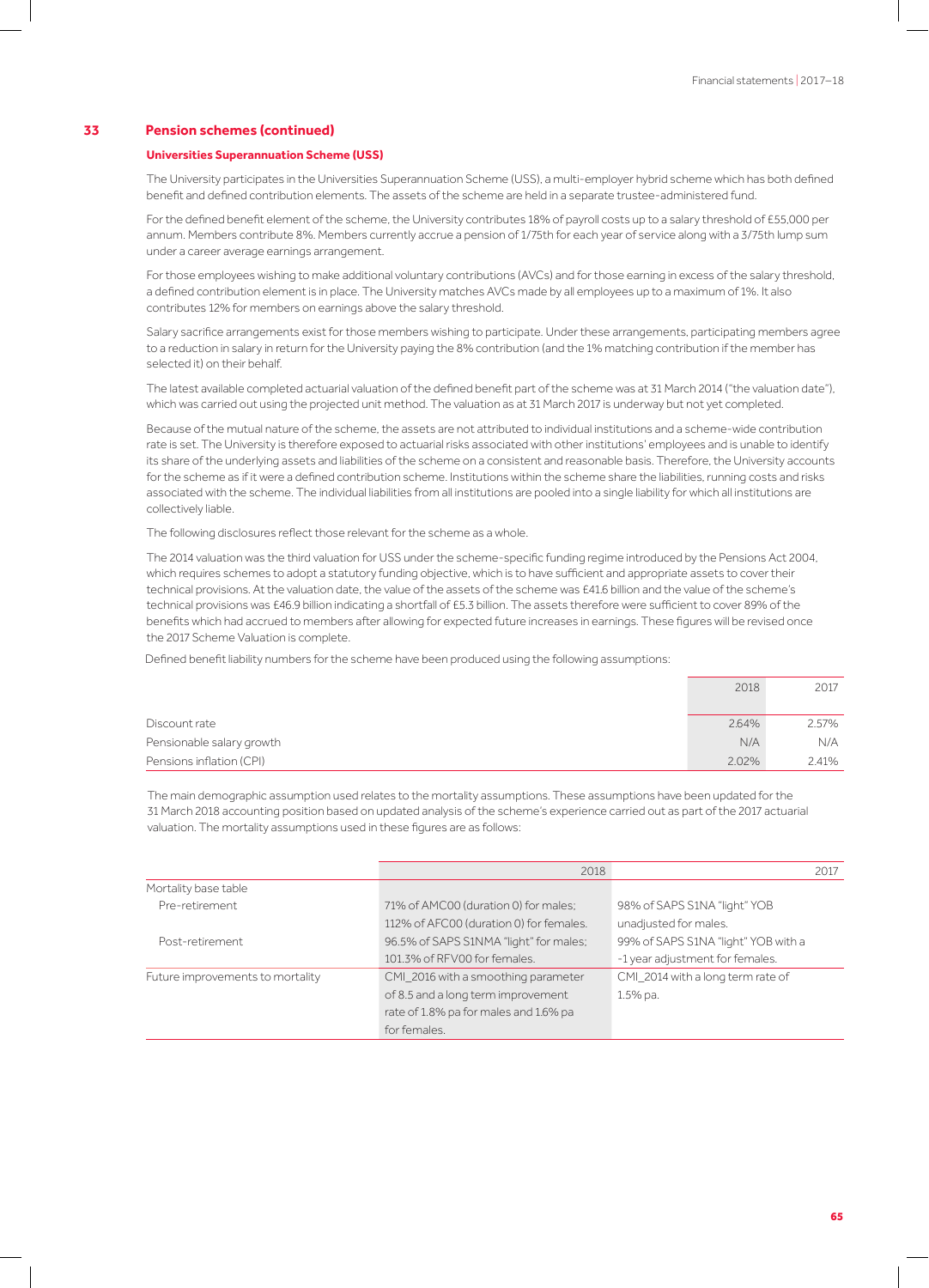## 33 Pension schemes (continued)

### Universities Superannuation Scheme (USS)

The University participates in the Universities Superannuation Scheme (USS), a multi-employer hybrid scheme which has both defined benefit and defined contribution elements. The assets of the scheme are held in a separate trustee-administered fund.

For the defined benefit element of the scheme, the University contributes 18% of payroll costs up to a salary threshold of £55,000 per annum. Members contribute 8%. Members currently accrue a pension of 1/75th for each year of service along with a 3/75th lump sum under a career average earnings arrangement.

For those employees wishing to make additional voluntary contributions (AVCs) and for those earning in excess of the salary threshold, a defined contribution element is in place. The University matches AVCs made by all employees up to a maximum of 1%. It also contributes 12% for members on earnings above the salary threshold.

Salary sacrifice arrangements exist for those members wishing to participate. Under these arrangements, participating members agree to a reduction in salary in return for the University paying the 8% contribution (and the 1% matching contribution if the member has selected it) on their behalf.

The latest available completed actuarial valuation of the defined benefit part of the scheme was at 31 March 2014 ("the valuation date"), which was carried out using the projected unit method. The valuation as at 31 March 2017 is underway but not yet completed.

Because of the mutual nature of the scheme, the assets are not attributed to individual institutions and a scheme-wide contribution rate is set. The University is therefore exposed to actuarial risks associated with other institutions' employees and is unable to identify its share of the underlying assets and liabilities of the scheme on a consistent and reasonable basis. Therefore, the University accounts for the scheme as if it were a defined contribution scheme. Institutions within the scheme share the liabilities, running costs and risks associated with the scheme. The individual liabilities from all institutions are pooled into a single liability for which all institutions are collectively liable.

The following disclosures reflect those relevant for the scheme as a whole.

The 2014 valuation was the third valuation for USS under the scheme-specific funding regime introduced by the Pensions Act 2004, which requires schemes to adopt a statutory funding objective, which is to have sufficient and appropriate assets to cover their technical provisions. At the valuation date, the value of the assets of the scheme was £41.6 billion and the value of the scheme's technical provisions was £46.9 billion indicating a shortfall of £5.3 billion. The assets therefore were sufficient to cover 89% of the benefits which had accrued to members after allowing for expected future increases in earnings. These figures will be revised once the 2017 Scheme Valuation is complete.

Defined benefit liability numbers for the scheme have been produced using the following assumptions:

| | 2018 | 2017 |
|---|---|---|
| Discount rate | 2.64% | 2.57% |
| Pensionable salary growth | N/A | N/A |
| Pensions inflation (CPI) | 2.02% | 2.41% |

The main demographic assumption used relates to the mortality assumptions. These assumptions have been updated for the 31 March 2018 accounting position based on updated analysis of the scheme's experience carried out as part of the 2017 actuarial valuation. The mortality assumptions used in these figures are as follows:

| | 2018 | 2017 |
|---|---|---|
| Mortality base table | | |
| Pre-retirement | 71% of AMC00 (duration 0) for males; 112% of AFC00 (duration 0) for females. | 98% of SAPS S1NA "light" YOB unadjusted for males. |
| Post-retirement | 96.5% of SAPS S1NMA "light" for males; 101.3% of RFV00 for females. | 99% of SAPS S1NA "light" YOB with a -1 year adjustment for females. |
| Future improvements to mortality | CMI_2016 with a smoothing parameter of 8.5 and a long term improvement rate of 1.8% pa for males and 1.6% pa for females. | CMI_2014 with a long term rate of 1.5% pa. |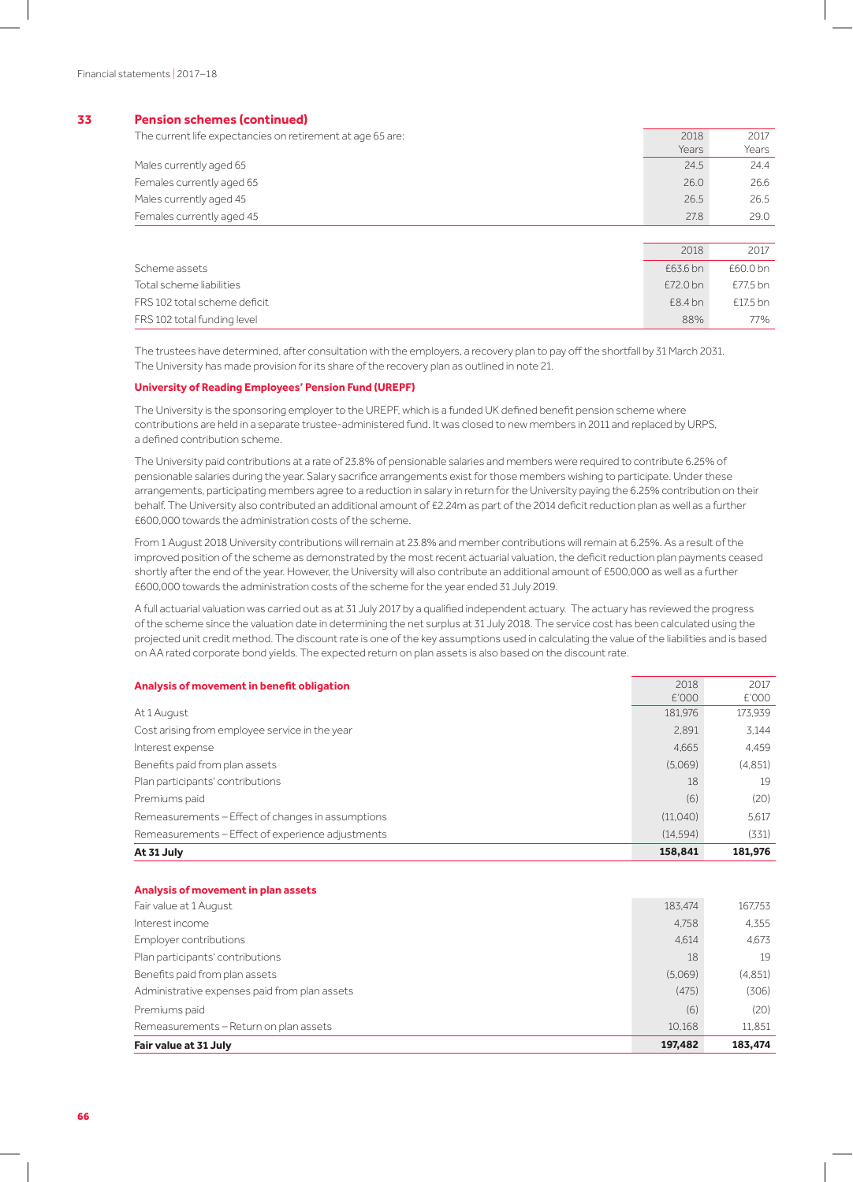## 33 Pension schemes (continued)

| The current life expectancies on retirement at age 65 are: | 2018 Years | 2017 Years |
|---|---|---|
| Males currently aged 65 | 24.5 | 24.4 |
| Females currently aged 65 | 26.0 | 26.6 |
| Males currently aged 45 | 26.5 | 26.5 |
| Females currently aged 45 | 27.8 | 29.0 |

| | 2018 | 2017 |
|---|---|---|
| Scheme assets | £63.6 bn | £60.0 bn |
| Total scheme liabilities | £72.0 bn | £77.5 bn |
| FRS 102 total scheme deficit | £8.4 bn | £17.5 bn |
| FRS 102 total funding level | 88% | 77% |

The trustees have determined, after consultation with the employers, a recovery plan to pay off the shortfall by 31 March 2031. The University has made provision for its share of the recovery plan as outlined in note 21.

### University of Reading Employees' Pension Fund (UREPF)

The University is the sponsoring employer to the UREPF, which is a funded UK defined benefit pension scheme where contributions are held in a separate trustee-administered fund. It was closed to new members in 2011 and replaced by URPS, a defined contribution scheme.

The University paid contributions at a rate of 23.8% of pensionable salaries and members were required to contribute 6.25% of pensionable salaries during the year. Salary sacrifice arrangements exist for those members wishing to participate. Under these arrangements, participating members agree to a reduction in salary in return for the University paying the 6.25% contribution on their behalf. The University also contributed an additional amount of £2.24m as part of the 2014 deficit reduction plan as well as a further £600,000 towards the administration costs of the scheme.

From 1 August 2018 University contributions will remain at 23.8% and member contributions will remain at 6.25%. As a result of the improved position of the scheme as demonstrated by the most recent actuarial valuation, the deficit reduction plan payments ceased shortly after the end of the year. However, the University will also contribute an additional amount of £500,000 as well as a further £600,000 towards the administration costs of the scheme for the year ended 31 July 2019.

A full actuarial valuation was carried out as at 31 July 2017 by a qualified independent actuary. The actuary has reviewed the progress of the scheme since the valuation date in determining the net surplus at 31 July 2018. The service cost has been calculated using the projected unit credit method. The discount rate is one of the key assumptions used in calculating the value of the liabilities and is based on AA rated corporate bond yields. The expected return on plan assets is also based on the discount rate.

| Analysis of movement in benefit obligation | 2018 £'000 | 2017 £'000 |
|---|---|---|
| At 1 August | 181,976 | 173,939 |
| Cost arising from employee service in the year | 2,891 | 3,144 |
| Interest expense | 4,665 | 4,459 |
| Benefits paid from plan assets | (5,069) | (4,851) |
| Plan participants' contributions | 18 | 19 |
| Premiums paid | (6) | (20) |
| Remeasurements – Effect of changes in assumptions | (11,040) | 5,617 |
| Remeasurements – Effect of experience adjustments | (14,594) | (331) |
| **At 31 July** | **158,841** | **181,976** |

| Analysis of movement in plan assets | 2018 £'000 | 2017 £'000 |
|---|---|---|
| Fair value at 1 August | 183,474 | 167,753 |
| Interest income | 4,758 | 4,355 |
| Employer contributions | 4,614 | 4,673 |
| Plan participants' contributions | 18 | 19 |
| Benefits paid from plan assets | (5,069) | (4,851) |
| Administrative expenses paid from plan assets | (475) | (306) |
| Premiums paid | (6) | (20) |
| Remeasurements – Return on plan assets | 10,168 | 11,851 |
| **Fair value at 31 July** | **197,482** | **183,474** |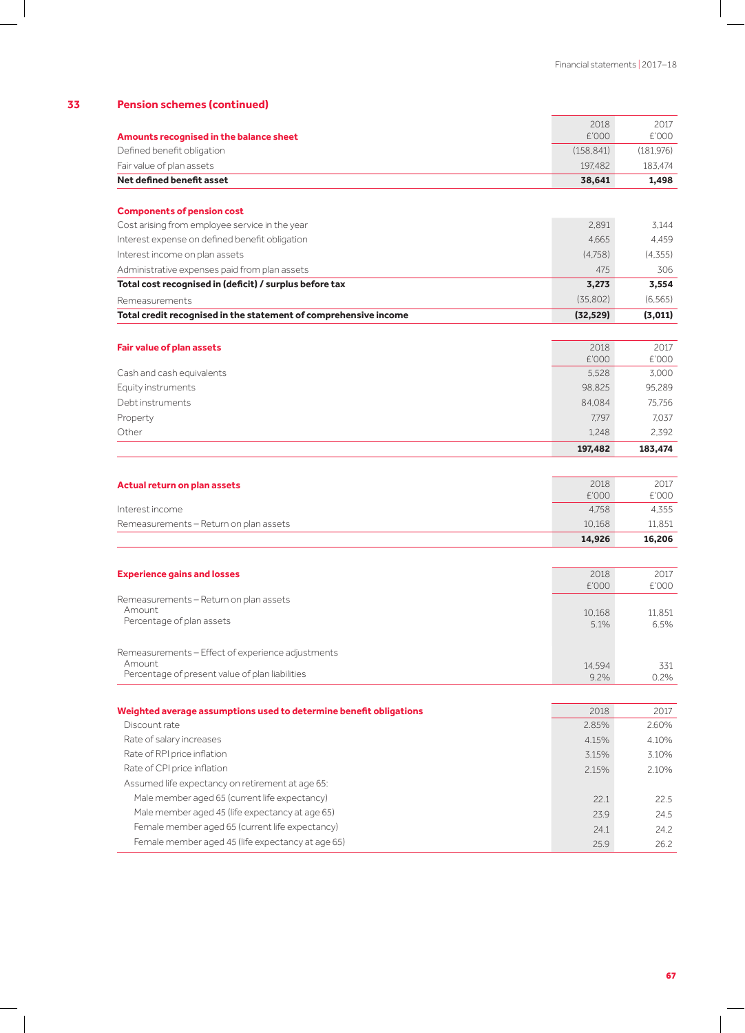## 33 Pension schemes (continued)

| Amounts recognised in the balance sheet | 2018 £'000 | 2017 £'000 |
|---|---|---|
| Defined benefit obligation | (158,841) | (181,976) |
| Fair value of plan assets | 197,482 | 183,474 |
| **Net defined benefit asset** | **38,641** | **1,498** |

| Components of pension cost | 2018 £'000 | 2017 £'000 |
|---|---|---|
| Cost arising from employee service in the year | 2,891 | 3,144 |
| Interest expense on defined benefit obligation | 4,665 | 4,459 |
| Interest income on plan assets | (4,758) | (4,355) |
| Administrative expenses paid from plan assets | 475 | 306 |
| **Total cost recognised in (deficit) / surplus before tax** | **3,273** | **3,554** |
| Remeasurements | (35,802) | (6,565) |
| **Total credit recognised in the statement of comprehensive income** | **(32,529)** | **(3,011)** |

| Fair value of plan assets | 2018 £'000 | 2017 £'000 |
|---|---|---|
| Cash and cash equivalents | 5,528 | 3,000 |
| Equity instruments | 98,825 | 95,289 |
| Debt instruments | 84,084 | 75,756 |
| Property | 7,797 | 7,037 |
| Other | 1,248 | 2,392 |
| | **197,482** | **183,474** |

| Actual return on plan assets | 2018 £'000 | 2017 £'000 |
|---|---|---|
| Interest income | 4,758 | 4,355 |
| Remeasurements – Return on plan assets | 10,168 | 11,851 |
| | **14,926** | **16,206** |

| Experience gains and losses | 2018 £'000 | 2017 £'000 |
|---|---|---|
| Remeasurements – Return on plan assets | | |
| Amount | 10,168 | 11,851 |
| Percentage of plan assets | 5.1% | 6.5% |
| Remeasurements – Effect of experience adjustments | | |
| Amount | 14,594 | 331 |
| Percentage of present value of plan liabilities | 9.2% | 0.2% |

| Weighted average assumptions used to determine benefit obligations | 2018 | 2017 |
|---|---|---|
| Discount rate | 2.85% | 2.60% |
| Rate of salary increases | 4.15% | 4.10% |
| Rate of RPI price inflation | 3.15% | 3.10% |
| Rate of CPI price inflation | 2.15% | 2.10% |
| Assumed life expectancy on retirement at age 65: | | |
| Male member aged 65 (current life expectancy) | 22.1 | 22.5 |
| Male member aged 45 (life expectancy at age 65) | 23.9 | 24.5 |
| Female member aged 65 (current life expectancy) | 24.1 | 24.2 |
| Female member aged 45 (life expectancy at age 65) | 25.9 | 26.2 |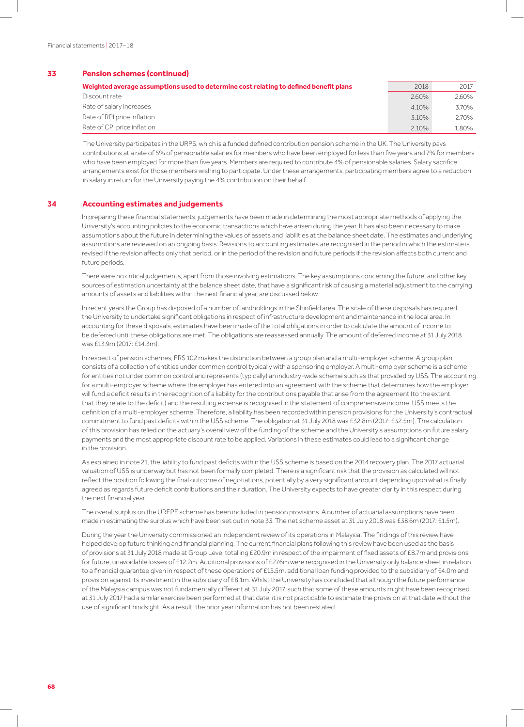## 33 Pension schemes (continued)

| Weighted average assumptions used to determine cost relating to defined benefit plans | 2018 | 2017 |
|---|---|---|
| Discount rate | 2.60% | 2.60% |
| Rate of salary increases | 4.10% | 3.70% |
| Rate of RPI price inflation | 3.10% | 2.70% |
| Rate of CPI price inflation | 2.10% | 1.80% |

The University participates in the URPS, which is a funded defined contribution pension scheme in the UK. The University pays contributions at a rate of 5% of pensionable salaries for members who have been employed for less than five years and 7% for members who have been employed for more than five years. Members are required to contribute 4% of pensionable salaries. Salary sacrifice arrangements exist for those members wishing to participate. Under these arrangements, participating members agree to a reduction in salary in return for the University paying the 4% contribution on their behalf.

## 34 Accounting estimates and judgements

In preparing these financial statements, judgements have been made in determining the most appropriate methods of applying the University's accounting policies to the economic transactions which have arisen during the year. It has also been necessary to make assumptions about the future in determining the values of assets and liabilities at the balance sheet date. The estimates and underlying assumptions are reviewed on an ongoing basis. Revisions to accounting estimates are recognised in the period in which the estimate is revised if the revision affects only that period, or in the period of the revision and future periods if the revision affects both current and future periods.

There were no critical judgements, apart from those involving estimations. The key assumptions concerning the future, and other key sources of estimation uncertainty at the balance sheet date, that have a significant risk of causing a material adjustment to the carrying amounts of assets and liabilities within the next financial year, are discussed below.

In recent years the Group has disposed of a number of landholdings in the Shinfield area. The scale of these disposals has required the University to undertake significant obligations in respect of infrastructure development and maintenance in the local area. In accounting for these disposals, estimates have been made of the total obligations in order to calculate the amount of income to be deferred until these obligations are met. The obligations are reassessed annually. The amount of deferred income at 31 July 2018 was £13.9m (2017: £14.3m).

In respect of pension schemes, FRS 102 makes the distinction between a group plan and a multi-employer scheme. A group plan consists of a collection of entities under common control typically with a sponsoring employer. A multi-employer scheme is a scheme for entities not under common control and represents (typically) an industry-wide scheme such as that provided by USS. The accounting for a multi-employer scheme where the employer has entered into an agreement with the scheme that determines how the employer will fund a deficit results in the recognition of a liability for the contributions payable that arise from the agreement (to the extent that they relate to the deficit) and the resulting expense is recognised in the statement of comprehensive income. USS meets the definition of a multi-employer scheme. Therefore, a liability has been recorded within pension provisions for the University's contractual commitment to fund past deficits within the USS scheme. The obligation at 31 July 2018 was £32.8m (2017: £32.5m). The calculation of this provision has relied on the actuary's overall view of the funding of the scheme and the University's assumptions on future salary payments and the most appropriate discount rate to be applied. Variations in these estimates could lead to a significant change in the provision.

As explained in note 21, the liability to fund past deficits within the USS scheme is based on the 2014 recovery plan. The 2017 actuarial valuation of USS is underway but has not been formally completed. There is a significant risk that the provision as calculated will not reflect the position following the final outcome of negotiations, potentially by a very significant amount depending upon what is finally agreed as regards future deficit contributions and their duration. The University expects to have greater clarity in this respect during the next financial year.

The overall surplus on the UREPF scheme has been included in pension provisions. A number of actuarial assumptions have been made in estimating the surplus which have been set out in note 33. The net scheme asset at 31 July 2018 was £38.6m (2017: £1.5m).

During the year the University commissioned an independent review of its operations in Malaysia. The findings of this review have helped develop future thinking and financial planning. The current financial plans following this review have been used as the basis of provisions at 31 July 2018 made at Group Level totalling £20.9m in respect of the impairment of fixed assets of £8.7m and provisions for future, unavoidable losses of £12.2m. Additional provisions of £27.6m were recognised in the University only balance sheet in relation to a financial guarantee given in respect of these operations of £15.5m, additional loan funding provided to the subsidiary of £4.0m and provision against its investment in the subsidiary of £8.1m. Whilst the University has concluded that although the future performance of the Malaysia campus was not fundamentally different at 31 July 2017, such that some of these amounts might have been recognised at 31 July 2017 had a similar exercise been performed at that date, it is not practicable to estimate the provision at that date without the use of significant hindsight. As a result, the prior year information has not been restated.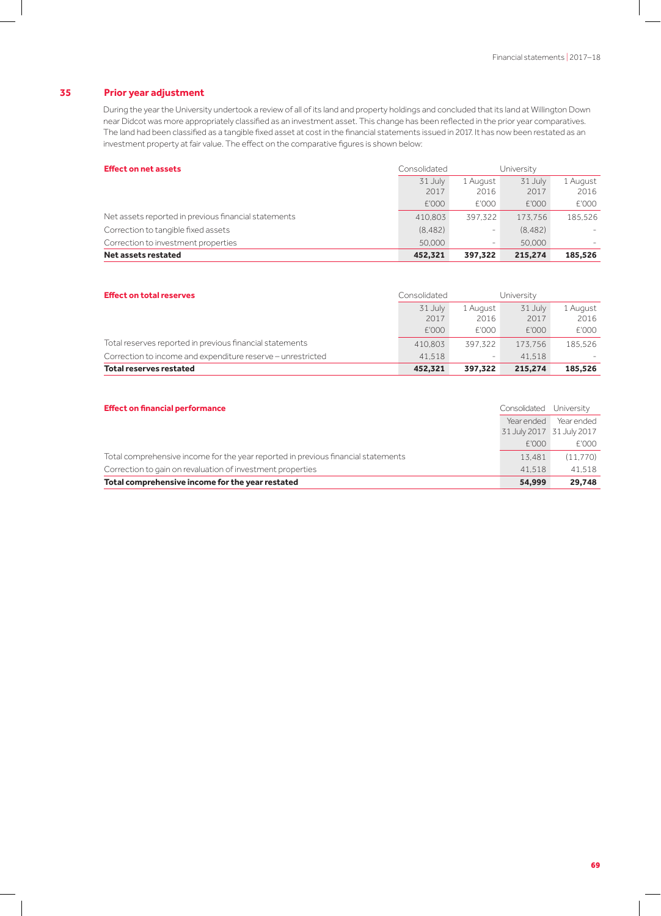## 35 Prior year adjustment

During the year the University undertook a review of all of its land and property holdings and concluded that its land at Willington Down near Didcot was more appropriately classified as an investment asset. This change has been reflected in the prior year comparatives. The land had been classified as a tangible fixed asset at cost in the financial statements issued in 2017. It has now been restated as an investment property at fair value. The effect on the comparative figures is shown below:

| **Effect on net assets** | Consolidated | | University | |
|---|---|---|---|---|
| | 31 July 2017 £'000 | 1 August 2016 £'000 | 31 July 2017 £'000 | 1 August 2016 £'000 |
| Net assets reported in previous financial statements | 410,803 | 397,322 | 173,756 | 185,526 |
| Correction to tangible fixed assets | (8,482) | - | (8,482) | - |
| Correction to investment properties | 50,000 | - | 50,000 | - |
| **Net assets restated** | **452,321** | **397,322** | **215,274** | **185,526** |

| **Effect on total reserves** | Consolidated | | University | |
|---|---|---|---|---|
| | 31 July 2017 £'000 | 1 August 2016 £'000 | 31 July 2017 £'000 | 1 August 2016 £'000 |
| Total reserves reported in previous financial statements | 410,803 | 397,322 | 173,756 | 185,526 |
| Correction to income and expenditure reserve – unrestricted | 41,518 | - | 41,518 | - |
| **Total reserves restated** | **452,321** | **397,322** | **215,274** | **185,526** |

| **Effect on financial performance** | Consolidated | University |
|---|---|---|
| | Year ended 31 July 2017 £'000 | Year ended 31 July 2017 £'000 |
| Total comprehensive income for the year reported in previous financial statements | 13,481 | (11,770) |
| Correction to gain on revaluation of investment properties | 41,518 | 41,518 |
| **Total comprehensive income for the year restated** | **54,999** | **29,748** |